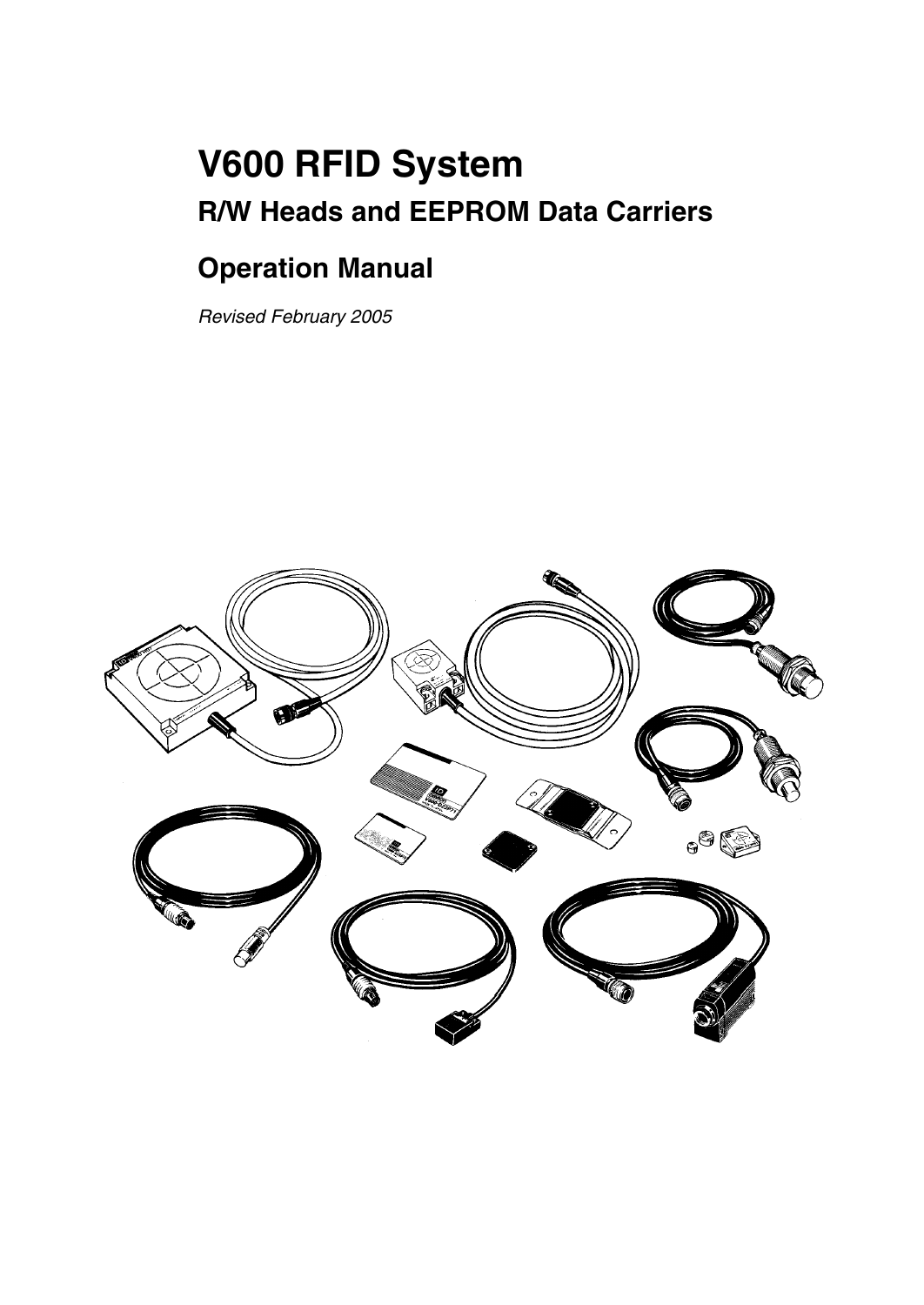# V600 RFID System

## R/W Heads and EEPROM Data Carriers

## Operation Manual

*Revised February 2005*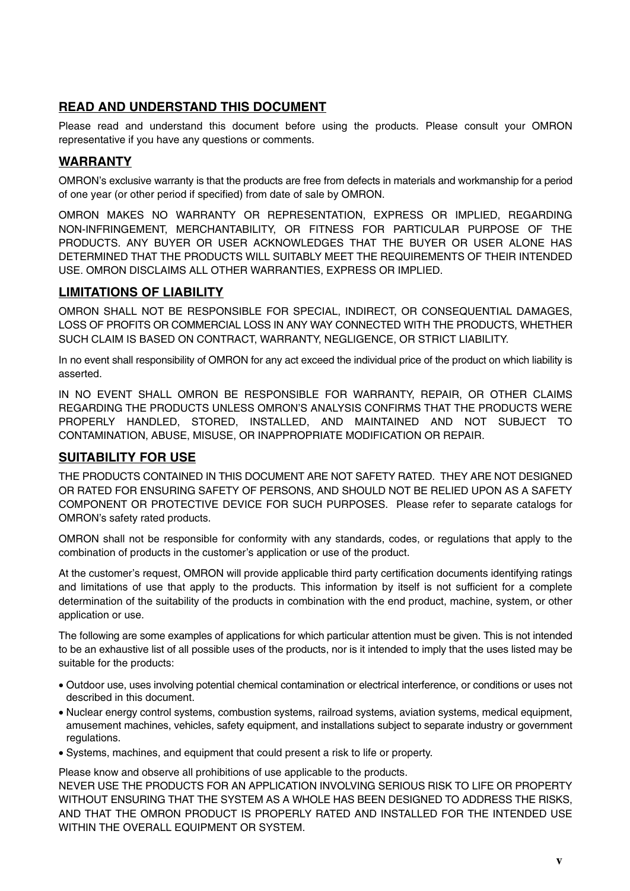## READ AND UNDERSTAND THIS DOCUMENT

Please read and understand this document before using the products. Please consult your OMRON representative if you have any questions or comments.

## WARRANTY

OMRON's exclusive warranty is that the products are free from defects in materials and workmanship for a period of one year (or other period if specified) from date of sale by OMRON.

OMRON MAKES NO WARRANTY OR REPRESENTATION, EXPRESS OR IMPLIED, REGARDING NON-INFRINGEMENT, MERCHANTABILITY, OR FITNESS FOR PARTICULAR PURPOSE OF THE PRODUCTS. ANY BUYER OR USER ACKNOWLEDGES THAT THE BUYER OR USER ALONE HAS DETERMINED THAT THE PRODUCTS WILL SUITABLY MEET THE REQUIREMENTS OF THEIR INTENDED USE. OMRON DISCLAIMS ALL OTHER WARRANTIES, EXPRESS OR IMPLIED.

## LIMITATIONS OF LIABILITY

OMRON SHALL NOT BE RESPONSIBLE FOR SPECIAL, INDIRECT, OR CONSEQUENTIAL DAMAGES, LOSS OF PROFITS OR COMMERCIAL LOSS IN ANY WAY CONNECTED WITH THE PRODUCTS, WHETHER SUCH CLAIM IS BASED ON CONTRACT, WARRANTY, NEGLIGENCE, OR STRICT LIABILITY.

In no event shall responsibility of OMRON for any act exceed the individual price of the product on which liability is asserted.

IN NO EVENT SHALL OMRON BE RESPONSIBLE FOR WARRANTY, REPAIR, OR OTHER CLAIMS REGARDING THE PRODUCTS UNLESS OMRON'S ANALYSIS CONFIRMS THAT THE PRODUCTS WERE PROPERLY HANDLED, STORED, INSTALLED, AND MAINTAINED AND NOT SUBJECT TO CONTAMINATION, ABUSE, MISUSE, OR INAPPROPRIATE MODIFICATION OR REPAIR.

## SUITABILITY FOR USE

THE PRODUCTS CONTAINED IN THIS DOCUMENT ARE NOT SAFETY RATED. THEY ARE NOT DESIGNED OR RATED FOR ENSURING SAFETY OF PERSONS, AND SHOULD NOT BE RELIED UPON AS A SAFETY COMPONENT OR PROTECTIVE DEVICE FOR SUCH PURPOSES. Please refer to separate catalogs for OMRON's safety rated products.

OMRON shall not be responsible for conformity with any standards, codes, or regulations that apply to the combination of products in the customer's application or use of the product.

At the customer's request, OMRON will provide applicable third party certification documents identifying ratings and limitations of use that apply to the products. This information by itself is not sufficient for a complete determination of the suitability of the products in combination with the end product, machine, system, or other application or use.

The following are some examples of applications for which particular attention must be given. This is not intended to be an exhaustive list of all possible uses of the products, nor is it intended to imply that the uses listed may be suitable for the products:

- Outdoor use, uses involving potential chemical contamination or electrical interference, or conditions or uses not described in this document.
- Nuclear energy control systems, combustion systems, railroad systems, aviation systems, medical equipment, amusement machines, vehicles, safety equipment, and installations subject to separate industry or government regulations.
- Systems, machines, and equipment that could present a risk to life or property.

Please know and observe all prohibitions of use applicable to the products.
NEVER USE THE PRODUCTS FOR AN APPLICATION INVOLVING SERIOUS RISK TO LIFE OR PROPERTY WITHOUT ENSURING THAT THE SYSTEM AS A WHOLE HAS BEEN DESIGNED TO ADDRESS THE RISKS, AND THAT THE OMRON PRODUCT IS PROPERLY RATED AND INSTALLED FOR THE INTENDED USE WITHIN THE OVERALL EQUIPMENT OR SYSTEM.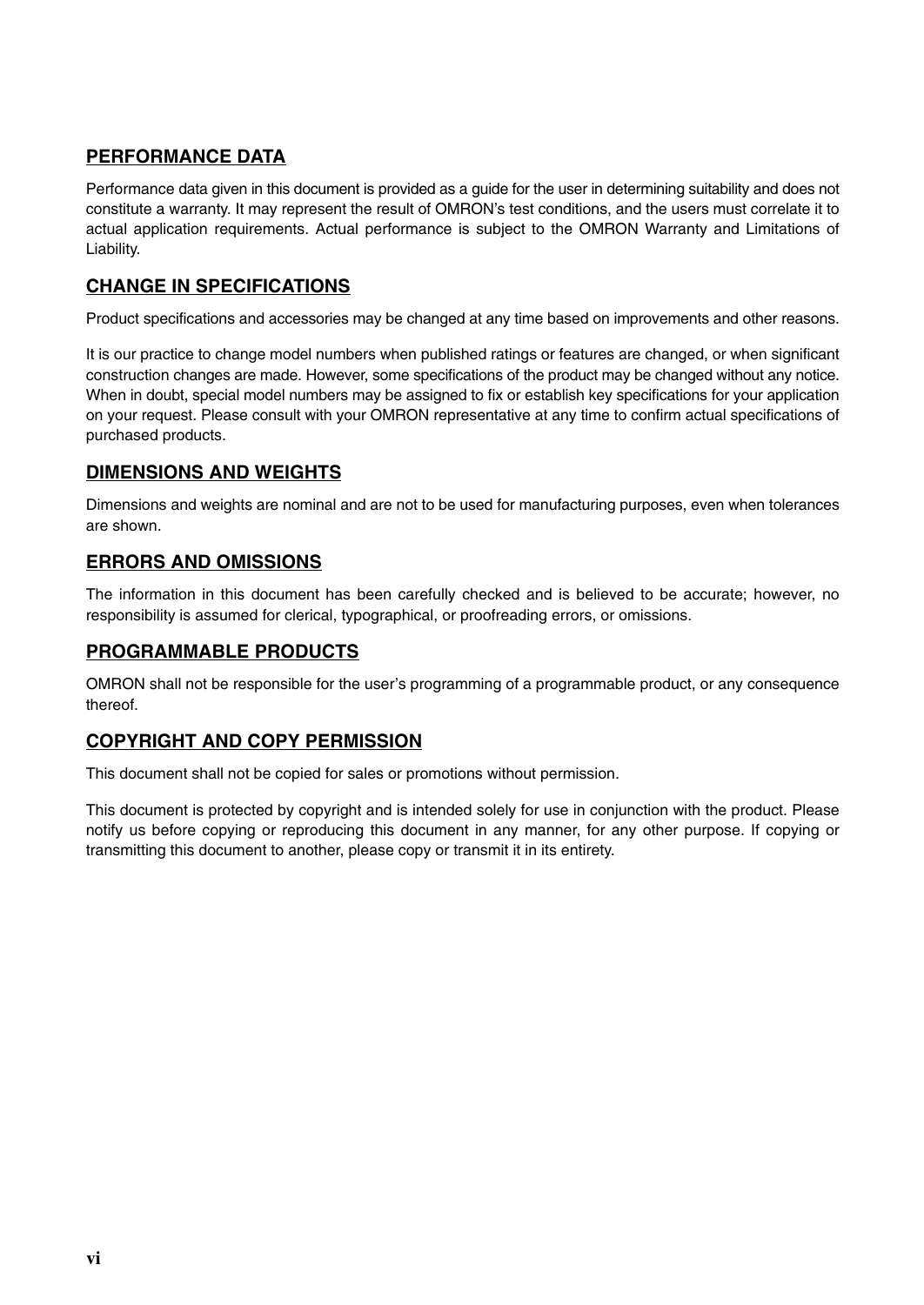## PERFORMANCE DATA

Performance data given in this document is provided as a guide for the user in determining suitability and does not constitute a warranty. It may represent the result of OMRON's test conditions, and the users must correlate it to actual application requirements. Actual performance is subject to the OMRON Warranty and Limitations of Liability.

## CHANGE IN SPECIFICATIONS

Product specifications and accessories may be changed at any time based on improvements and other reasons.

It is our practice to change model numbers when published ratings or features are changed, or when significant construction changes are made. However, some specifications of the product may be changed without any notice. When in doubt, special model numbers may be assigned to fix or establish key specifications for your application on your request. Please consult with your OMRON representative at any time to confirm actual specifications of purchased products.

## DIMENSIONS AND WEIGHTS

Dimensions and weights are nominal and are not to be used for manufacturing purposes, even when tolerances are shown.

## ERRORS AND OMISSIONS

The information in this document has been carefully checked and is believed to be accurate; however, no responsibility is assumed for clerical, typographical, or proofreading errors, or omissions.

## PROGRAMMABLE PRODUCTS

OMRON shall not be responsible for the user's programming of a programmable product, or any consequence thereof.

## COPYRIGHT AND COPY PERMISSION

This document shall not be copied for sales or promotions without permission.

This document is protected by copyright and is intended solely for use in conjunction with the product. Please notify us before copying or reproducing this document in any manner, for any other purpose. If copying or transmitting this document to another, please copy or transmit it in its entirety.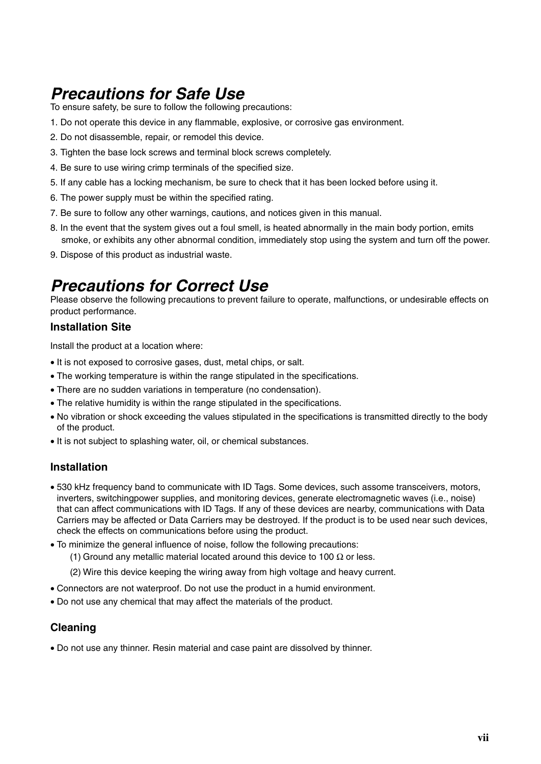# *Precautions for Safe Use*

To ensure safety, be sure to follow the following precautions:

1. Do not operate this device in any flammable, explosive, or corrosive gas environment.
2. Do not disassemble, repair, or remodel this device.
3. Tighten the base lock screws and terminal block screws completely.
4. Be sure to use wiring crimp terminals of the specified size.
5. If any cable has a locking mechanism, be sure to check that it has been locked before using it.
6. The power supply must be within the specified rating.
7. Be sure to follow any other warnings, cautions, and notices given in this manual.
8. In the event that the system gives out a foul smell, is heated abnormally in the main body portion, emits smoke, or exhibits any other abnormal condition, immediately stop using the system and turn off the power.
9. Dispose of this product as industrial waste.

# *Precautions for Correct Use*

Please observe the following precautions to prevent failure to operate, malfunctions, or undesirable effects on product performance.

### Installation Site

Install the product at a location where:

- It is not exposed to corrosive gases, dust, metal chips, or salt.
- The working temperature is within the range stipulated in the specifications.
- There are no sudden variations in temperature (no condensation).
- The relative humidity is within the range stipulated in the specifications.
- No vibration or shock exceeding the values stipulated in the specifications is transmitted directly to the body of the product.
- It is not subject to splashing water, oil, or chemical substances.

### Installation

- 530 kHz frequency band to communicate with ID Tags. Some devices, such assome transceivers, motors, inverters, switchingpower supplies, and monitoring devices, generate electromagnetic waves (i.e., noise) that can affect communications with ID Tags. If any of these devices are nearby, communications with Data Carriers may be affected or Data Carriers may be destroyed. If the product is to be used near such devices, check the effects on communications before using the product.
- To minimize the general influence of noise, follow the following precautions:
  (1) Ground any metallic material located around this device to 100 Ω or less.
  (2) Wire this device keeping the wiring away from high voltage and heavy current.
- Connectors are not waterproof. Do not use the product in a humid environment.
- Do not use any chemical that may affect the materials of the product.

### Cleaning

- Do not use any thinner. Resin material and case paint are dissolved by thinner.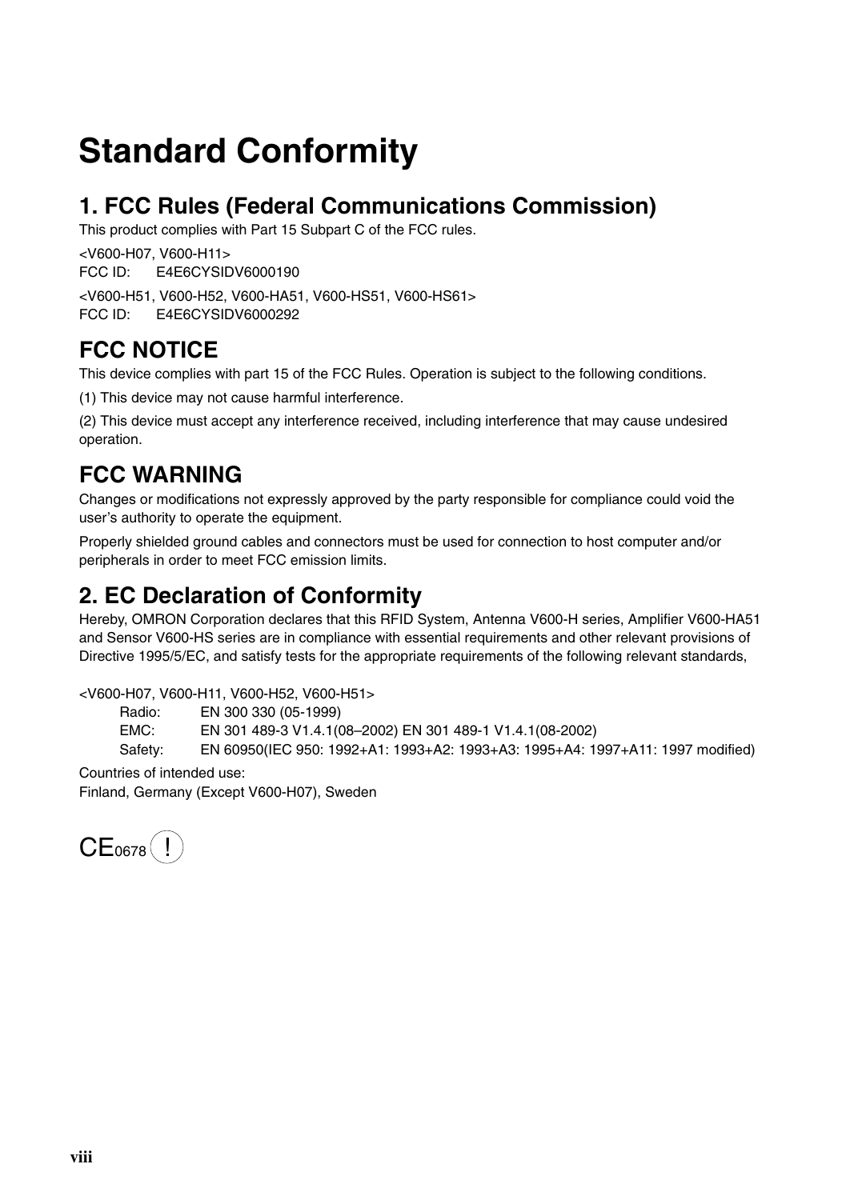# Standard Conformity

## 1. FCC Rules (Federal Communications Commission)

This product complies with Part 15 Subpart C of the FCC rules.

<V600-H07, V600-H11>
FCC ID: E4E6CYSIDV6000190

<V600-H51, V600-H52, V600-HA51, V600-HS51, V600-HS61>
FCC ID: E4E6CYSIDV6000292

## FCC NOTICE

This device complies with part 15 of the FCC Rules. Operation is subject to the following conditions.

(1) This device may not cause harmful interference.

(2) This device must accept any interference received, including interference that may cause undesired operation.

## FCC WARNING

Changes or modifications not expressly approved by the party responsible for compliance could void the user's authority to operate the equipment.

Properly shielded ground cables and connectors must be used for connection to host computer and/or peripherals in order to meet FCC emission limits.

## 2. EC Declaration of Conformity

Hereby, OMRON Corporation declares that this RFID System, Antenna V600-H series, Amplifier V600-HA51 and Sensor V600-HS series are in compliance with essential requirements and other relevant provisions of Directive 1995/5/EC, and satisfy tests for the appropriate requirements of the following relevant standards,

<V600-H07, V600-H11, V600-H52, V600-H51>

- Radio: EN 300 330 (05-1999)
- EMC: EN 301 489-3 V1.4.1(08–2002) EN 301 489-1 V1.4.1(08-2002)
- Safety: EN 60950(IEC 950: 1992+A1: 1993+A2: 1993+A3: 1995+A4: 1997+A11: 1997 modified)

Countries of intended use:
Finland, Germany (Except V600-H07), Sweden

CE0678 (!)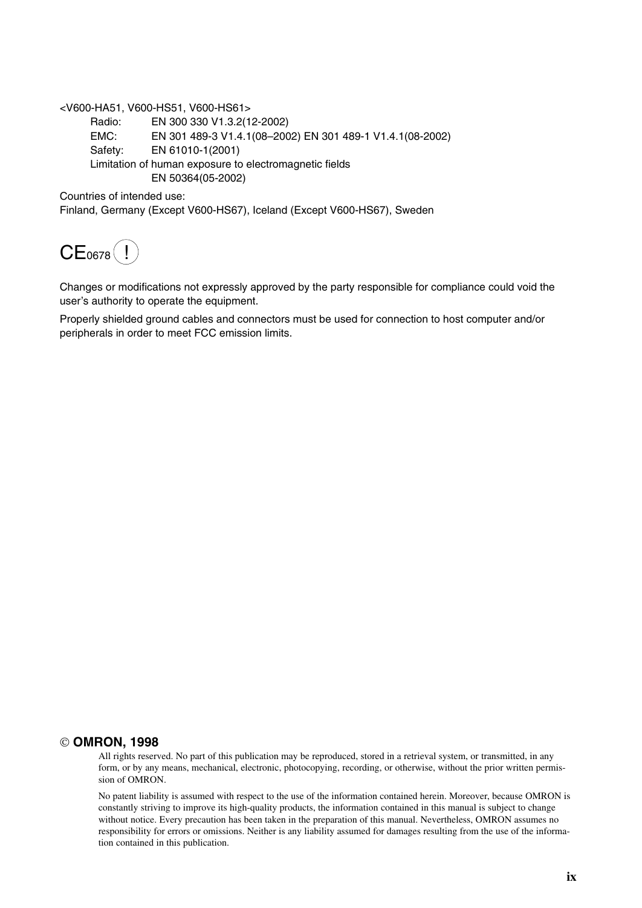<V600-HA51, V600-HS51, V600-HS61>

Radio: EN 300 330 V1.3.2(12-2002)

EMC: EN 301 489-3 V1.4.1(08–2002) EN 301 489-1 V1.4.1(08-2002)

Safety: EN 61010-1(2001)

Limitation of human exposure to electromagnetic fields

EN 50364(05-2002)

Countries of intended use:

Finland, Germany (Except V600-HS67), Iceland (Except V600-HS67), Sweden

CE0678 (!)

Changes or modifications not expressly approved by the party responsible for compliance could void the user's authority to operate the equipment.

Properly shielded ground cables and connectors must be used for connection to host computer and/or peripherals in order to meet FCC emission limits.

**© OMRON, 1998**

All rights reserved. No part of this publication may be reproduced, stored in a retrieval system, or transmitted, in any form, or by any means, mechanical, electronic, photocopying, recording, or otherwise, without the prior written permission of OMRON.

No patent liability is assumed with respect to the use of the information contained herein. Moreover, because OMRON is constantly striving to improve its high-quality products, the information contained in this manual is subject to change without notice. Every precaution has been taken in the preparation of this manual. Nevertheless, OMRON assumes no responsibility for errors or omissions. Neither is any liability assumed for damages resulting from the use of the information contained in this publication.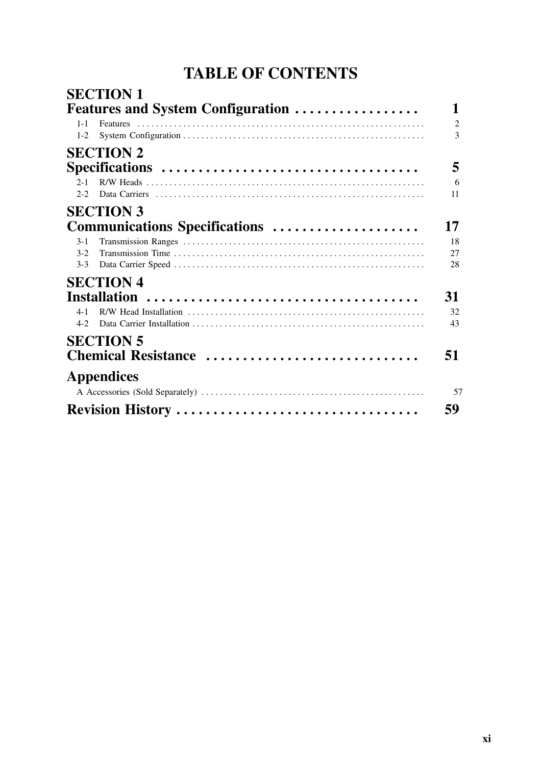# TABLE OF CONTENTS

## SECTION 1
## Features and System Configuration . . . . . . . . . . . . . . . . . 1

1-1 Features . . . . . . . . . . . . . . . . . . . . . . . . . . . . . . . . . . . . . . . . . . . . . . . . . . . . . . . . . . . . . . 2
1-2 System Configuration . . . . . . . . . . . . . . . . . . . . . . . . . . . . . . . . . . . . . . . . . . . . . . . . . . . . . 3

## SECTION 2
## Specifications . . . . . . . . . . . . . . . . . . . . . . . . . . . . . . . . . . . 5

2-1 R/W Heads . . . . . . . . . . . . . . . . . . . . . . . . . . . . . . . . . . . . . . . . . . . . . . . . . . . . . . . . . . . . 6
2-2 Data Carriers . . . . . . . . . . . . . . . . . . . . . . . . . . . . . . . . . . . . . . . . . . . . . . . . . . . . . . . . . . 11

## SECTION 3
## Communications Specifications . . . . . . . . . . . . . . . . . . . 17

3-1 Transmission Ranges . . . . . . . . . . . . . . . . . . . . . . . . . . . . . . . . . . . . . . . . . . . . . . . . . . . . 18
3-2 Transmission Time . . . . . . . . . . . . . . . . . . . . . . . . . . . . . . . . . . . . . . . . . . . . . . . . . . . . . . 27
3-3 Data Carrier Speed . . . . . . . . . . . . . . . . . . . . . . . . . . . . . . . . . . . . . . . . . . . . . . . . . . . . . . 28

## SECTION 4
## Installation . . . . . . . . . . . . . . . . . . . . . . . . . . . . . . . . . . . . . 31

4-1 R/W Head Installation . . . . . . . . . . . . . . . . . . . . . . . . . . . . . . . . . . . . . . . . . . . . . . . . . . . 32
4-2 Data Carrier Installation . . . . . . . . . . . . . . . . . . . . . . . . . . . . . . . . . . . . . . . . . . . . . . . . . . 43

## SECTION 5
## Chemical Resistance . . . . . . . . . . . . . . . . . . . . . . . . . . . . 51

## Appendices

A Accessories (Sold Separately) . . . . . . . . . . . . . . . . . . . . . . . . . . . . . . . . . . . . . . . . . . . . . . . 57

## Revision History . . . . . . . . . . . . . . . . . . . . . . . . . . . . . . . . 59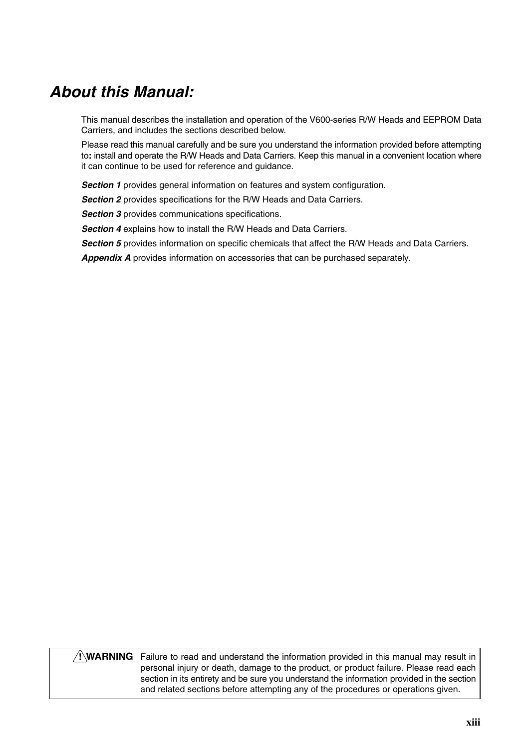# *About this Manual:*

This manual describes the installation and operation of the V600-series R/W Heads and EEPROM Data Carriers, and includes the sections described below.

Please read this manual carefully and be sure you understand the information provided before attempting to**:** install and operate the R/W Heads and Data Carriers. Keep this manual in a convenient location where it can continue to be used for reference and guidance.

***Section 1*** provides general information on features and system configuration.

***Section 2*** provides specifications for the R/W Heads and Data Carriers.

***Section 3*** provides communications specifications.

***Section 4*** explains how to install the R/W Heads and Data Carriers.

***Section 5*** provides information on specific chemicals that affect the R/W Heads and Data Carriers.

***Appendix A*** provides information on accessories that can be purchased separately.

| | |
|---|---|
| **!WARNING** | Failure to read and understand the information provided in this manual may result in personal injury or death, damage to the product, or product failure. Please read each section in its entirety and be sure you understand the information provided in the section and related sections before attempting any of the procedures or operations given. |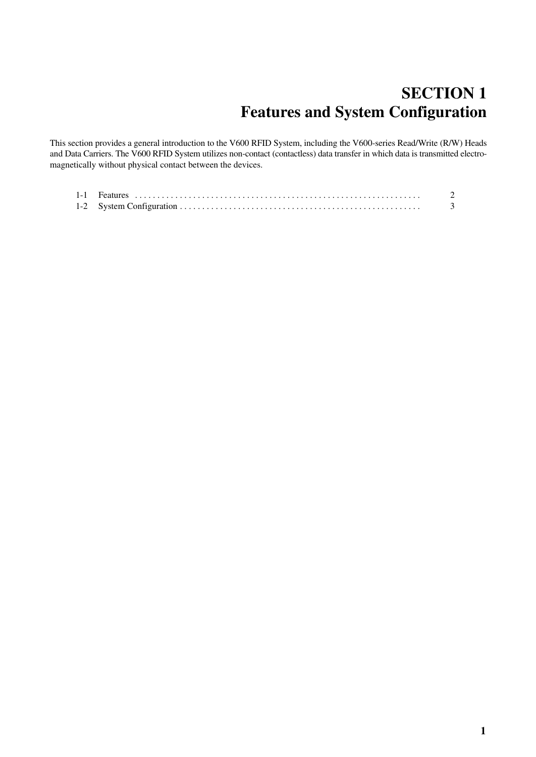# SECTION 1
# Features and System Configuration

This section provides a general introduction to the V600 RFID System, including the V600-series Read/Write (R/W) Heads and Data Carriers. The V600 RFID System utilizes non-contact (contactless) data transfer in which data is transmitted electromagnetically without physical contact between the devices.

| | | |
|---|---|---|
| 1-1 | Features | 2 |
| 1-2 | System Configuration | 3 |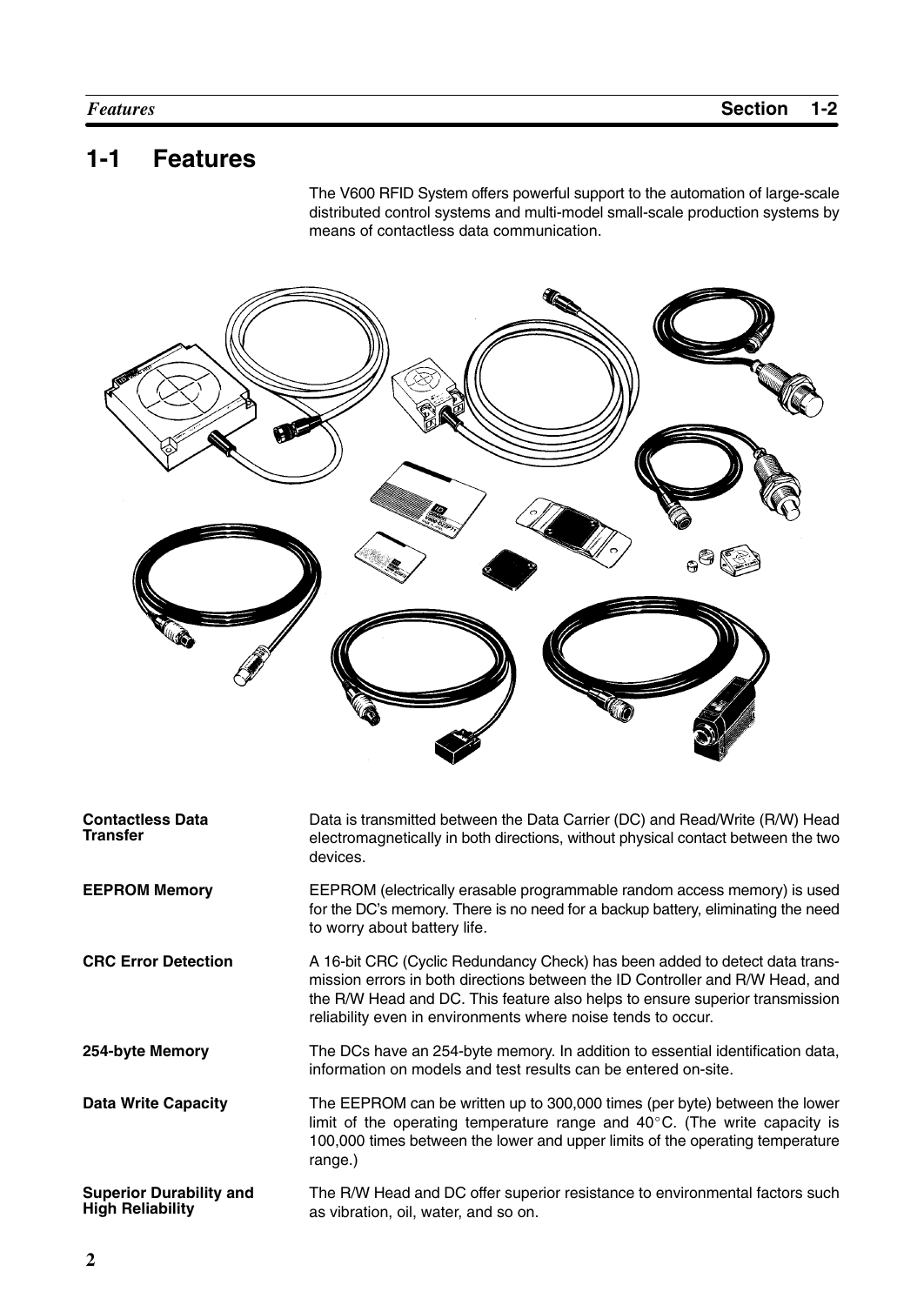# 1-1 Features

The V600 RFID System offers powerful support to the automation of large-scale distributed control systems and multi-model small-scale production systems by means of contactless data communication.

**Contactless Data Transfer**

Data is transmitted between the Data Carrier (DC) and Read/Write (R/W) Head electromagnetically in both directions, without physical contact between the two devices.

**EEPROM Memory**

EEPROM (electrically erasable programmable random access memory) is used for the DC's memory. There is no need for a backup battery, eliminating the need to worry about battery life.

**CRC Error Detection**

A 16-bit CRC (Cyclic Redundancy Check) has been added to detect data transmission errors in both directions between the ID Controller and R/W Head, and the R/W Head and DC. This feature also helps to ensure superior transmission reliability even in environments where noise tends to occur.

**254-byte Memory**

The DCs have an 254-byte memory. In addition to essential identification data, information on models and test results can be entered on-site.

**Data Write Capacity**

The EEPROM can be written up to 300,000 times (per byte) between the lower limit of the operating temperature range and 40°C. (The write capacity is 100,000 times between the lower and upper limits of the operating temperature range.)

**Superior Durability and High Reliability**

The R/W Head and DC offer superior resistance to environmental factors such as vibration, oil, water, and so on.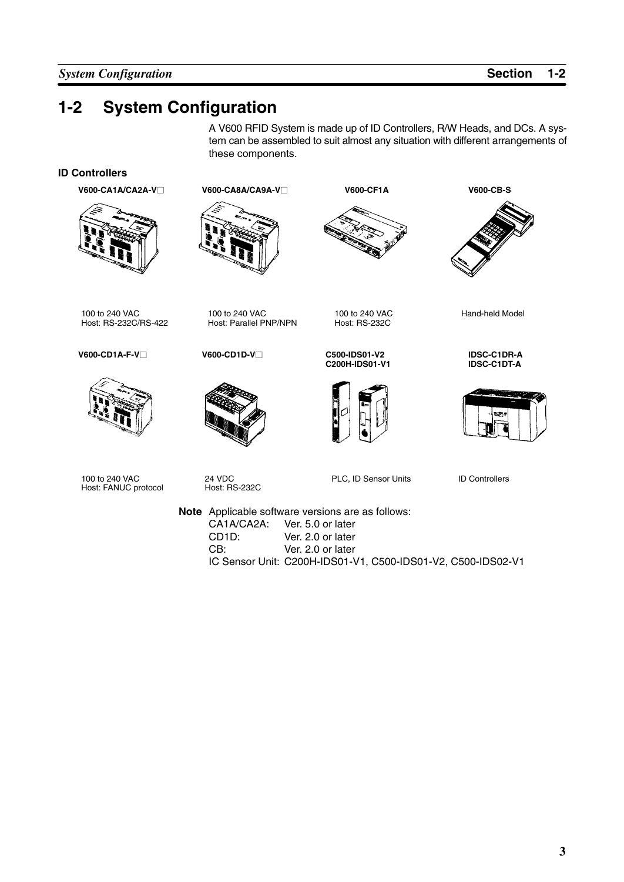# 1-2 System Configuration

A V600 RFID System is made up of ID Controllers, R/W Heads, and DCs. A system can be assembled to suit almost any situation with different arrangements of these components.

**ID Controllers**

| V600-CA1A/CA2A-V☐ | V600-CA8A/CA9A-V☐ | V600-CF1A | V600-CB-S |
|---|---|---|---|
| 100 to 240 VAC<br>Host: RS-232C/RS-422 | 100 to 240 VAC<br>Host: Parallel PNP/NPN | 100 to 240 VAC<br>Host: RS-232C | Hand-held Model |

| V600-CD1A-F-V☐ | V600-CD1D-V☐ | C500-IDS01-V2<br>C200H-IDS01-V1 | IDSC-C1DR-A<br>IDSC-C1DT-A |
|---|---|---|---|
| 100 to 240 VAC<br>Host: FANUC protocol | 24 VDC<br>Host: RS-232C | PLC, ID Sensor Units | ID Controllers |

**Note** Applicable software versions are as follows:

CA1A/CA2A: Ver. 5.0 or later
CD1D: Ver. 2.0 or later
CB: Ver. 2.0 or later
IC Sensor Unit: C200H-IDS01-V1, C500-IDS01-V2, C500-IDS02-V1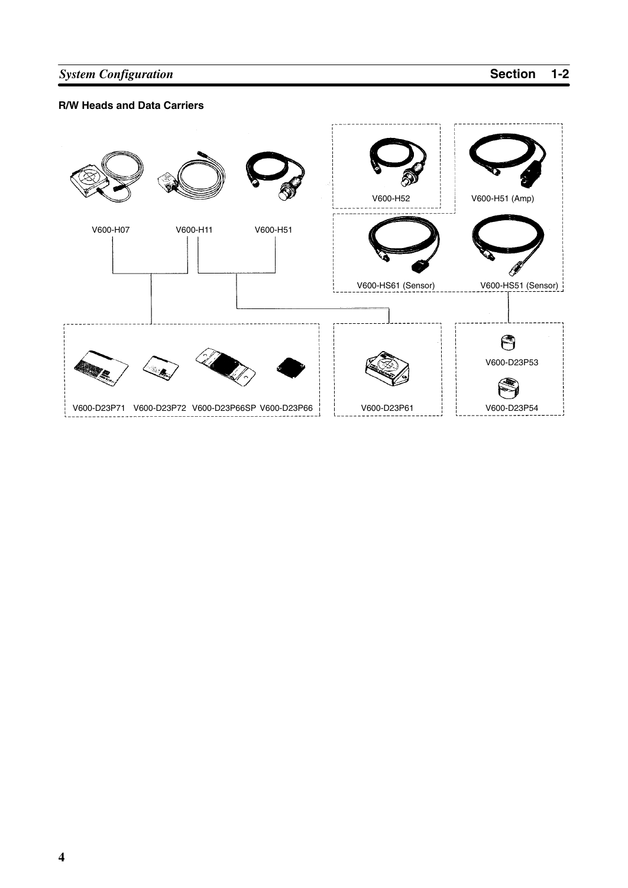#### R/W Heads and Data Carriers

V600-H07 V600-H11 V600-H51

V600-H52 V600-H51 (Amp)

V600-HS61 (Sensor) V600-HS51 (Sensor)

V600-D23P71 V600-D23P72 V600-D23P66SP V600-D23P66

V600-D23P61

V600-D23P53

V600-D23P54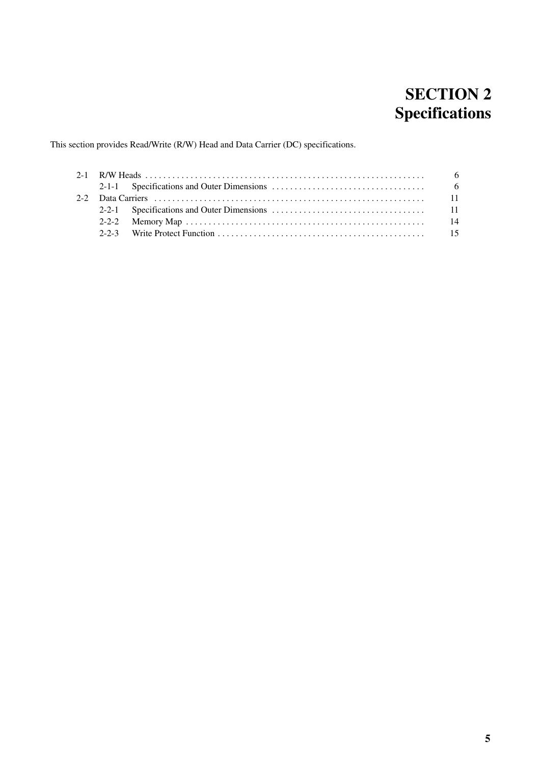# SECTION 2
# Specifications

This section provides Read/Write (R/W) Head and Data Carrier (DC) specifications.

| | | | |
|---|---|---|---|
| 2-1 | R/W Heads | | 6 |
| | 2-1-1 | Specifications and Outer Dimensions | 6 |
| 2-2 | Data Carriers | | 11 |
| | 2-2-1 | Specifications and Outer Dimensions | 11 |
| | 2-2-2 | Memory Map | 14 |
| | 2-2-3 | Write Protect Function | 15 |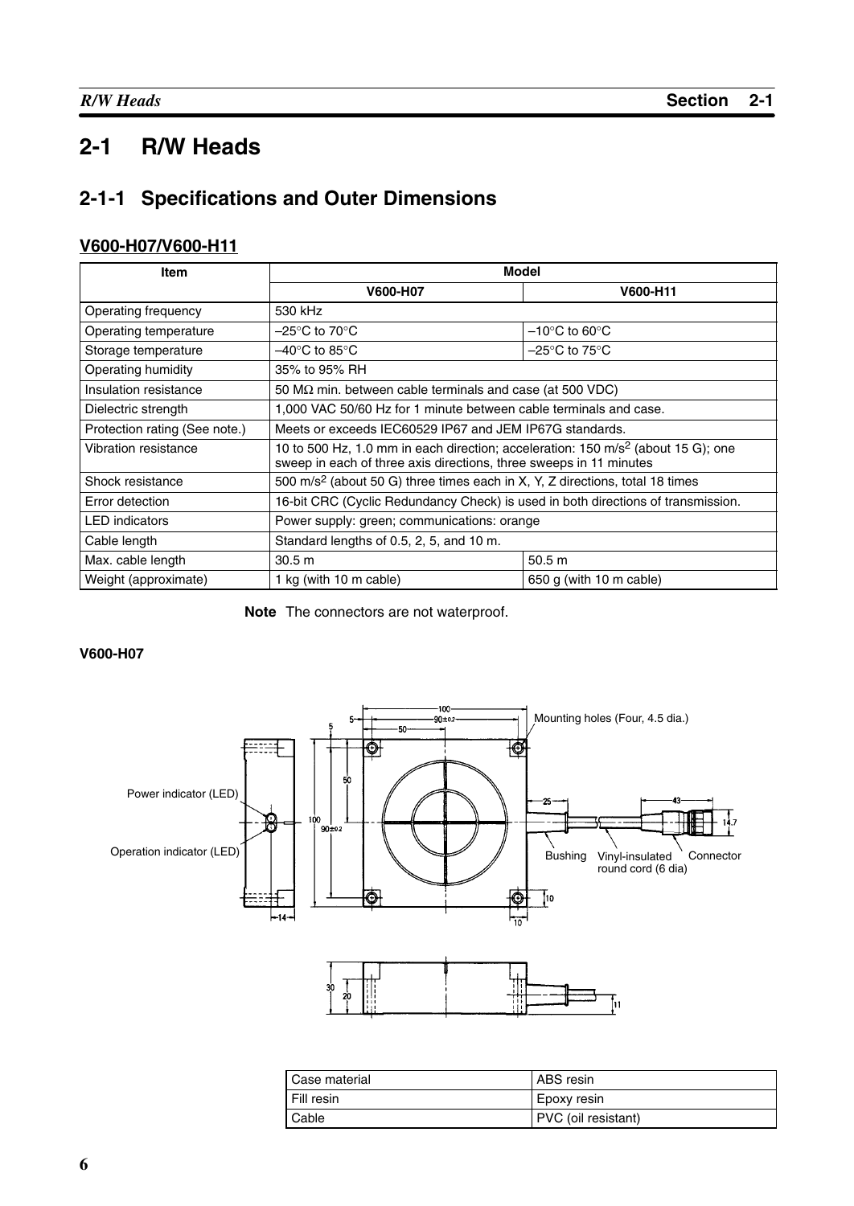# 2-1 R/W Heads

## 2-1-1 Specifications and Outer Dimensions

### V600-H07/V600-H11

| Item | Model | |
|---|---|---|
| | V600-H07 | V600-H11 |
| Operating frequency | 530 kHz | |
| Operating temperature | –25°C to 70°C | –10°C to 60°C |
| Storage temperature | –40°C to 85°C | –25°C to 75°C |
| Operating humidity | 35% to 95% RH | |
| Insulation resistance | 50 MΩ min. between cable terminals and case (at 500 VDC) | |
| Dielectric strength | 1,000 VAC 50/60 Hz for 1 minute between cable terminals and case. | |
| Protection rating (See note.) | Meets or exceeds IEC60529 IP67 and JEM IP67G standards. | |
| Vibration resistance | 10 to 500 Hz, 1.0 mm in each direction; acceleration: 150 $m/s^2$ (about 15 G); one sweep in each of three axis directions, three sweeps in 11 minutes | |
| Shock resistance | 500 $m/s^2$ (about 50 G) three times each in X, Y, Z directions, total 18 times | |
| Error detection | 16-bit CRC (Cyclic Redundancy Check) is used in both directions of transmission. | |
| LED indicators | Power supply: green; communications: orange | |
| Cable length | Standard lengths of 0.5, 2, 5, and 10 m. | |
| Max. cable length | 30.5 m | 50.5 m |
| Weight (approximate) | 1 kg (with 10 m cable) | 650 g (with 10 m cable) |

**Note** The connectors are not waterproof.

**V600-H07**

Power indicator (LED)

Operation indicator (LED)

Mounting holes (Four, 4.5 dia.)

Bushing  Vinyl-insulated round cord (6 dia)  Connector

| Case material | ABS resin |
|---|---|
| Fill resin | Epoxy resin |
| Cable | PVC (oil resistant) |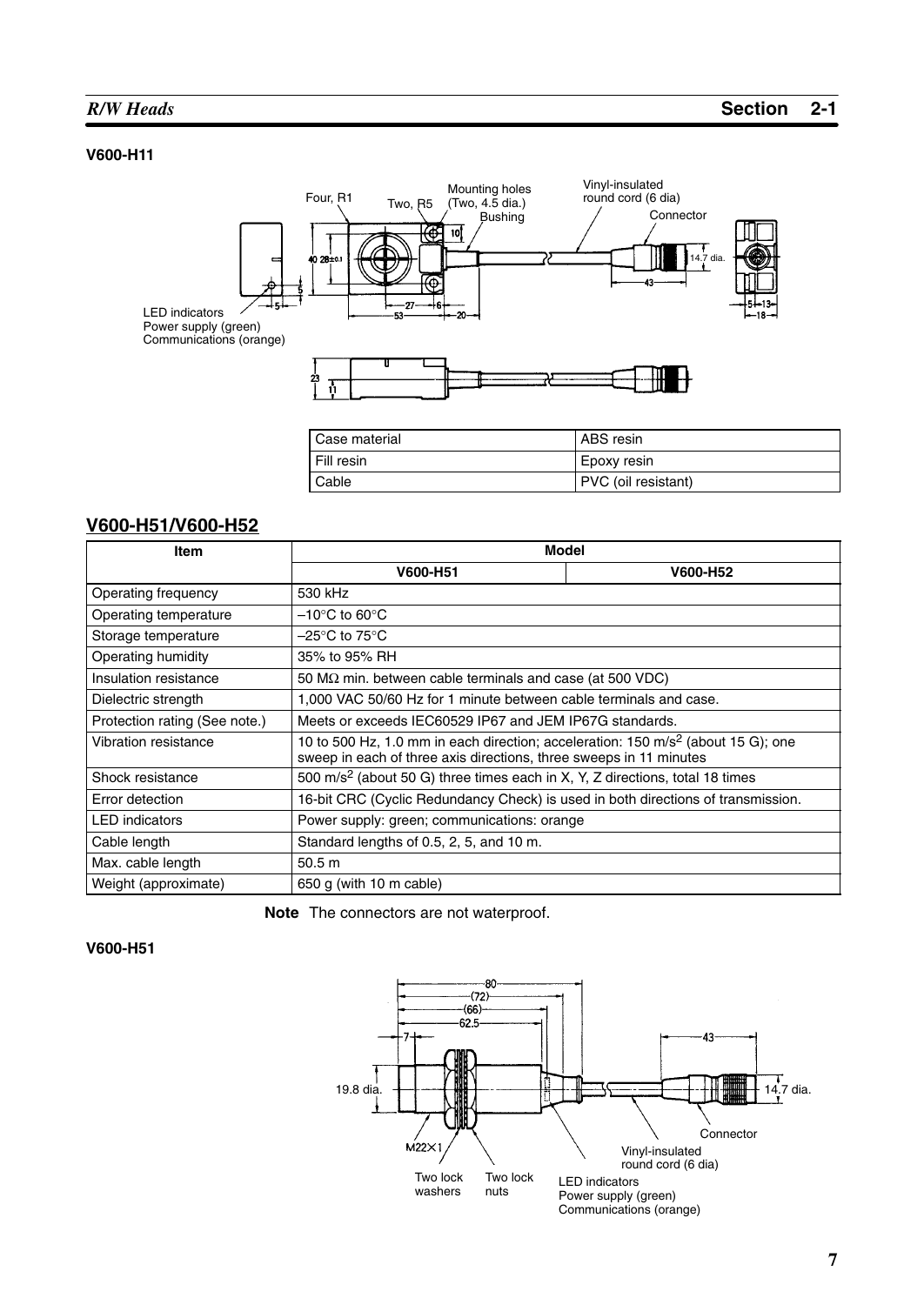### V600-H11

| Case material | ABS resin |
|---|---|
| Fill resin | Epoxy resin |
| Cable | PVC (oil resistant) |

## V600-H51/V600-H52

| Item | Model | |
|---|---|---|
| | V600-H51 | V600-H52 |
| Operating frequency | 530 kHz | |
| Operating temperature | –10°C to 60°C | |
| Storage temperature | –25°C to 75°C | |
| Operating humidity | 35% to 95% RH | |
| Insulation resistance | 50 MΩ min. between cable terminals and case (at 500 VDC) | |
| Dielectric strength | 1,000 VAC 50/60 Hz for 1 minute between cable terminals and case. | |
| Protection rating (See note.) | Meets or exceeds IEC60529 IP67 and JEM IP67G standards. | |
| Vibration resistance | 10 to 500 Hz, 1.0 mm in each direction; acceleration: 150 $m/s^2$ (about 15 G); one sweep in each of three axis directions, three sweeps in 11 minutes | |
| Shock resistance | 500 $m/s^2$ (about 50 G) three times each in X, Y, Z directions, total 18 times | |
| Error detection | 16-bit CRC (Cyclic Redundancy Check) is used in both directions of transmission. | |
| LED indicators | Power supply: green; communications: orange | |
| Cable length | Standard lengths of 0.5, 2, 5, and 10 m. | |
| Max. cable length | 50.5 m | |
| Weight (approximate) | 650 g (with 10 m cable) | |

**Note** The connectors are not waterproof.

### V600-H51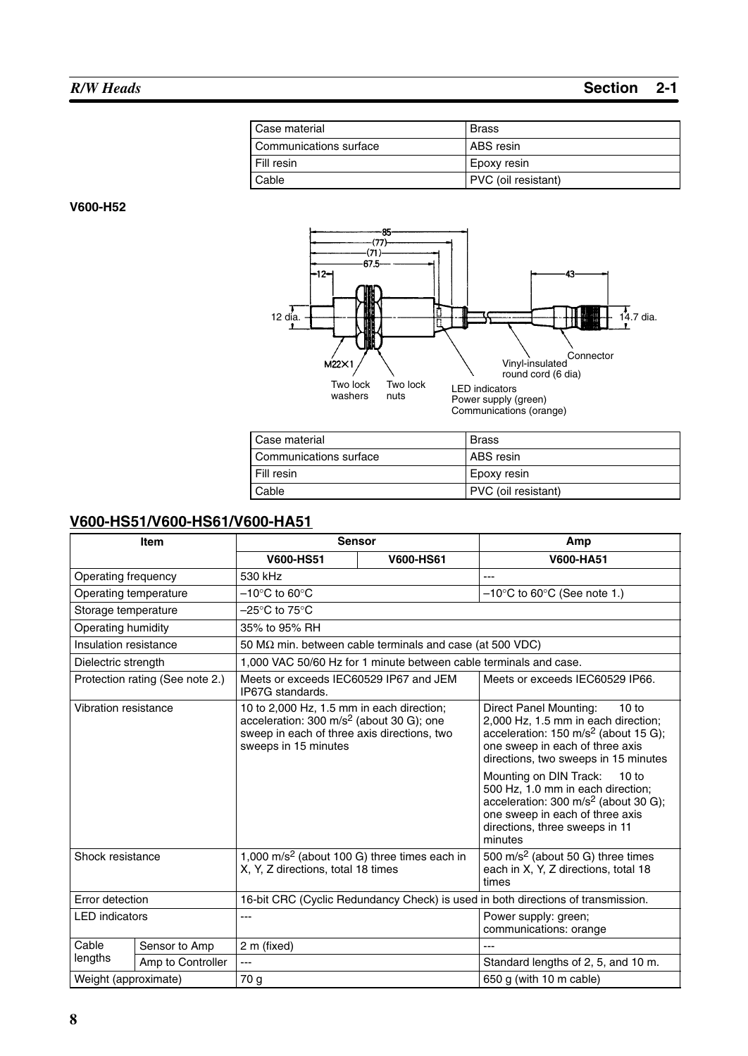| Case material | Brass |
|---|---|
| Communications surface | ABS resin |
| Fill resin | Epoxy resin |
| Cable | PVC (oil resistant) |

**V600-H52**

| Case material | Brass |
|---|---|
| Communications surface | ABS resin |
| Fill resin | Epoxy resin |
| Cable | PVC (oil resistant) |

## V600-HS51/V600-HS61/V600-HA51

| Item | | Sensor | | Amp |
|---|---|---|---|---|
| | | V600-HS51 | V600-HS61 | V600-HA51 |
| Operating frequency | | 530 kHz | | --- |
| Operating temperature | | –10°C to 60°C | | –10°C to 60°C (See note 1.) |
| Storage temperature | | –25°C to 75°C | | |
| Operating humidity | | 35% to 95% RH | | |
| Insulation resistance | | 50 MΩ min. between cable terminals and case (at 500 VDC) | | |
| Dielectric strength | | 1,000 VAC 50/60 Hz for 1 minute between cable terminals and case. | | |
| Protection rating (See note 2.) | | Meets or exceeds IEC60529 IP67 and JEM IP67G standards. | | Meets or exceeds IEC60529 IP66. |
| Vibration resistance | | 10 to 2,000 Hz, 1.5 mm in each direction; acceleration: 300 $m/s^2$ (about 30 G); one sweep in each of three axis directions, two sweeps in 15 minutes | | Direct Panel Mounting: 10 to 2,000 Hz, 1.5 mm in each direction; acceleration: 150 $m/s^2$ (about 15 G); one sweep in each of three axis directions, two sweeps in 15 minutes<br>Mounting on DIN Track: 10 to 500 Hz, 1.0 mm in each direction; acceleration: 300 $m/s^2$ (about 30 G); one sweep in each of three axis directions, three sweeps in 11 minutes |
| Shock resistance | | 1,000 $m/s^2$ (about 100 G) three times each in X, Y, Z directions, total 18 times | | 500 $m/s^2$ (about 50 G) three times each in X, Y, Z directions, total 18 times |
| Error detection | | 16-bit CRC (Cyclic Redundancy Check) is used in both directions of transmission. | | |
| LED indicators | | --- | | Power supply: green; communications: orange |
| Cable lengths | Sensor to Amp | 2 m (fixed) | | --- |
| | Amp to Controller | --- | | Standard lengths of 2, 5, and 10 m. |
| Weight (approximate) | | 70 g | | 650 g (with 10 m cable) |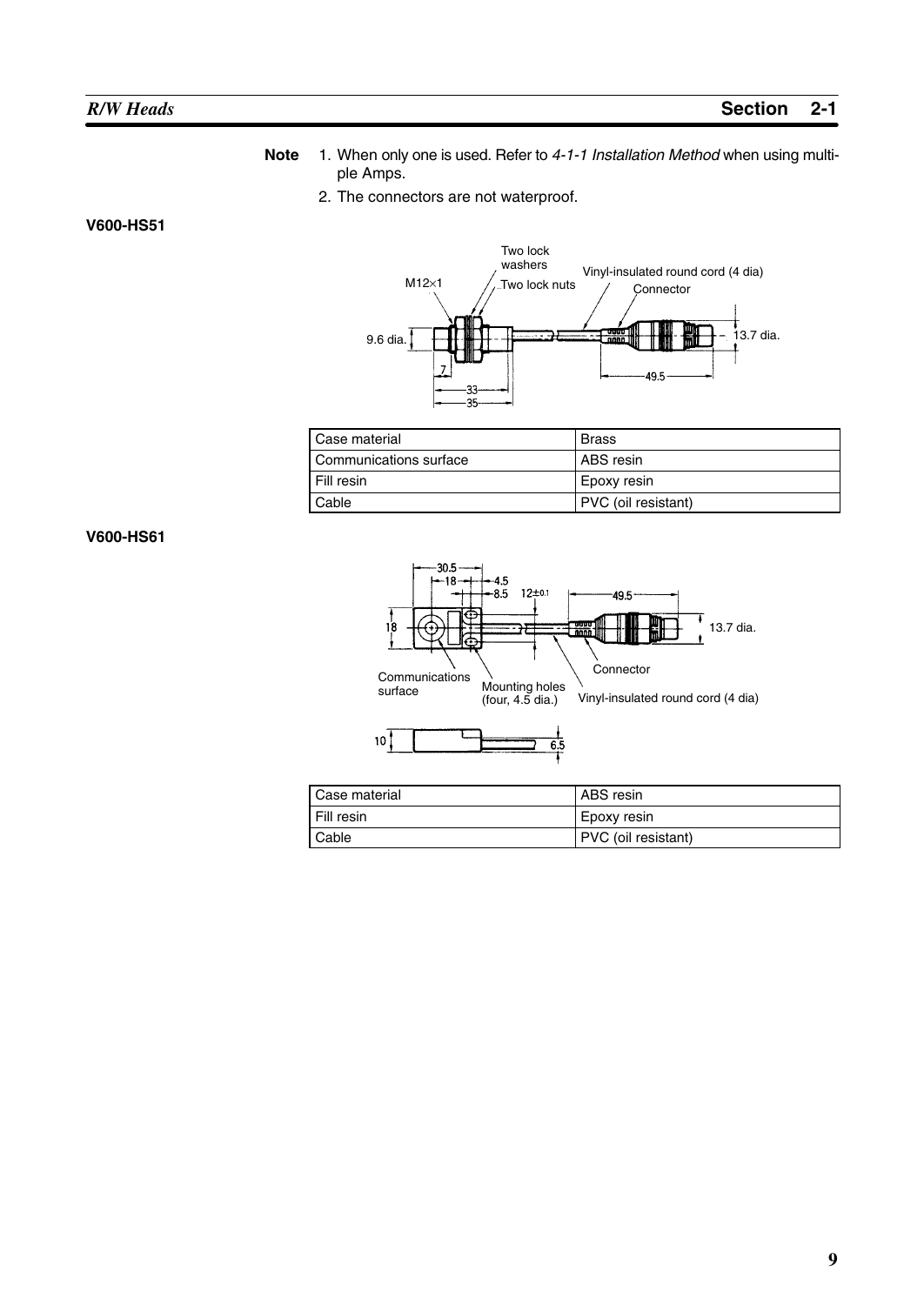**Note** 1. When only one is used. Refer to *4-1-1 Installation Method* when using multiple Amps.

2. The connectors are not waterproof.

### V600-HS51

| Case material | Brass |
|---|---|
| Communications surface | ABS resin |
| Fill resin | Epoxy resin |
| Cable | PVC (oil resistant) |

### V600-HS61

| Case material | ABS resin |
|---|---|
| Fill resin | Epoxy resin |
| Cable | PVC (oil resistant) |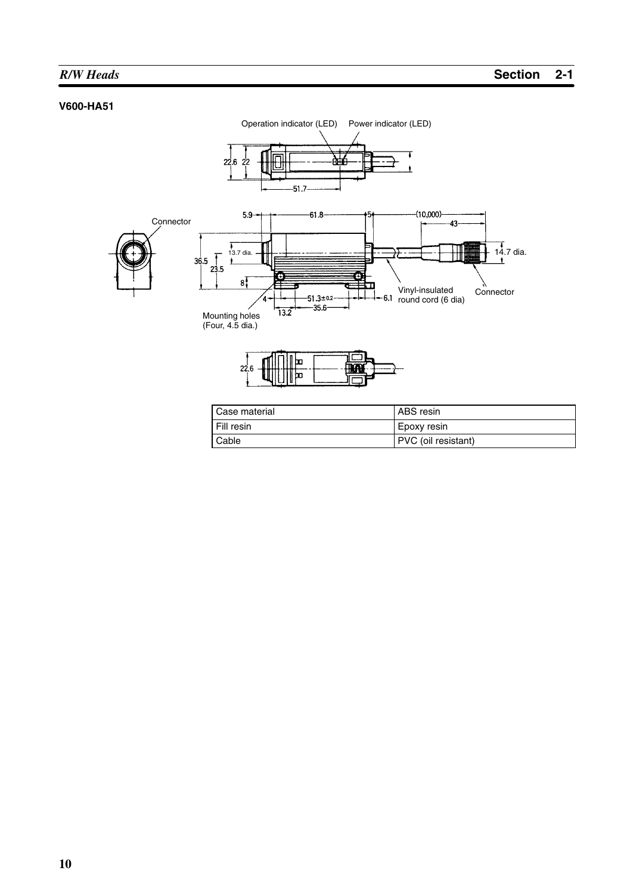### V600-HA51

Operation indicator (LED) Power indicator (LED)

22.6 22

51.7

Connector

5.9 61.8 5 (10,000) 43

13.7 dia. 14.7 dia.

36.5 23.5

8

4 51.3±0.2 6.1

13.2 35.6

Vinyl-insulated round cord (6 dia)

Connector

Mounting holes (Four, 4.5 dia.)

22.6

| Case material | ABS resin |
| --- | --- |
| Fill resin | Epoxy resin |
| Cable | PVC (oil resistant) |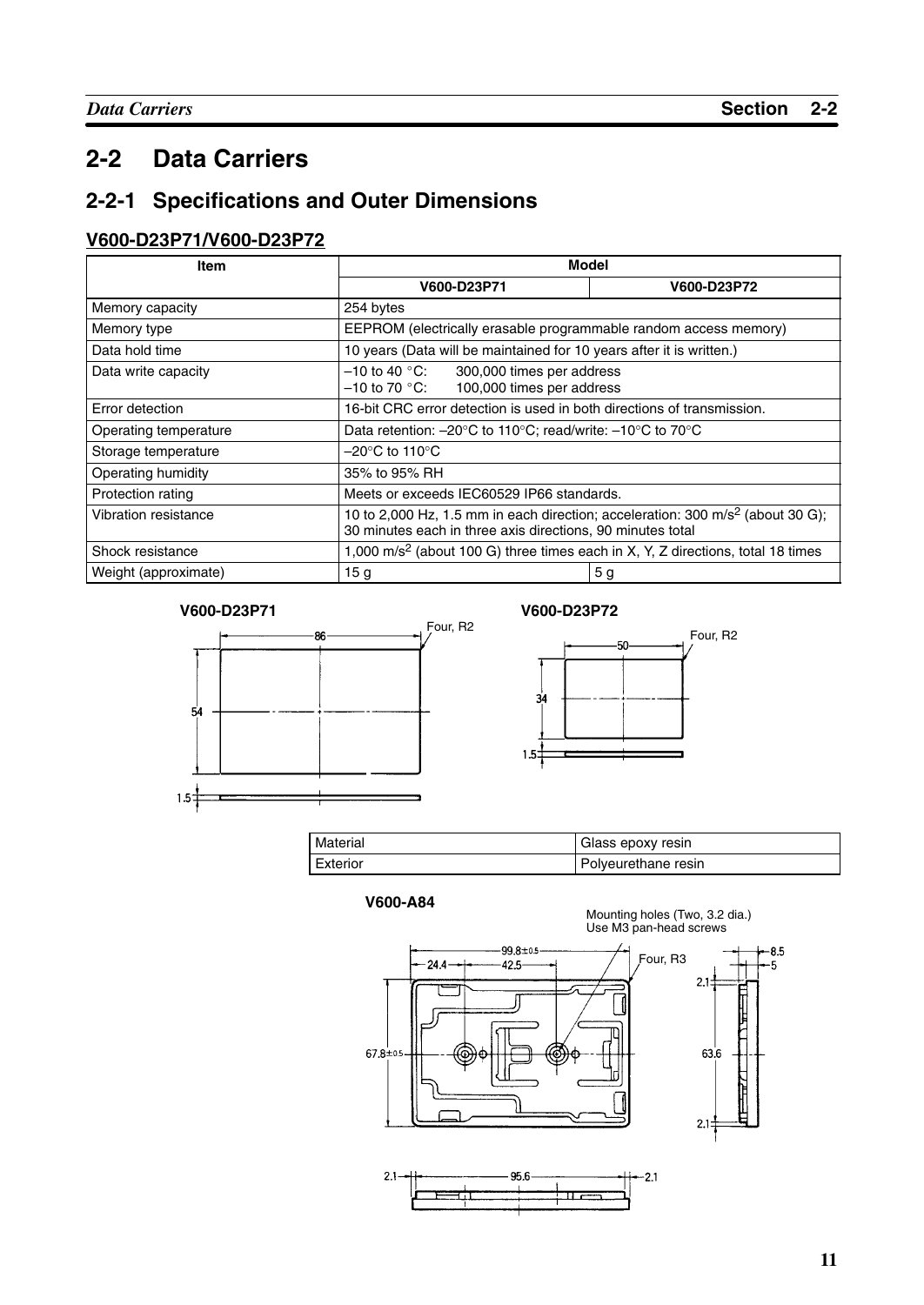# 2-2 Data Carriers

## 2-2-1 Specifications and Outer Dimensions

### V600-D23P71/V600-D23P72

| Item | Model | |
|---|---|---|
| | V600-D23P71 | V600-D23P72 |
| Memory capacity | 254 bytes | |
| Memory type | EEPROM (electrically erasable programmable random access memory) | |
| Data hold time | 10 years (Data will be maintained for 10 years after it is written.) | |
| Data write capacity | –10 to 40 °C: 300,000 times per address<br>–10 to 70 °C: 100,000 times per address | |
| Error detection | 16-bit CRC error detection is used in both directions of transmission. | |
| Operating temperature | Data retention: –20°C to 110°C; read/write: –10°C to 70°C | |
| Storage temperature | –20°C to 110°C | |
| Operating humidity | 35% to 95% RH | |
| Protection rating | Meets or exceeds IEC60529 IP66 standards. | |
| Vibration resistance | 10 to 2,000 Hz, 1.5 mm in each direction; acceleration: 300 $m/s^2$ (about 30 G); 30 minutes each in three axis directions, 90 minutes total | |
| Shock resistance | 1,000 $m/s^2$ (about 100 G) three times each in X, Y, Z directions, total 18 times | |
| Weight (approximate) | 15 g | 5 g |

**V600-D23P71**

86, 54, 1.5, Four, R2

**V600-D23P72**

50, 34, 1.5, Four, R2

| Material | Glass epoxy resin |
|---|---|
| Exterior | Polyeurethane resin |

**V600-A84**

Mounting holes (Two, 3.2 dia.)
Use M3 pan-head screws

99.8±0.5, 24.4, 42.5, Four, R3, 8.5, 5, 2.1, 67.8±0.5, 63.6, 2.1, 2.1, 95.6, 2.1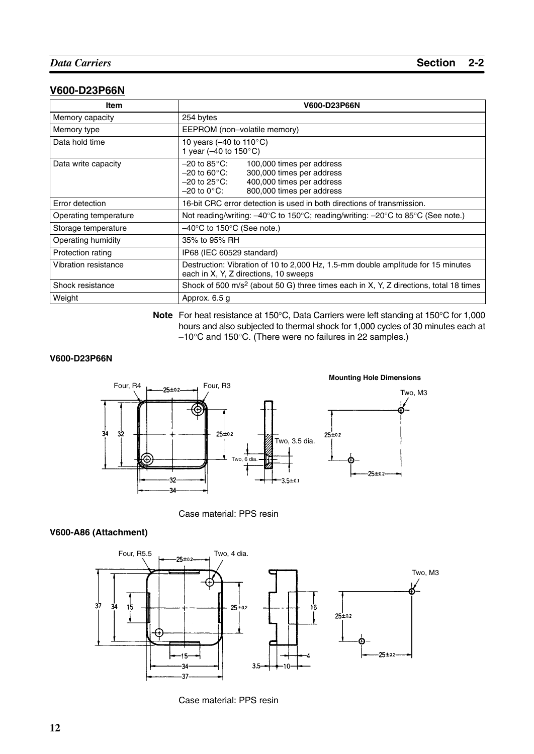## V600-D23P66N

| Item | V600-D23P66N |
|---|---|
| Memory capacity | 254 bytes |
| Memory type | EEPROM (non–volatile memory) |
| Data hold time | 10 years (–40 to 110°C)<br>1 year (–40 to 150°C) |
| Data write capacity | –20 to 85°C: 100,000 times per address<br>–20 to 60°C: 300,000 times per address<br>–20 to 25°C: 400,000 times per address<br>–20 to 0°C: 800,000 times per address |
| Error detection | 16-bit CRC error detection is used in both directions of transmission. |
| Operating temperature | Not reading/writing: –40°C to 150°C; reading/writing: –20°C to 85°C (See note.) |
| Storage temperature | –40°C to 150°C (See note.) |
| Operating humidity | 35% to 95% RH |
| Protection rating | IP68 (IEC 60529 standard) |
| Vibration resistance | Destruction: Vibration of 10 to 2,000 Hz, 1.5-mm double amplitude for 15 minutes each in X, Y, Z directions, 10 sweeps |
| Shock resistance | Shock of 500 $m/s^2$ (about 50 G) three times each in X, Y, Z directions, total 18 times |
| Weight | Approx. 6.5 g |

**Note** For heat resistance at 150°C, Data Carriers were left standing at 150°C for 1,000 hours and also subjected to thermal shock for 1,000 cycles of 30 minutes each at –10°C and 150°C. (There were no failures in 22 samples.)

**V600-D23P66N**

Four, R4 — 25±0.2 — Four, R3 — 34 — 32 — 25±0.2 — 32 — 34 — Two, 3.5 dia. — Two, 6 dia. — 3.5±0.1

**Mounting Hole Dimensions**

Two, M3 — 25±0.2 — 25±0.2

Case material: PPS resin

**V600-A86 (Attachment)**

Four, R5.5 — 25±0.2 — Two, 4 dia. — 37 — 34 — 15 — 25±0.2 — 15 — 34 — 37 — 16 — 4 — 3.5 — 10

Two, M3 — 25±0.2 — 25±0.2

Case material: PPS resin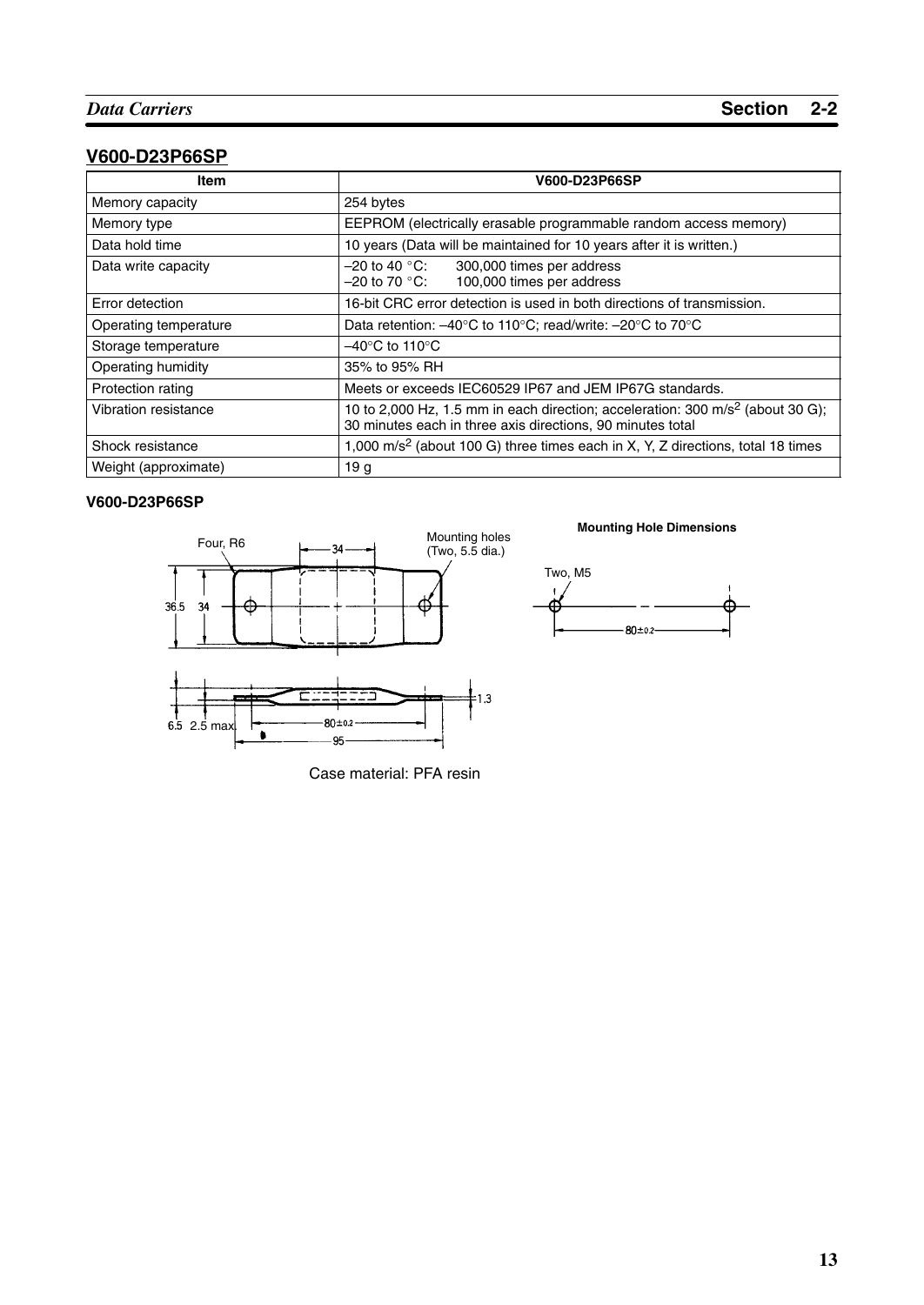## V600-D23P66SP

| Item | V600-D23P66SP |
|---|---|
| Memory capacity | 254 bytes |
| Memory type | EEPROM (electrically erasable programmable random access memory) |
| Data hold time | 10 years (Data will be maintained for 10 years after it is written.) |
| Data write capacity | –20 to 40 °C: 300,000 times per address<br>–20 to 70 °C: 100,000 times per address |
| Error detection | 16-bit CRC error detection is used in both directions of transmission. |
| Operating temperature | Data retention: –40°C to 110°C; read/write: –20°C to 70°C |
| Storage temperature | –40°C to 110°C |
| Operating humidity | 35% to 95% RH |
| Protection rating | Meets or exceeds IEC60529 IP67 and JEM IP67G standards. |
| Vibration resistance | 10 to 2,000 Hz, 1.5 mm in each direction; acceleration: 300 $m/s^2$ (about 30 G); 30 minutes each in three axis directions, 90 minutes total |
| Shock resistance | 1,000 $m/s^2$ (about 100 G) three times each in X, Y, Z directions, total 18 times |
| Weight (approximate) | 19 g |

### V600-D23P66SP

Four, R6

34

Mounting holes (Two, 5.5 dia.)

36.5 34

6.5 2.5 max.

80±0.2

95

1.3

**Mounting Hole Dimensions**

Two, M5

80±0.2

Case material: PFA resin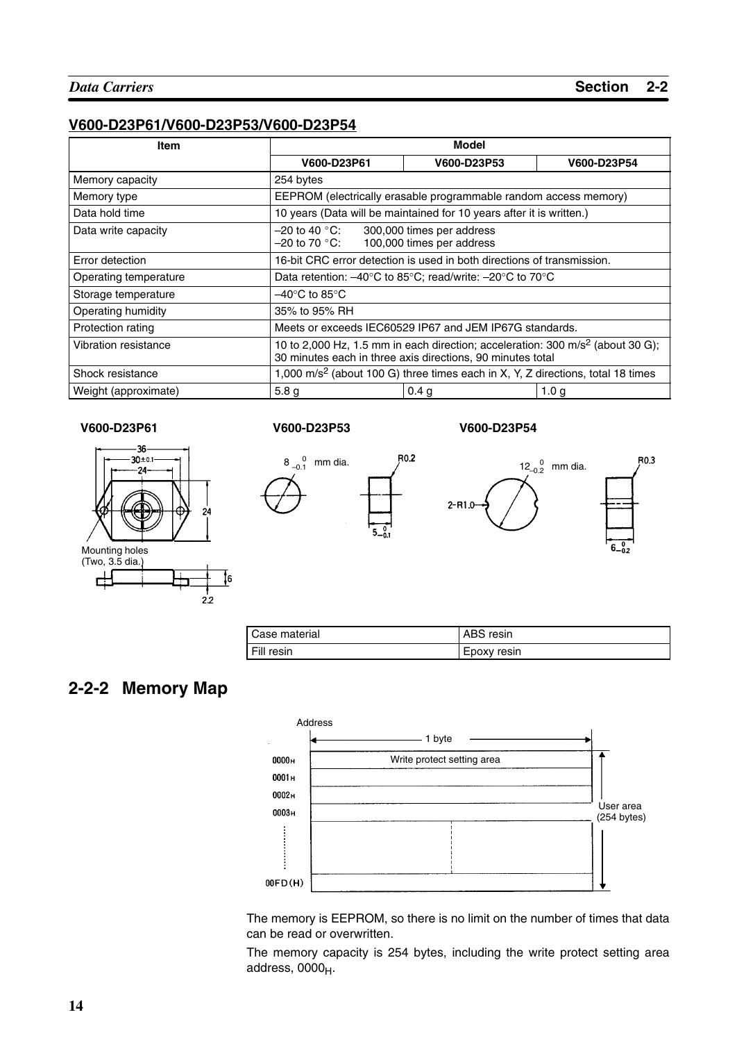### V600-D23P61/V600-D23P53/V600-D23P54

| Item | Model | | |
|---|---|---|---|
| | V600-D23P61 | V600-D23P53 | V600-D23P54 |
| Memory capacity | 254 bytes | | |
| Memory type | EEPROM (electrically erasable programmable random access memory) | | |
| Data hold time | 10 years (Data will be maintained for 10 years after it is written.) | | |
| Data write capacity | –20 to 40 °C: 300,000 times per address<br>–20 to 70 °C: 100,000 times per address | | |
| Error detection | 16-bit CRC error detection is used in both directions of transmission. | | |
| Operating temperature | Data retention: –40°C to 85°C; read/write: –20°C to 70°C | | |
| Storage temperature | –40°C to 85°C | | |
| Operating humidity | 35% to 95% RH | | |
| Protection rating | Meets or exceeds IEC60529 IP67 and JEM IP67G standards. | | |
| Vibration resistance | 10 to 2,000 Hz, 1.5 mm in each direction; acceleration: 300 $m/s^2$ (about 30 G); 30 minutes each in three axis directions, 90 minutes total | | |
| Shock resistance | 1,000 $m/s^2$ (about 100 G) three times each in X, Y, Z directions, total 18 times | | |
| Weight (approximate) | 5.8 g | 0.4 g | 1.0 g |

**V600-D23P61** **V600-D23P53** **V600-D23P54**

36, 30±0.1, 24, 24, Mounting holes (Two, 3.5 dia.), 6, 2.2

$8^{\ 0}_{-0.1}$ mm dia., R0.2, $5^{\ 0}_{-0.1}$

$12^{\ 0}_{-0.2}$ mm dia., 2-R1.0, R0.3, $6^{\ 0}_{-0.2}$

| Case material | ABS resin |
|---|---|
| Fill resin | Epoxy resin |

## 2-2-2 Memory Map

Address — 1 byte

| Address | |
|---|---|
| $0000_H$ | Write protect setting area |
| $0001_H$ | |
| $0002_H$ | |
| $0003_H$ | |
| ⋮ | |
| 00FD(H) | |

User area (254 bytes)

The memory is EEPROM, so there is no limit on the number of times that data can be read or overwritten.

The memory capacity is 254 bytes, including the write protect setting area address, $0000_H$.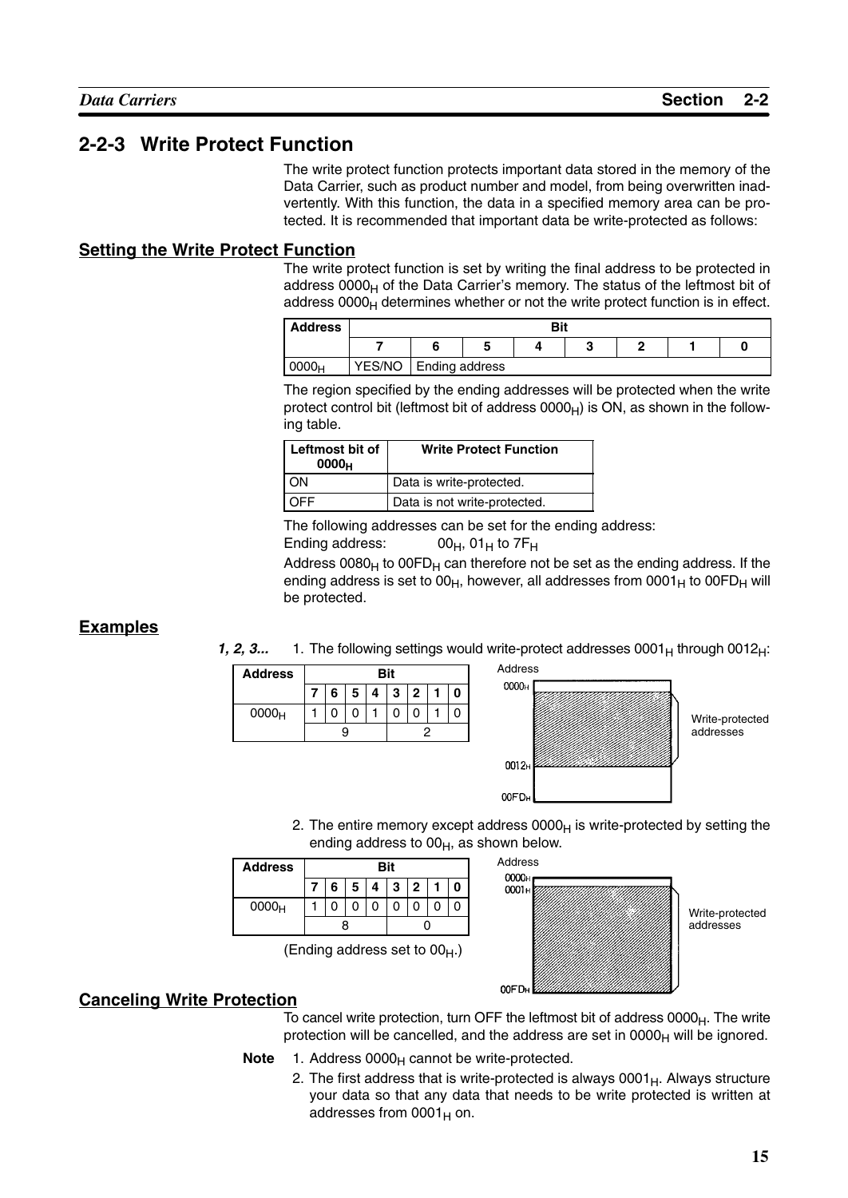## 2-2-3 Write Protect Function

The write protect function protects important data stored in the memory of the Data Carrier, such as product number and model, from being overwritten inadvertently. With this function, the data in a specified memory area can be protected. It is recommended that important data be write-protected as follows:

### Setting the Write Protect Function

The write protect function is set by writing the final address to be protected in address $0000_H$ of the Data Carrier's memory. The status of the leftmost bit of address $0000_H$ determines whether or not the write protect function is in effect.

| Address | Bit | | | | | | | |
|---|---|---|---|---|---|---|---|---|
| | 7 | 6 | 5 | 4 | 3 | 2 | 1 | 0 |
| $0000_H$ | YES/NO | Ending address | | | | | | |

The region specified by the ending addresses will be protected when the write protect control bit (leftmost bit of address $0000_H$) is ON, as shown in the following table.

| Leftmost bit of $0000_H$ | Write Protect Function |
|---|---|
| ON | Data is write-protected. |
| OFF | Data is not write-protected. |

The following addresses can be set for the ending address:

Ending address: $00_H$, $01_H$ to $7F_H$

Address $0080_H$ to $00FD_H$ can therefore not be set as the ending address. If the ending address is set to $00_H$, however, all addresses from $0001_H$ to $00FD_H$ will be protected.

### Examples

***1, 2, 3...***

1. The following settings would write-protect addresses $0001_H$ through $0012_H$:

| Address | Bit | | | | | | | |
|---|---|---|---|---|---|---|---|---|
| | 7 | 6 | 5 | 4 | 3 | 2 | 1 | 0 |
| $0000_H$ | 1 | 0 | 0 | 1 | 0 | 0 | 1 | 0 |
| | 9 | | | | 2 | | | |

Address: $0000_H$, $0012_H$, $00FD_H$ — Write-protected addresses

2. The entire memory except address $0000_H$ is write-protected by setting the ending address to $00_H$, as shown below.

| Address | Bit | | | | | | | |
|---|---|---|---|---|---|---|---|---|
| | 7 | 6 | 5 | 4 | 3 | 2 | 1 | 0 |
| $0000_H$ | 1 | 0 | 0 | 0 | 0 | 0 | 0 | 0 |
| | 8 | | | | 0 | | | |

(Ending address set to $00_H$.)

Address: $0000_H$, $0001_H$, $00FD_H$ — Write-protected addresses

### Canceling Write Protection

To cancel write protection, turn OFF the leftmost bit of address $0000_H$. The write protection will be cancelled, and the address are set in $0000_H$ will be ignored.

**Note**

1. Address $0000_H$ cannot be write-protected.
2. The first address that is write-protected is always $0001_H$. Always structure your data so that any data that needs to be write protected is written at addresses from $0001_H$ on.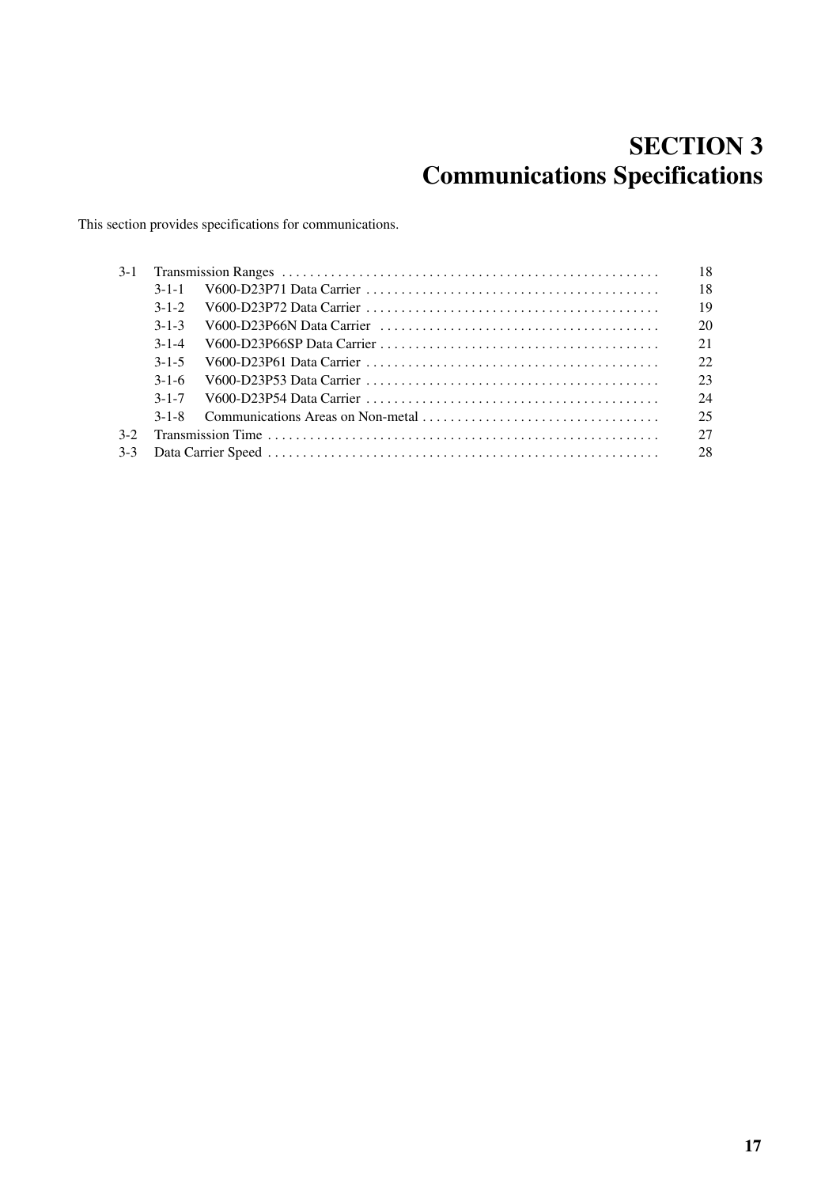# SECTION 3
# Communications Specifications

This section provides specifications for communications.

| | | | |
|---|---|---|---|
| 3-1 | | Transmission Ranges | 18 |
| | 3-1-1 | V600-D23P71 Data Carrier | 18 |
| | 3-1-2 | V600-D23P72 Data Carrier | 19 |
| | 3-1-3 | V600-D23P66N Data Carrier | 20 |
| | 3-1-4 | V600-D23P66SP Data Carrier | 21 |
| | 3-1-5 | V600-D23P61 Data Carrier | 22 |
| | 3-1-6 | V600-D23P53 Data Carrier | 23 |
| | 3-1-7 | V600-D23P54 Data Carrier | 24 |
| | 3-1-8 | Communications Areas on Non-metal | 25 |
| 3-2 | | Transmission Time | 27 |
| 3-3 | | Data Carrier Speed | 28 |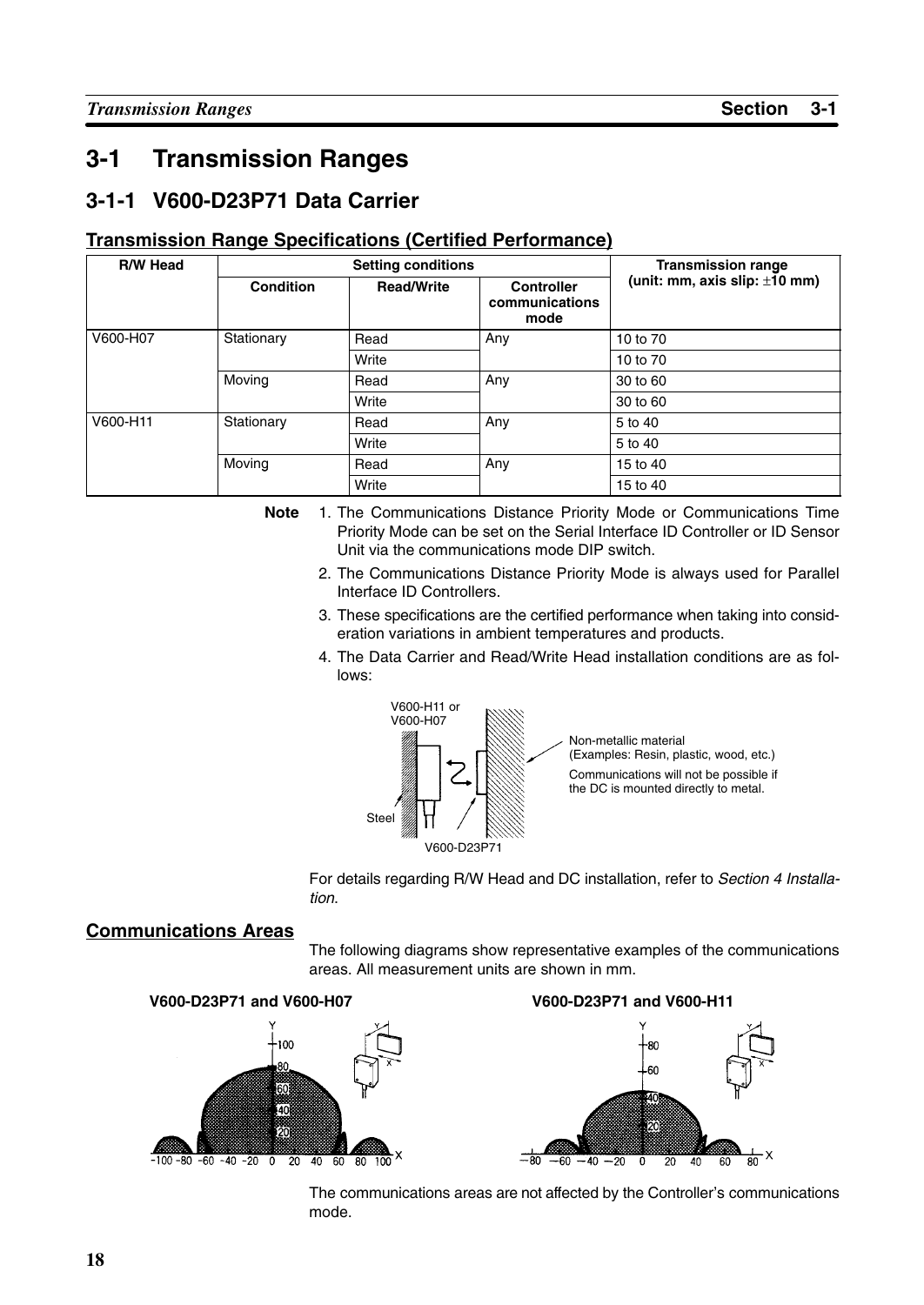# 3-1 Transmission Ranges

## 3-1-1 V600-D23P71 Data Carrier

### Transmission Range Specifications (Certified Performance)

| R/W Head | Setting conditions | | | Transmission range (unit: mm, axis slip: ±10 mm) |
|---|---|---|---|---|
| | Condition | Read/Write | Controller communications mode | |
| V600-H07 | Stationary | Read | Any | 10 to 70 |
| | | Write | | 10 to 70 |
| | Moving | Read | Any | 30 to 60 |
| | | Write | | 30 to 60 |
| V600-H11 | Stationary | Read | Any | 5 to 40 |
| | | Write | | 5 to 40 |
| | Moving | Read | Any | 15 to 40 |
| | | Write | | 15 to 40 |

**Note**
1. The Communications Distance Priority Mode or Communications Time Priority Mode can be set on the Serial Interface ID Controller or ID Sensor Unit via the communications mode DIP switch.
2. The Communications Distance Priority Mode is always used for Parallel Interface ID Controllers.
3. These specifications are the certified performance when taking into consideration variations in ambient temperatures and products.
4. The Data Carrier and Read/Write Head installation conditions are as follows:

V600-H11 or V600-H07

Steel

V600-D23P71

Non-metallic material (Examples: Resin, plastic, wood, etc.)

Communications will not be possible if the DC is mounted directly to metal.

For details regarding R/W Head and DC installation, refer to *Section 4 Installation*.

### Communications Areas

The following diagrams show representative examples of the communications areas. All measurement units are shown in mm.

**V600-D23P71 and V600-H07**

**V600-D23P71 and V600-H11**

The communications areas are not affected by the Controller's communications mode.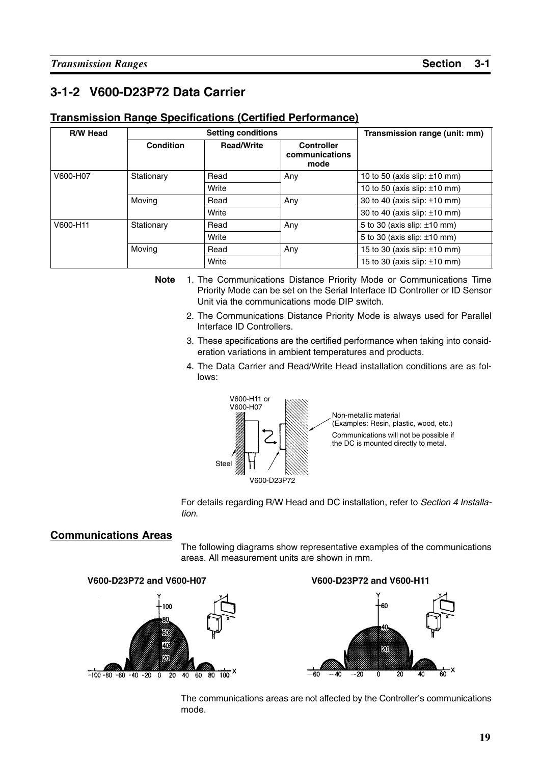## 3-1-2 V600-D23P72 Data Carrier

### Transmission Range Specifications (Certified Performance)

| R/W Head | Setting conditions | | | Transmission range (unit: mm) |
|---|---|---|---|---|
| | Condition | Read/Write | Controller communications mode | |
| V600-H07 | Stationary | Read | Any | 10 to 50 (axis slip: ±10 mm) |
| | | Write | | 10 to 50 (axis slip: ±10 mm) |
| | Moving | Read | Any | 30 to 40 (axis slip: ±10 mm) |
| | | Write | | 30 to 40 (axis slip: ±10 mm) |
| V600-H11 | Stationary | Read | Any | 5 to 30 (axis slip: ±10 mm) |
| | | Write | | 5 to 30 (axis slip: ±10 mm) |
| | Moving | Read | Any | 15 to 30 (axis slip: ±10 mm) |
| | | Write | | 15 to 30 (axis slip: ±10 mm) |

**Note**

1. The Communications Distance Priority Mode or Communications Time Priority Mode can be set on the Serial Interface ID Controller or ID Sensor Unit via the communications mode DIP switch.
2. The Communications Distance Priority Mode is always used for Parallel Interface ID Controllers.
3. These specifications are the certified performance when taking into consideration variations in ambient temperatures and products.
4. The Data Carrier and Read/Write Head installation conditions are as follows:

V600-H11 or V600-H07

Steel

V600-D23P72

Non-metallic material (Examples: Resin, plastic, wood, etc.)

Communications will not be possible if the DC is mounted directly to metal.

For details regarding R/W Head and DC installation, refer to *Section 4 Installation*.

### Communications Areas

The following diagrams show representative examples of the communications areas. All measurement units are shown in mm.

**V600-D23P72 and V600-H07**

**V600-D23P72 and V600-H11**

The communications areas are not affected by the Controller's communications mode.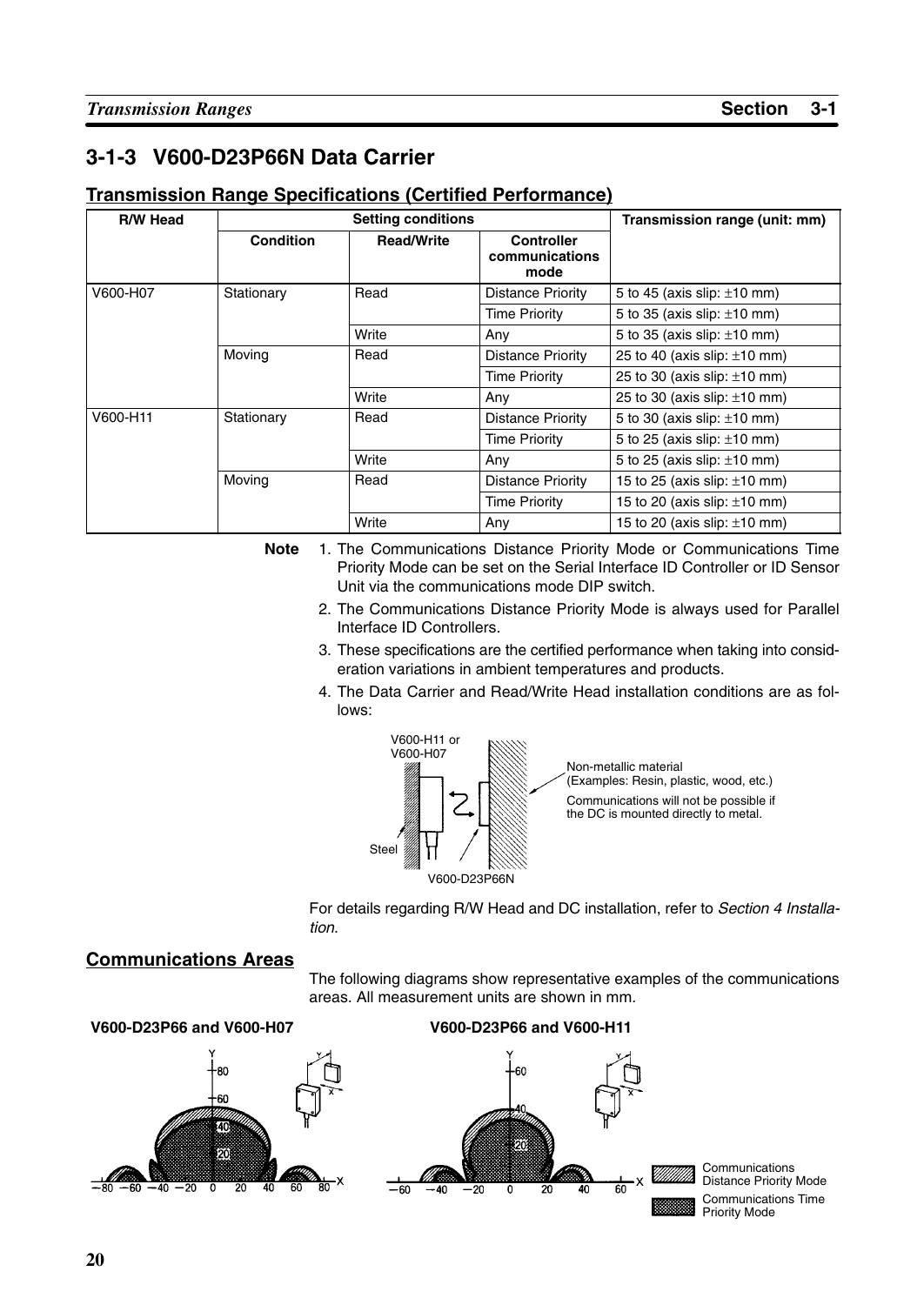## 3-1-3 V600-D23P66N Data Carrier

### Transmission Range Specifications (Certified Performance)

| R/W Head | Setting conditions | | | Transmission range (unit: mm) |
|---|---|---|---|---|
| | Condition | Read/Write | Controller communications mode | |
| V600-H07 | Stationary | Read | Distance Priority | 5 to 45 (axis slip: ±10 mm) |
| | | | Time Priority | 5 to 35 (axis slip: ±10 mm) |
| | | Write | Any | 5 to 35 (axis slip: ±10 mm) |
| | Moving | Read | Distance Priority | 25 to 40 (axis slip: ±10 mm) |
| | | | Time Priority | 25 to 30 (axis slip: ±10 mm) |
| | | Write | Any | 25 to 30 (axis slip: ±10 mm) |
| V600-H11 | Stationary | Read | Distance Priority | 5 to 30 (axis slip: ±10 mm) |
| | | | Time Priority | 5 to 25 (axis slip: ±10 mm) |
| | | Write | Any | 5 to 25 (axis slip: ±10 mm) |
| | Moving | Read | Distance Priority | 15 to 25 (axis slip: ±10 mm) |
| | | | Time Priority | 15 to 20 (axis slip: ±10 mm) |
| | | Write | Any | 15 to 20 (axis slip: ±10 mm) |

**Note**

1. The Communications Distance Priority Mode or Communications Time Priority Mode can be set on the Serial Interface ID Controller or ID Sensor Unit via the communications mode DIP switch.
2. The Communications Distance Priority Mode is always used for Parallel Interface ID Controllers.
3. These specifications are the certified performance when taking into consideration variations in ambient temperatures and products.
4. The Data Carrier and Read/Write Head installation conditions are as follows:

V600-H11 or V600-H07

Steel

V600-D23P66N

Non-metallic material (Examples: Resin, plastic, wood, etc.)

Communications will not be possible if the DC is mounted directly to metal.

For details regarding R/W Head and DC installation, refer to *Section 4 Installation*.

### Communications Areas

The following diagrams show representative examples of the communications areas. All measurement units are shown in mm.

**V600-D23P66 and V600-H07**

**V600-D23P66 and V600-H11**

Communications Distance Priority Mode

Communications Time Priority Mode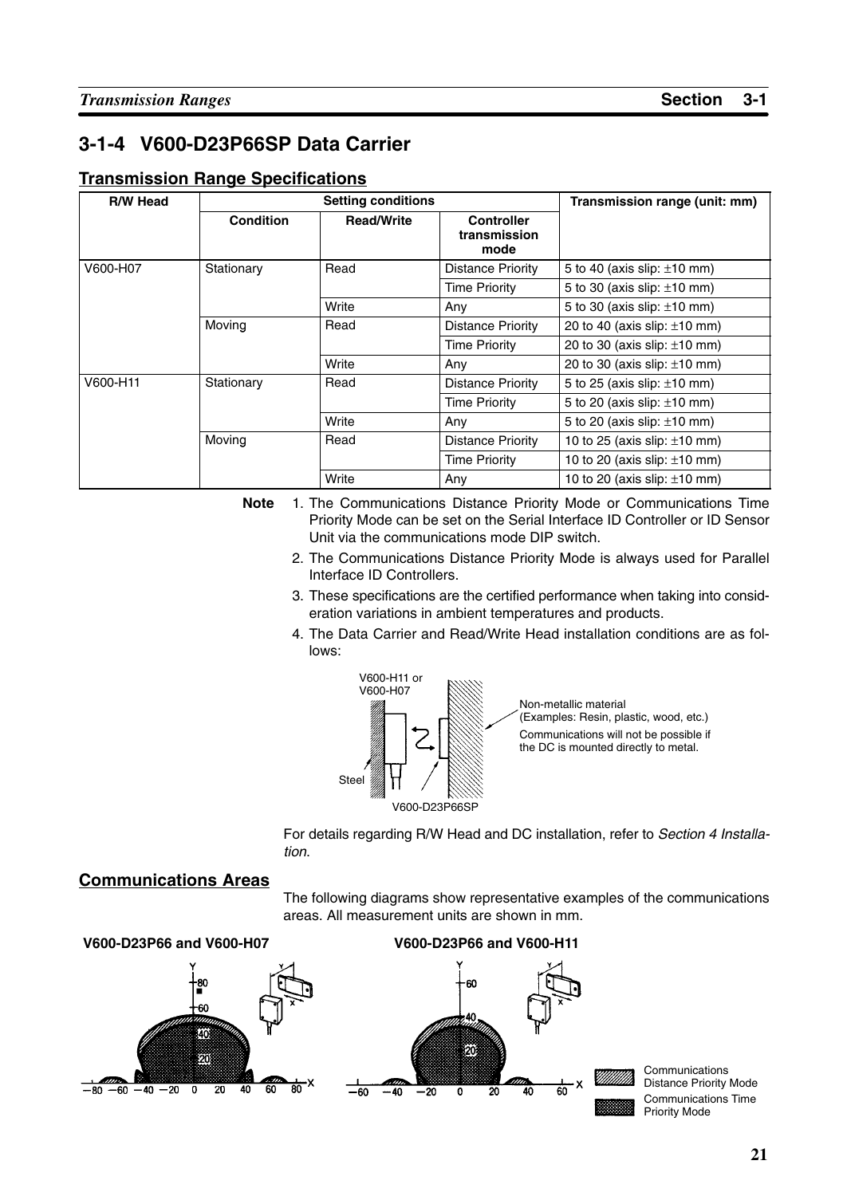## 3-1-4 V600-D23P66SP Data Carrier

### Transmission Range Specifications

| R/W Head | Setting conditions | | | Transmission range (unit: mm) |
|---|---|---|---|---|
| | Condition | Read/Write | Controller transmission mode | |
| V600-H07 | Stationary | Read | Distance Priority | 5 to 40 (axis slip: ±10 mm) |
| | | | Time Priority | 5 to 30 (axis slip: ±10 mm) |
| | | Write | Any | 5 to 30 (axis slip: ±10 mm) |
| | Moving | Read | Distance Priority | 20 to 40 (axis slip: ±10 mm) |
| | | | Time Priority | 20 to 30 (axis slip: ±10 mm) |
| | | Write | Any | 20 to 30 (axis slip: ±10 mm) |
| V600-H11 | Stationary | Read | Distance Priority | 5 to 25 (axis slip: ±10 mm) |
| | | | Time Priority | 5 to 20 (axis slip: ±10 mm) |
| | | Write | Any | 5 to 20 (axis slip: ±10 mm) |
| | Moving | Read | Distance Priority | 10 to 25 (axis slip: ±10 mm) |
| | | | Time Priority | 10 to 20 (axis slip: ±10 mm) |
| | | Write | Any | 10 to 20 (axis slip: ±10 mm) |

**Note**

1. The Communications Distance Priority Mode or Communications Time Priority Mode can be set on the Serial Interface ID Controller or ID Sensor Unit via the communications mode DIP switch.
2. The Communications Distance Priority Mode is always used for Parallel Interface ID Controllers.
3. These specifications are the certified performance when taking into consideration variations in ambient temperatures and products.
4. The Data Carrier and Read/Write Head installation conditions are as follows:

V600-H11 or V600-H07

Non-metallic material (Examples: Resin, plastic, wood, etc.)

Communications will not be possible if the DC is mounted directly to metal.

Steel

V600-D23P66SP

For details regarding R/W Head and DC installation, refer to *Section 4 Installation*.

### Communications Areas

The following diagrams show representative examples of the communications areas. All measurement units are shown in mm.

**V600-D23P66 and V600-H07**

**V600-D23P66 and V600-H11**

Communications Distance Priority Mode

Communications Time Priority Mode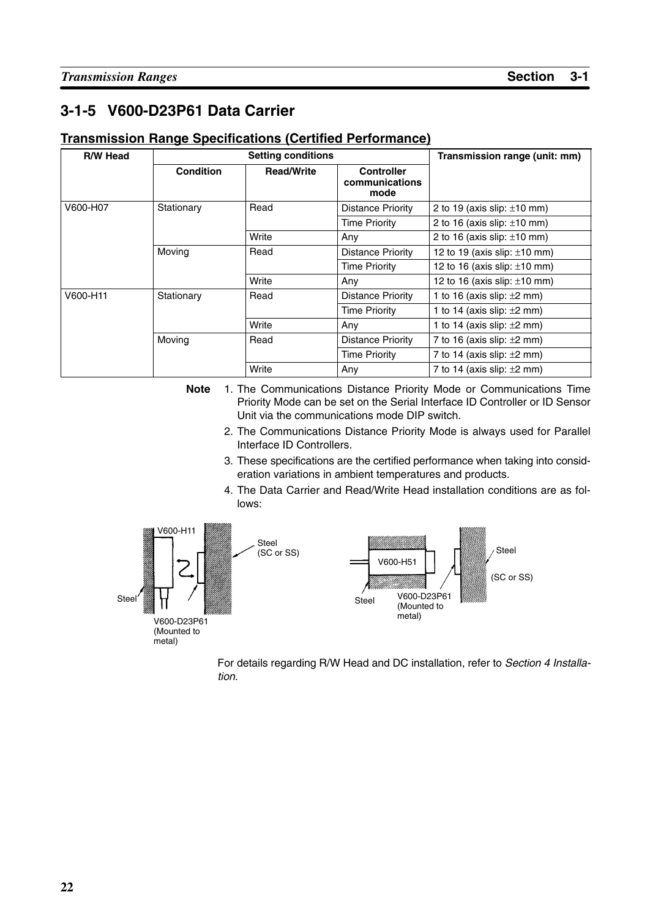### 3-1-5 V600-D23P61 Data Carrier

#### Transmission Range Specifications (Certified Performance)

| R/W Head | Setting conditions | | | Transmission range (unit: mm) |
|---|---|---|---|---|
| | Condition | Read/Write | Controller communications mode | |
| V600-H07 | Stationary | Read | Distance Priority | 2 to 19 (axis slip: ±10 mm) |
| | | | Time Priority | 2 to 16 (axis slip: ±10 mm) |
| | | Write | Any | 2 to 16 (axis slip: ±10 mm) |
| | Moving | Read | Distance Priority | 12 to 19 (axis slip: ±10 mm) |
| | | | Time Priority | 12 to 16 (axis slip: ±10 mm) |
| | | Write | Any | 12 to 16 (axis slip: ±10 mm) |
| V600-H11 | Stationary | Read | Distance Priority | 1 to 16 (axis slip: ±2 mm) |
| | | | Time Priority | 1 to 14 (axis slip: ±2 mm) |
| | | Write | Any | 1 to 14 (axis slip: ±2 mm) |
| | Moving | Read | Distance Priority | 7 to 16 (axis slip: ±2 mm) |
| | | | Time Priority | 7 to 14 (axis slip: ±2 mm) |
| | | Write | Any | 7 to 14 (axis slip: ±2 mm) |

**Note**

1. The Communications Distance Priority Mode or Communications Time Priority Mode can be set on the Serial Interface ID Controller or ID Sensor Unit via the communications mode DIP switch.
2. The Communications Distance Priority Mode is always used for Parallel Interface ID Controllers.
3. These specifications are the certified performance when taking into consideration variations in ambient temperatures and products.
4. The Data Carrier and Read/Write Head installation conditions are as follows:

V600-H11 — Steel (SC or SS) — Steel — V600-D23P61 (Mounted to metal)

V600-H51 — Steel — Steel (SC or SS) — V600-D23P61 (Mounted to metal)

For details regarding R/W Head and DC installation, refer to *Section 4 Installation*.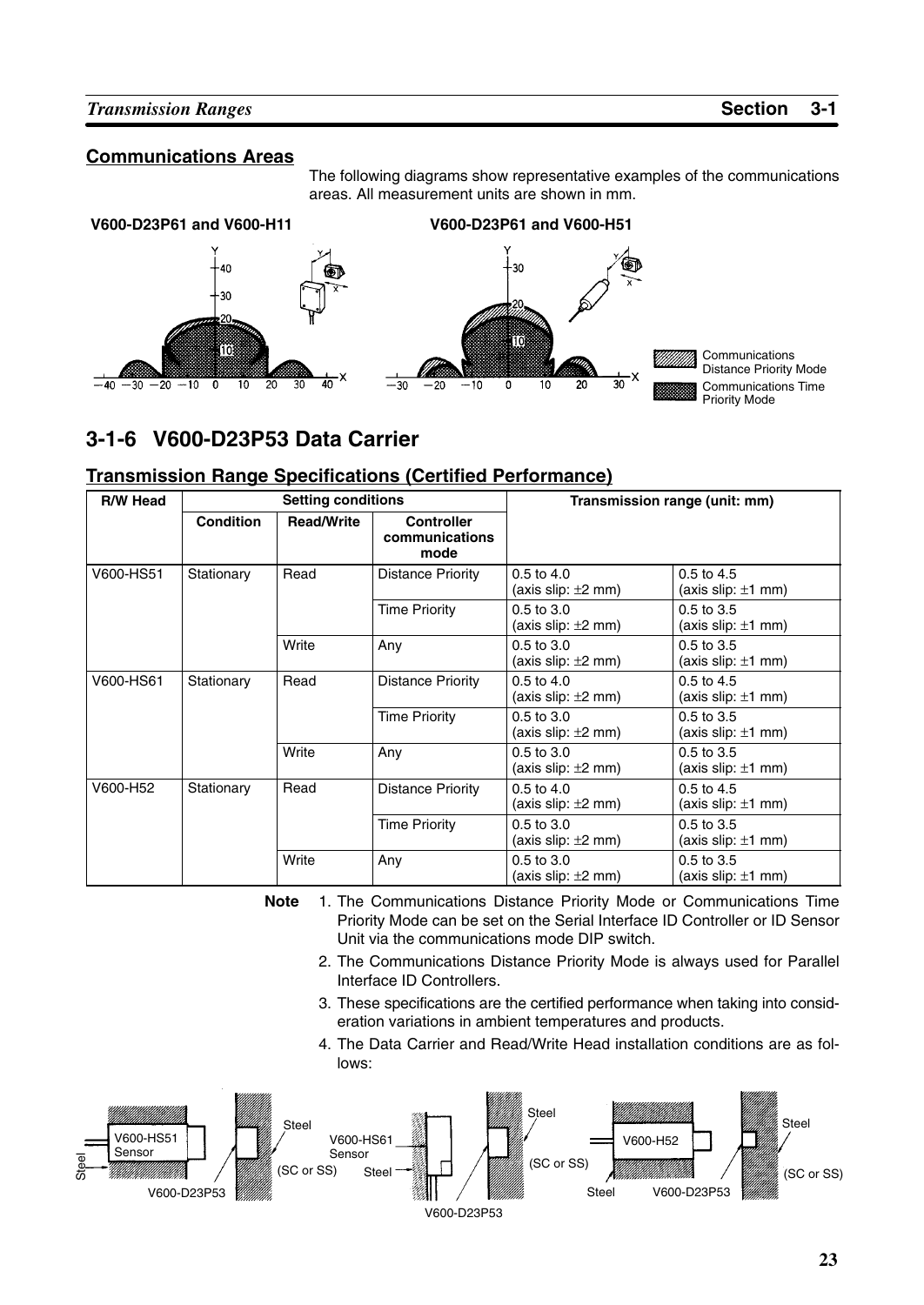## Communications Areas

The following diagrams show representative examples of the communications areas. All measurement units are shown in mm.

**V600-D23P61 and V600-H11**

**V600-D23P61 and V600-H51**

Communications Distance Priority Mode

Communications Time Priority Mode

## 3-1-6 V600-D23P53 Data Carrier

### Transmission Range Specifications (Certified Performance)

| R/W Head | Setting conditions | | | Transmission range (unit: mm) | |
|---|---|---|---|---|---|
| | Condition | Read/Write | Controller communications mode | | |
| V600-HS51 | Stationary | Read | Distance Priority | 0.5 to 4.0 (axis slip: ±2 mm) | 0.5 to 4.5 (axis slip: ±1 mm) |
| | | | Time Priority | 0.5 to 3.0 (axis slip: ±2 mm) | 0.5 to 3.5 (axis slip: ±1 mm) |
| | | Write | Any | 0.5 to 3.0 (axis slip: ±2 mm) | 0.5 to 3.5 (axis slip: ±1 mm) |
| V600-HS61 | Stationary | Read | Distance Priority | 0.5 to 4.0 (axis slip: ±2 mm) | 0.5 to 4.5 (axis slip: ±1 mm) |
| | | | Time Priority | 0.5 to 3.0 (axis slip: ±2 mm) | 0.5 to 3.5 (axis slip: ±1 mm) |
| | | Write | Any | 0.5 to 3.0 (axis slip: ±2 mm) | 0.5 to 3.5 (axis slip: ±1 mm) |
| V600-H52 | Stationary | Read | Distance Priority | 0.5 to 4.0 (axis slip: ±2 mm) | 0.5 to 4.5 (axis slip: ±1 mm) |
| | | | Time Priority | 0.5 to 3.0 (axis slip: ±2 mm) | 0.5 to 3.5 (axis slip: ±1 mm) |
| | | Write | Any | 0.5 to 3.0 (axis slip: ±2 mm) | 0.5 to 3.5 (axis slip: ±1 mm) |

**Note**

1. The Communications Distance Priority Mode or Communications Time Priority Mode can be set on the Serial Interface ID Controller or ID Sensor Unit via the communications mode DIP switch.
2. The Communications Distance Priority Mode is always used for Parallel Interface ID Controllers.
3. These specifications are the certified performance when taking into consideration variations in ambient temperatures and products.
4. The Data Carrier and Read/Write Head installation conditions are as follows:

V600-HS51 Sensor, Steel, Steel (SC or SS), V600-D23P53

V600-HS61 Sensor, Steel, Steel (SC or SS), V600-D23P53

V600-H52, Steel, Steel (SC or SS), V600-D23P53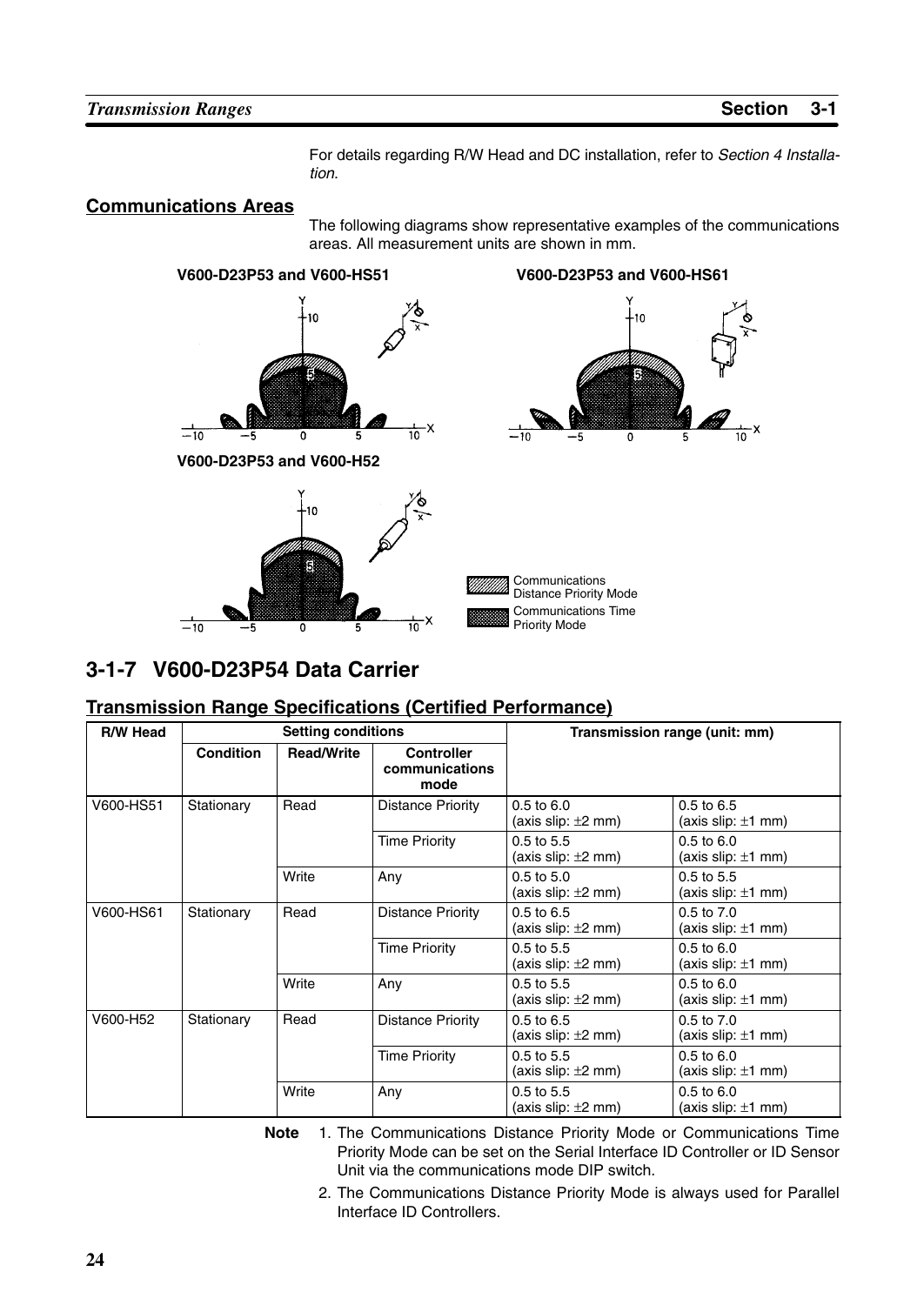For details regarding R/W Head and DC installation, refer to *Section 4 Installation*.

## Communications Areas

The following diagrams show representative examples of the communications areas. All measurement units are shown in mm.

**V600-D23P53 and V600-HS51**

**V600-D23P53 and V600-HS61**

**V600-D23P53 and V600-H52**

Communications Distance Priority Mode

Communications Time Priority Mode

## 3-1-7 V600-D23P54 Data Carrier

### Transmission Range Specifications (Certified Performance)

| R/W Head | Setting conditions | | | Transmission range (unit: mm) | |
|---|---|---|---|---|---|
| | Condition | Read/Write | Controller communications mode | | |
| V600-HS51 | Stationary | Read | Distance Priority | 0.5 to 6.0 (axis slip: ±2 mm) | 0.5 to 6.5 (axis slip: ±1 mm) |
| | | | Time Priority | 0.5 to 5.5 (axis slip: ±2 mm) | 0.5 to 6.0 (axis slip: ±1 mm) |
| | | Write | Any | 0.5 to 5.0 (axis slip: ±2 mm) | 0.5 to 5.5 (axis slip: ±1 mm) |
| V600-HS61 | Stationary | Read | Distance Priority | 0.5 to 6.5 (axis slip: ±2 mm) | 0.5 to 7.0 (axis slip: ±1 mm) |
| | | | Time Priority | 0.5 to 5.5 (axis slip: ±2 mm) | 0.5 to 6.0 (axis slip: ±1 mm) |
| | | Write | Any | 0.5 to 5.5 (axis slip: ±2 mm) | 0.5 to 6.0 (axis slip: ±1 mm) |
| V600-H52 | Stationary | Read | Distance Priority | 0.5 to 6.5 (axis slip: ±2 mm) | 0.5 to 7.0 (axis slip: ±1 mm) |
| | | | Time Priority | 0.5 to 5.5 (axis slip: ±2 mm) | 0.5 to 6.0 (axis slip: ±1 mm) |
| | | Write | Any | 0.5 to 5.5 (axis slip: ±2 mm) | 0.5 to 6.0 (axis slip: ±1 mm) |

**Note**

1. The Communications Distance Priority Mode or Communications Time Priority Mode can be set on the Serial Interface ID Controller or ID Sensor Unit via the communications mode DIP switch.
2. The Communications Distance Priority Mode is always used for Parallel Interface ID Controllers.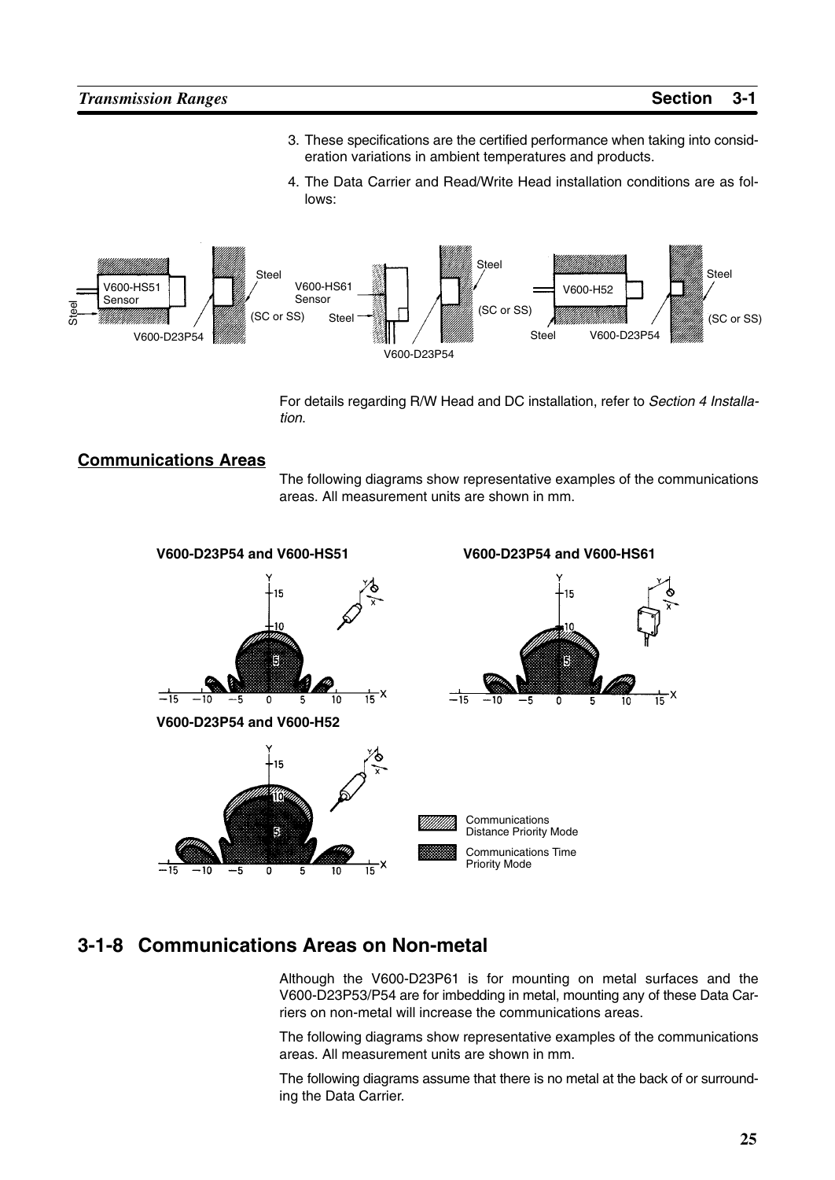3. These specifications are the certified performance when taking into consideration variations in ambient temperatures and products.

4. The Data Carrier and Read/Write Head installation conditions are as follows:

For details regarding R/W Head and DC installation, refer to *Section 4 Installation*.

## Communications Areas

The following diagrams show representative examples of the communications areas. All measurement units are shown in mm.

**V600-D23P54 and V600-HS51**

**V600-D23P54 and V600-HS61**

**V600-D23P54 and V600-H52**

## 3-1-8 Communications Areas on Non-metal

Although the V600-D23P61 is for mounting on metal surfaces and the V600-D23P53/P54 are for imbedding in metal, mounting any of these Data Carriers on non-metal will increase the communications areas.

The following diagrams show representative examples of the communications areas. All measurement units are shown in mm.

The following diagrams assume that there is no metal at the back of or surrounding the Data Carrier.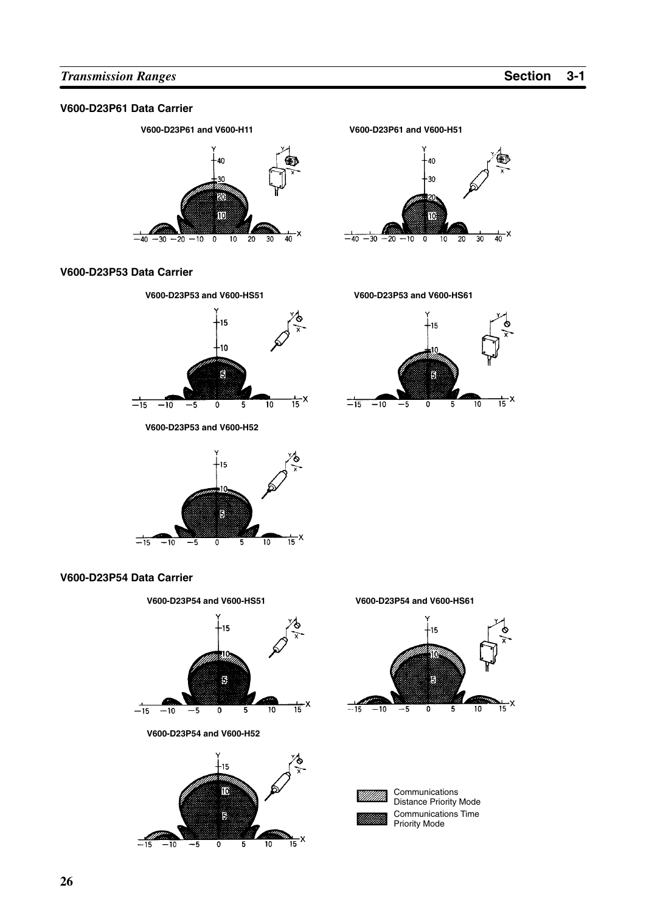### V600-D23P61 Data Carrier

**V600-D23P61 and V600-H11**

**V600-D23P61 and V600-H51**

### V600-D23P53 Data Carrier

**V600-D23P53 and V600-HS51**

**V600-D23P53 and V600-HS61**

**V600-D23P53 and V600-H52**

### V600-D23P54 Data Carrier

**V600-D23P54 and V600-HS51**

**V600-D23P54 and V600-HS61**

**V600-D23P54 and V600-H52**

Communications Distance Priority Mode

Communications Time Priority Mode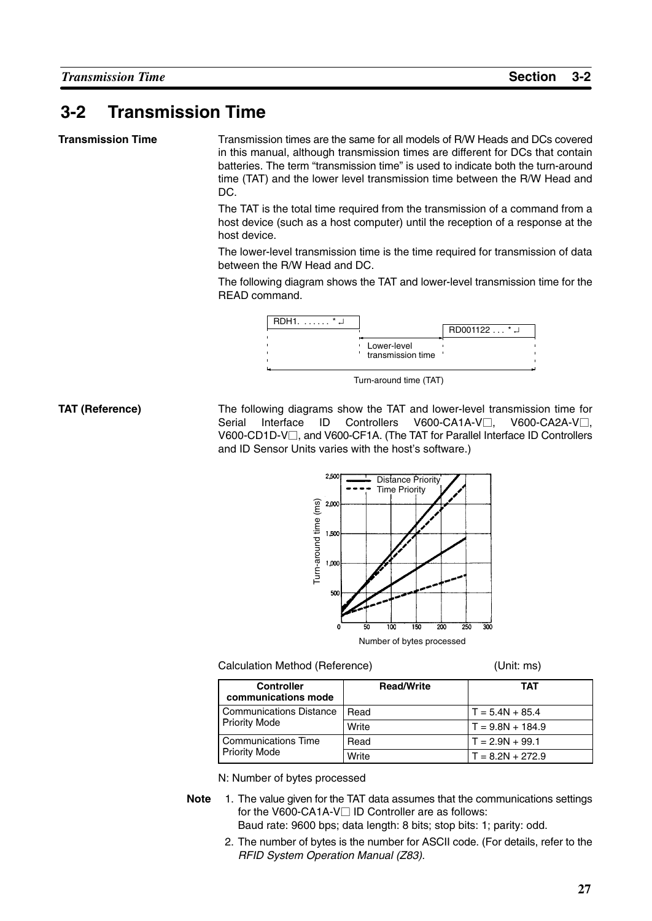## 3-2 Transmission Time

**Transmission Time**

Transmission times are the same for all models of R/W Heads and DCs covered in this manual, although transmission times are different for DCs that contain batteries. The term “transmission time” is used to indicate both the turn-around time (TAT) and the lower level transmission time between the R/W Head and DC.

The TAT is the total time required from the transmission of a command from a host device (such as a host computer) until the reception of a response at the host device.

The lower-level transmission time is the time required for transmission of data between the R/W Head and DC.

The following diagram shows the TAT and lower-level transmission time for the READ command.

RDH1. . . . . . . * ↵

RD001122 . . . * ↵

Lower-level transmission time

Turn-around time (TAT)

**TAT (Reference)**

The following diagrams show the TAT and lower-level transmission time for Serial Interface ID Controllers V600-CA1A-V□, V600-CA2A-V□, V600-CD1D-V□, and V600-CF1A. (The TAT for Parallel Interface ID Controllers and ID Sensor Units varies with the host’s software.)

Calculation Method (Reference) (Unit: ms)

| Controller communications mode | Read/Write | TAT |
|---|---|---|
| Communications Distance Priority Mode | Read | T = 5.4N + 85.4 |
| | Write | T = 9.8N + 184.9 |
| Communications Time Priority Mode | Read | T = 2.9N + 99.1 |
| | Write | T = 8.2N + 272.9 |

N: Number of bytes processed

**Note**

1. The value given for the TAT data assumes that the communications settings for the V600-CA1A-V□ ID Controller are as follows:
   Baud rate: 9600 bps; data length: 8 bits; stop bits: 1; parity: odd.
2. The number of bytes is the number for ASCII code. (For details, refer to the *RFID System Operation Manual (Z83)*.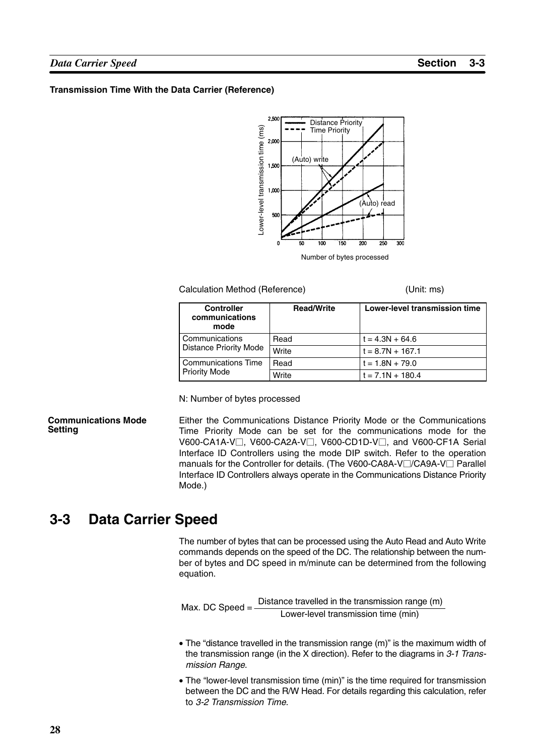**Transmission Time With the Data Carrier (Reference)**

Calculation Method (Reference) (Unit: ms)

| Controller communications mode | Read/Write | Lower-level transmission time |
|---|---|---|
| Communications Distance Priority Mode | Read | t = 4.3N + 64.6 |
| | Write | t = 8.7N + 167.1 |
| Communications Time Priority Mode | Read | t = 1.8N + 79.0 |
| | Write | t = 7.1N + 180.4 |

N: Number of bytes processed

**Communications Mode Setting**

Either the Communications Distance Priority Mode or the Communications Time Priority Mode can be set for the communications mode for the V600-CA1A-V□, V600-CA2A-V□, V600-CD1D-V□, and V600-CF1A Serial Interface ID Controllers using the mode DIP switch. Refer to the operation manuals for the Controller for details. (The V600-CA8A-V□/CA9A-V□ Parallel Interface ID Controllers always operate in the Communications Distance Priority Mode.)

## 3-3 Data Carrier Speed

The number of bytes that can be processed using the Auto Read and Auto Write commands depends on the speed of the DC. The relationship between the number of bytes and DC speed in m/minute can be determined from the following equation.

$$\text{Max. DC Speed} = \frac{\text{Distance travelled in the transmission range (m)}}{\text{Lower-level transmission time (min)}}$$

- The "distance travelled in the transmission range (m)" is the maximum width of the transmission range (in the X direction). Refer to the diagrams in *3-1 Transmission Range*.
- The "lower-level transmission time (min)" is the time required for transmission between the DC and the R/W Head. For details regarding this calculation, refer to *3-2 Transmission Time*.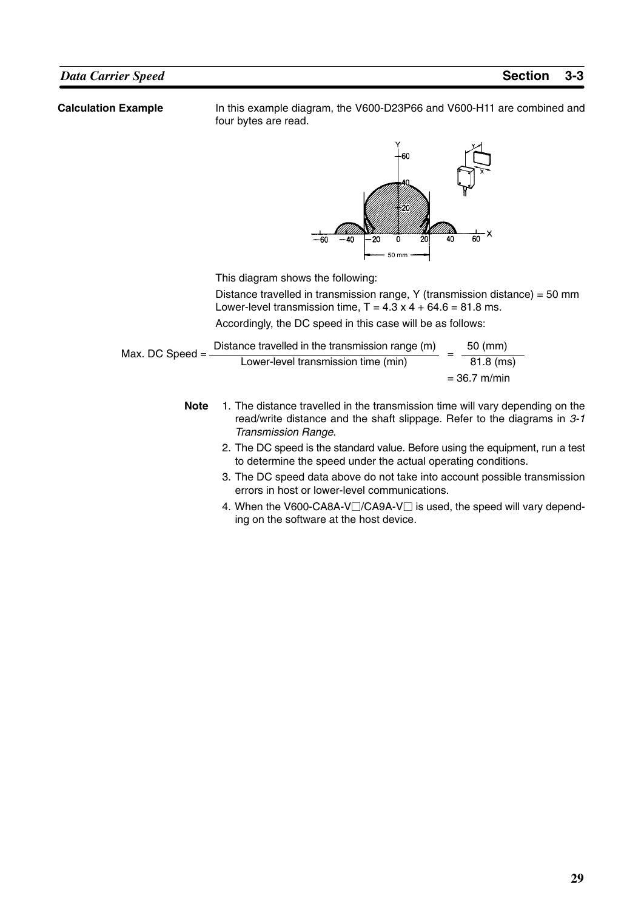### Calculation Example

In this example diagram, the V600-D23P66 and V600-H11 are combined and four bytes are read.

This diagram shows the following:

Distance travelled in transmission range, Y (transmission distance) = 50 mm
Lower-level transmission time, $T = 4.3 \times 4 + 64.6 = 81.8$ ms.

Accordingly, the DC speed in this case will be as follows:

$$\text{Max. DC Speed} = \frac{\text{Distance travelled in the transmission range (m)}}{\text{Lower-level transmission time (min)}} = \frac{50 \text{ (mm)}}{81.8 \text{ (ms)}}$$

$$= 36.7 \text{ m/min}$$

**Note**

1. The distance travelled in the transmission time will vary depending on the read/write distance and the shaft slippage. Refer to the diagrams in *3-1 Transmission Range*.
2. The DC speed is the standard value. Before using the equipment, run a test to determine the speed under the actual operating conditions.
3. The DC speed data above do not take into account possible transmission errors in host or lower-level communications.
4. When the V600-CA8A-V□/CA9A-V□ is used, the speed will vary depending on the software at the host device.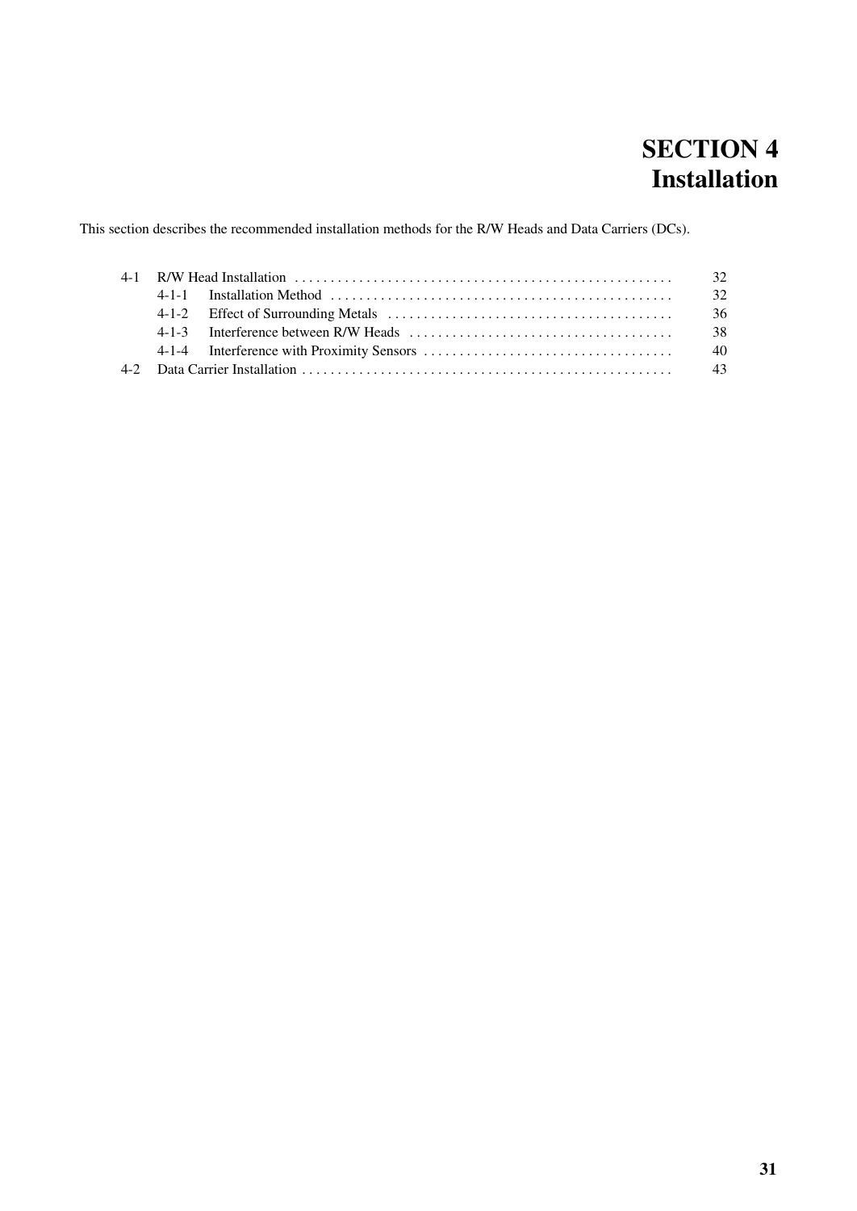# SECTION 4
# Installation

This section describes the recommended installation methods for the R/W Heads and Data Carriers (DCs).

| | | |
|---|---|---|
| 4-1 | R/W Head Installation | 32 |
| | 4-1-1 Installation Method | 32 |
| | 4-1-2 Effect of Surrounding Metals | 36 |
| | 4-1-3 Interference between R/W Heads | 38 |
| | 4-1-4 Interference with Proximity Sensors | 40 |
| 4-2 | Data Carrier Installation | 43 |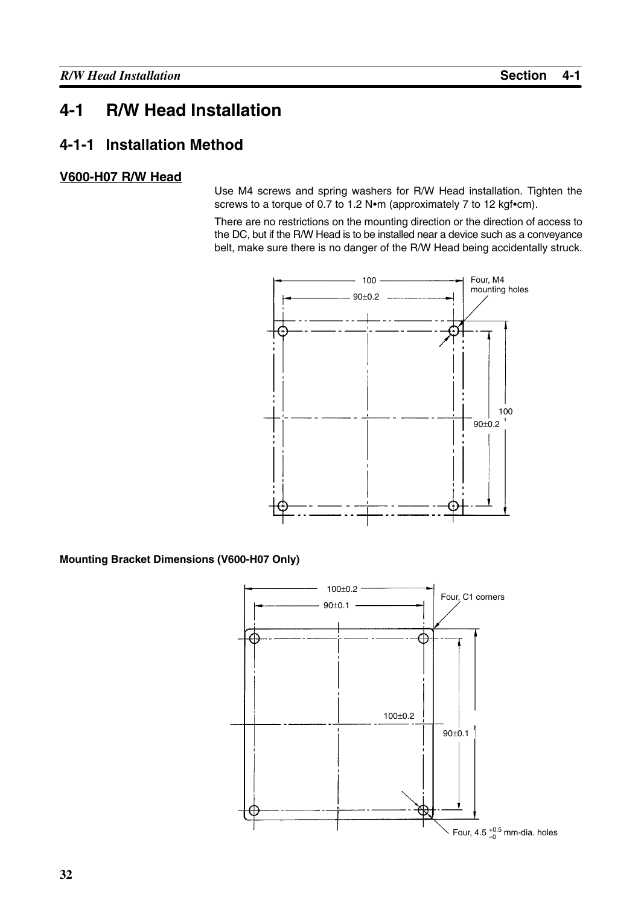# 4-1 R/W Head Installation

## 4-1-1 Installation Method

### V600-H07 R/W Head

Use M4 screws and spring washers for R/W Head installation. Tighten the screws to a torque of 0.7 to 1.2 N•m (approximately 7 to 12 kgf•cm).

There are no restrictions on the mounting direction or the direction of access to the DC, but if the R/W Head is to be installed near a device such as a conveyance belt, make sure there is no danger of the R/W Head being accidentally struck.

100

90±0.2

Four, M4 mounting holes

100

90±0.2

**Mounting Bracket Dimensions (V600-H07 Only)**

100±0.2

90±0.1

Four, C1 corners

100±0.2

90±0.1

Four, 4.5 $^{+0.5}_{-0}$ mm-dia. holes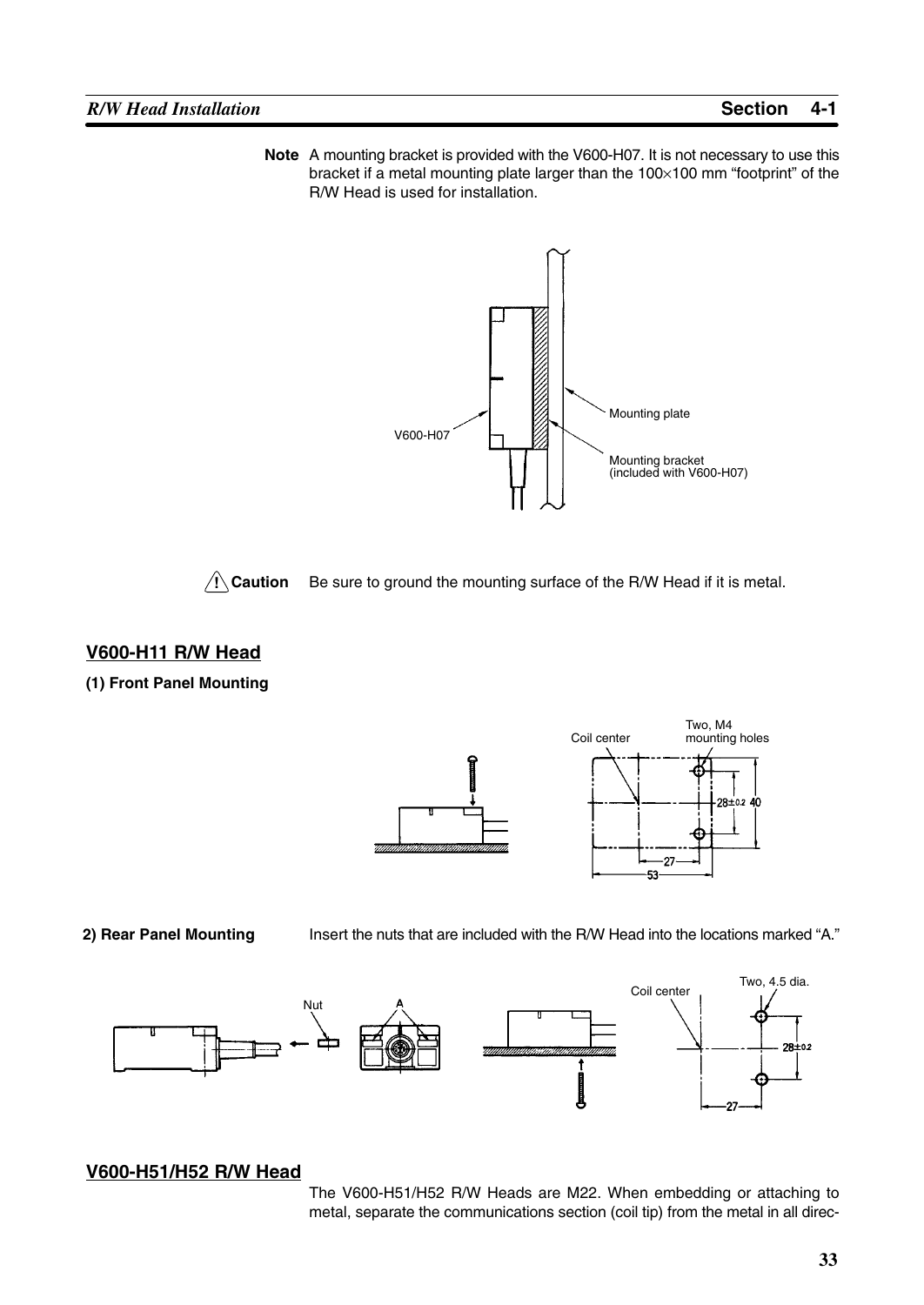**Note** A mounting bracket is provided with the V600-H07. It is not necessary to use this bracket if a metal mounting plate larger than the 100×100 mm “footprint” of the R/W Head is used for installation.

Mounting plate

V600-H07

Mounting bracket (included with V600-H07)

**⚠ Caution** Be sure to ground the mounting surface of the R/W Head if it is metal.

## V600-H11 R/W Head

**(1) Front Panel Mounting**

Coil center

Two, M4 mounting holes

28±0.2 40

27

53

**2) Rear Panel Mounting** Insert the nuts that are included with the R/W Head into the locations marked “A.”

Nut

A

Coil center

Two, 4.5 dia.

28±0.2

27

## V600-H51/H52 R/W Head

The V600-H51/H52 R/W Heads are M22. When embedding or attaching to metal, separate the communications section (coil tip) from the metal in all direc-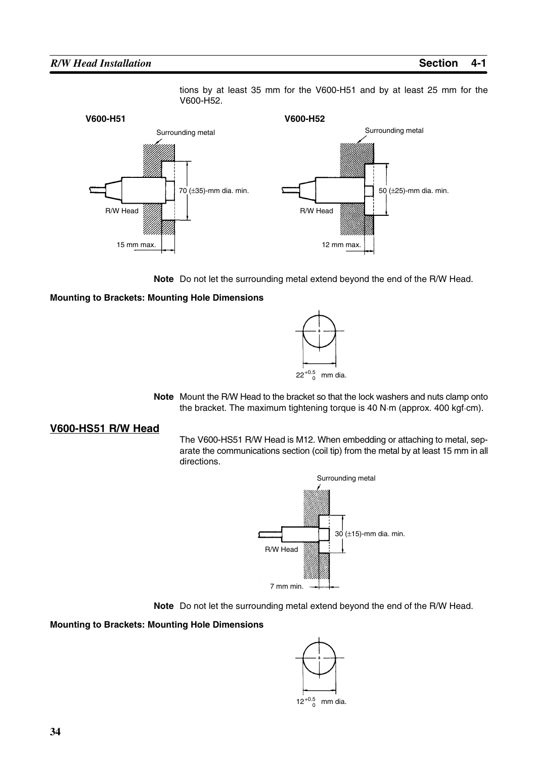tions by at least 35 mm for the V600-H51 and by at least 25 mm for the V600-H52.

**V600-H51**

Surrounding metal

70 (±35)-mm dia. min.

R/W Head

15 mm max.

**V600-H52**

Surrounding metal

50 (±25)-mm dia. min.

R/W Head

12 mm max.

**Note** Do not let the surrounding metal extend beyond the end of the R/W Head.

**Mounting to Brackets: Mounting Hole Dimensions**

$22^{+0.5}_{0}$ mm dia.

**Note** Mount the R/W Head to the bracket so that the lock washers and nuts clamp onto the bracket. The maximum tightening torque is 40 N·m (approx. 400 kgf·cm).

## V600-HS51 R/W Head

The V600-HS51 R/W Head is M12. When embedding or attaching to metal, separate the communications section (coil tip) from the metal by at least 15 mm in all directions.

Surrounding metal

30 (±15)-mm dia. min.

R/W Head

7 mm min.

**Note** Do not let the surrounding metal extend beyond the end of the R/W Head.

**Mounting to Brackets: Mounting Hole Dimensions**

$12^{+0.5}_{0}$ mm dia.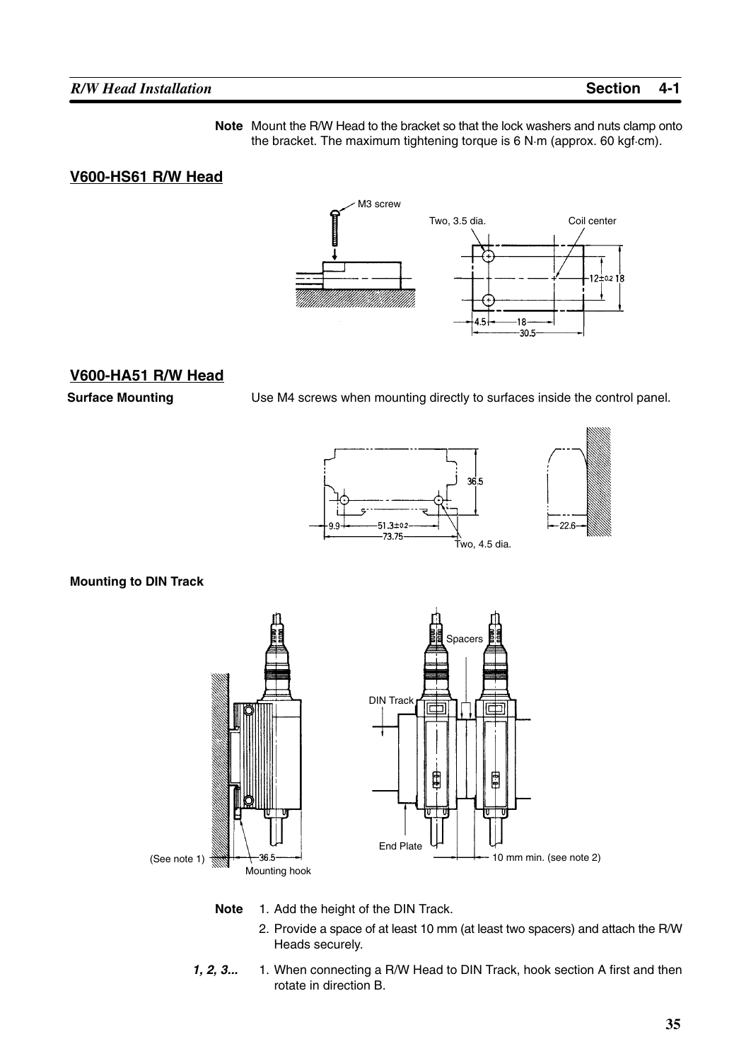**Note** Mount the R/W Head to the bracket so that the lock washers and nuts clamp onto the bracket. The maximum tightening torque is 6 N·m (approx. 60 kgf·cm).

## V600-HS61 R/W Head

M3 screw

Two, 3.5 dia.

Coil center

12±0.2 18

4.5 18

30.5

## V600-HA51 R/W Head

**Surface Mounting**

Use M4 screws when mounting directly to surfaces inside the control panel.

36.5

9.9 51.3±0.2

73.75

Two, 4.5 dia.

22.6

**Mounting to DIN Track**

Spacers

DIN Track

End Plate

(See note 1) 36.5

Mounting hook

10 mm min. (see note 2)

**Note**

1. Add the height of the DIN Track.
2. Provide a space of at least 10 mm (at least two spacers) and attach the R/W Heads securely.

***1, 2, 3...***

1. When connecting a R/W Head to DIN Track, hook section A first and then rotate in direction B.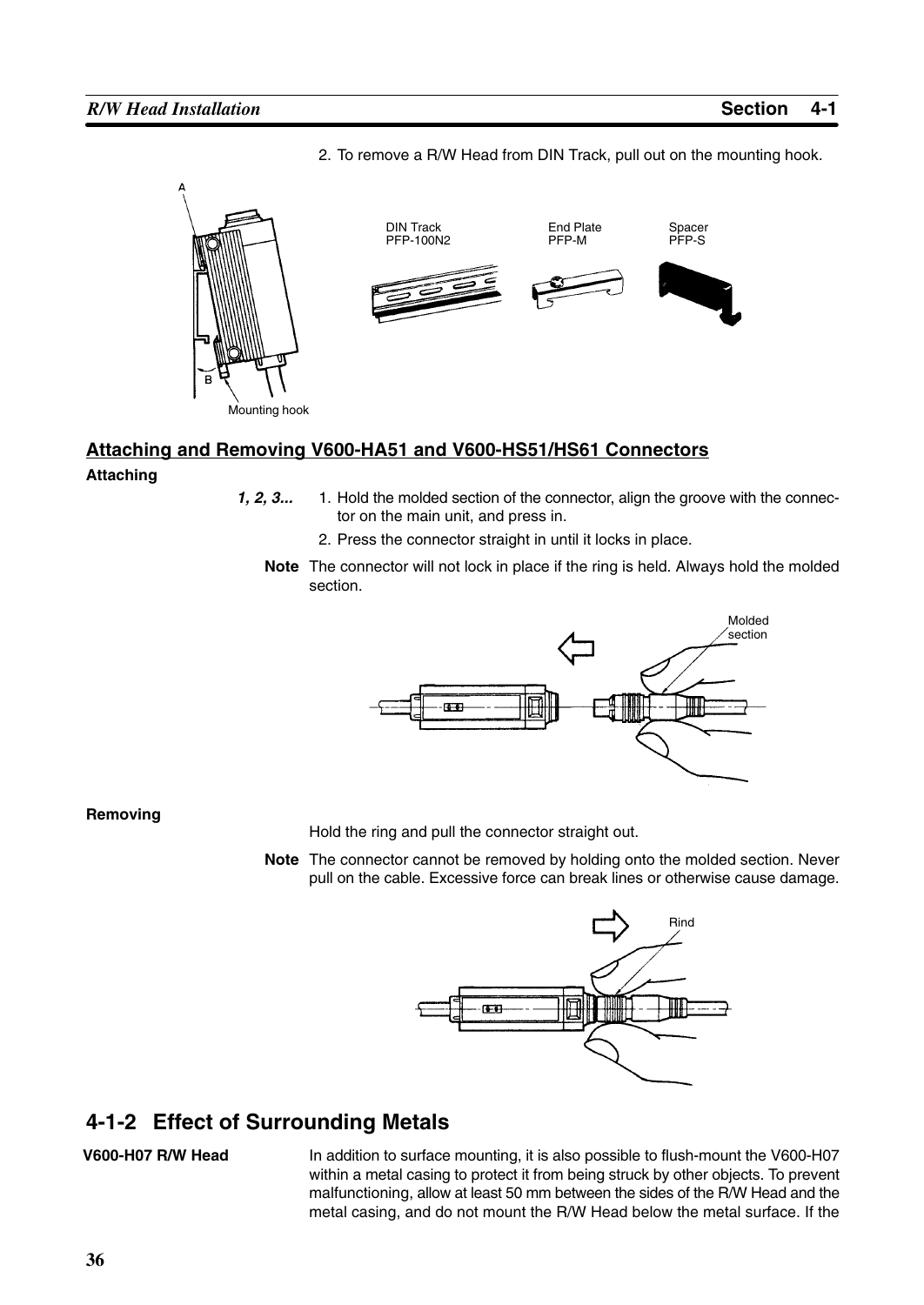2. To remove a R/W Head from DIN Track, pull out on the mounting hook.

### Attaching and Removing V600-HA51 and V600-HS51/HS61 Connectors

**Attaching**

*1, 2, 3...*

1. Hold the molded section of the connector, align the groove with the connector on the main unit, and press in.
2. Press the connector straight in until it locks in place.

**Note** The connector will not lock in place if the ring is held. Always hold the molded section.

**Removing**

Hold the ring and pull the connector straight out.

**Note** The connector cannot be removed by holding onto the molded section. Never pull on the cable. Excessive force can break lines or otherwise cause damage.

## 4-1-2 Effect of Surrounding Metals

**V600-H07 R/W Head**

In addition to surface mounting, it is also possible to flush-mount the V600-H07 within a metal casing to protect it from being struck by other objects. To prevent malfunctioning, allow at least 50 mm between the sides of the R/W Head and the metal casing, and do not mount the R/W Head below the metal surface. If the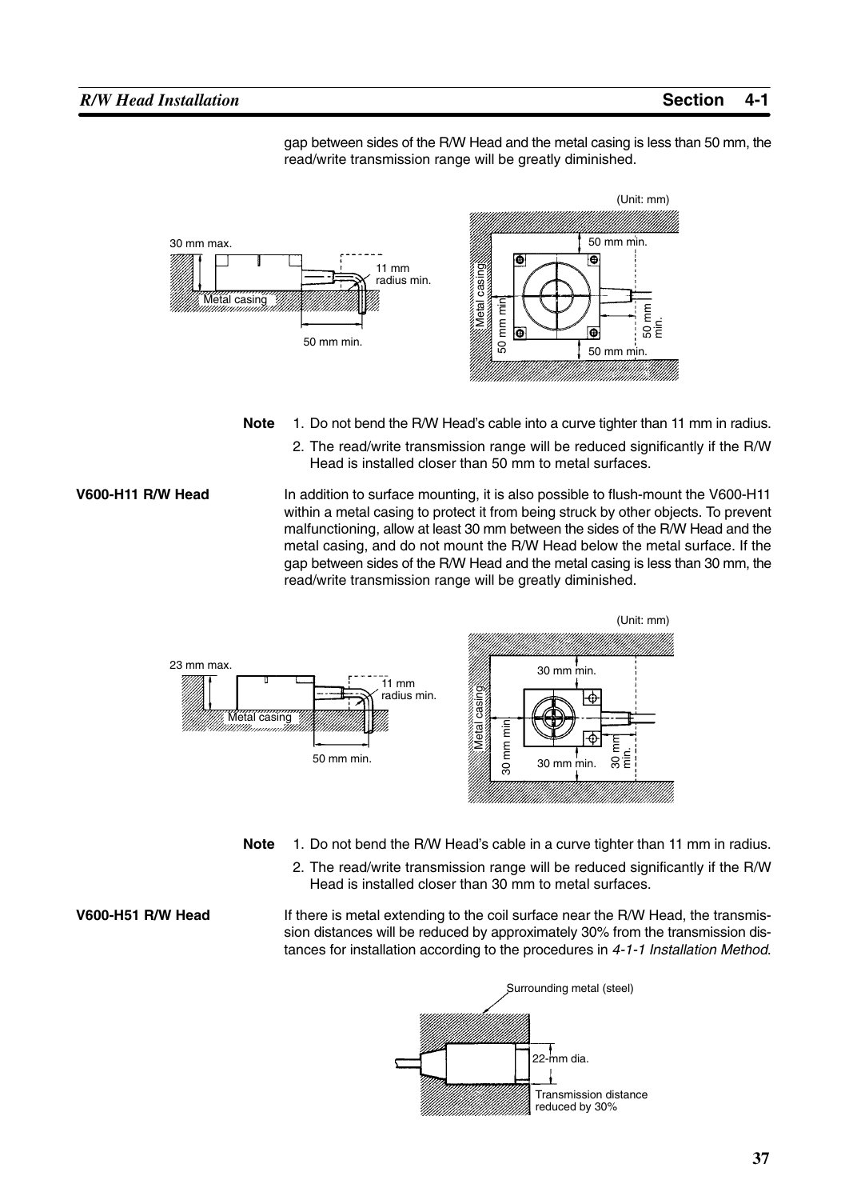gap between sides of the R/W Head and the metal casing is less than 50 mm, the read/write transmission range will be greatly diminished.

(Unit: mm)

30 mm max.

11 mm radius min.

Metal casing

50 mm min.

50 mm min.

Metal casing

50 mm min

50 mm min.

50 mm min.

**Note**

1. Do not bend the R/W Head's cable into a curve tighter than 11 mm in radius.
2. The read/write transmission range will be reduced significantly if the R/W Head is installed closer than 50 mm to metal surfaces.

**V600-H11 R/W Head**

In addition to surface mounting, it is also possible to flush-mount the V600-H11 within a metal casing to protect it from being struck by other objects. To prevent malfunctioning, allow at least 30 mm between the sides of the R/W Head and the metal casing, and do not mount the R/W Head below the metal surface. If the gap between sides of the R/W Head and the metal casing is less than 30 mm, the read/write transmission range will be greatly diminished.

(Unit: mm)

23 mm max.

11 mm radius min.

Metal casing

50 mm min.

30 mm min.

Metal casing

30 mm min

30 mm min.

30 mm min.

**Note**

1. Do not bend the R/W Head's cable in a curve tighter than 11 mm in radius.
2. The read/write transmission range will be reduced significantly if the R/W Head is installed closer than 30 mm to metal surfaces.

**V600-H51 R/W Head**

If there is metal extending to the coil surface near the R/W Head, the transmission distances will be reduced by approximately 30% from the transmission distances for installation according to the procedures in *4-1-1 Installation Method*.

Surrounding metal (steel)

22-mm dia.

Transmission distance reduced by 30%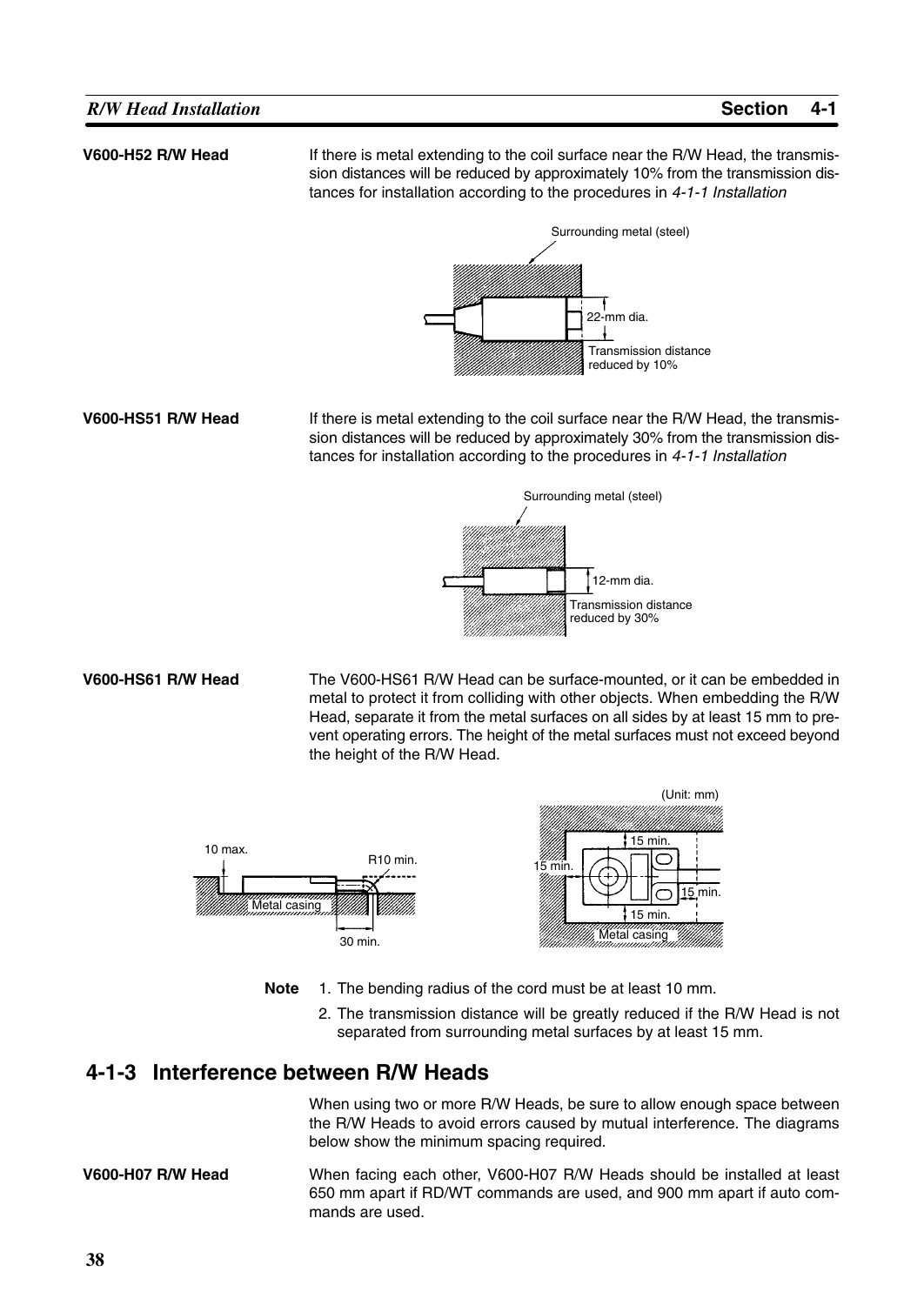**V600-H52 R/W Head**

If there is metal extending to the coil surface near the R/W Head, the transmission distances will be reduced by approximately 10% from the transmission distances for installation according to the procedures in *4-1-1 Installation*

**V600-HS51 R/W Head**

If there is metal extending to the coil surface near the R/W Head, the transmission distances will be reduced by approximately 30% from the transmission distances for installation according to the procedures in *4-1-1 Installation*

**V600-HS61 R/W Head**

The V600-HS61 R/W Head can be surface-mounted, or it can be embedded in metal to protect it from colliding with other objects. When embedding the R/W Head, separate it from the metal surfaces on all sides by at least 15 mm to prevent operating errors. The height of the metal surfaces must not exceed beyond the height of the R/W Head.

**Note**

1. The bending radius of the cord must be at least 10 mm.
2. The transmission distance will be greatly reduced if the R/W Head is not separated from surrounding metal surfaces by at least 15 mm.

## 4-1-3 Interference between R/W Heads

When using two or more R/W Heads, be sure to allow enough space between the R/W Heads to avoid errors caused by mutual interference. The diagrams below show the minimum spacing required.

**V600-H07 R/W Head**

When facing each other, V600-H07 R/W Heads should be installed at least 650 mm apart if RD/WT commands are used, and 900 mm apart if auto commands are used.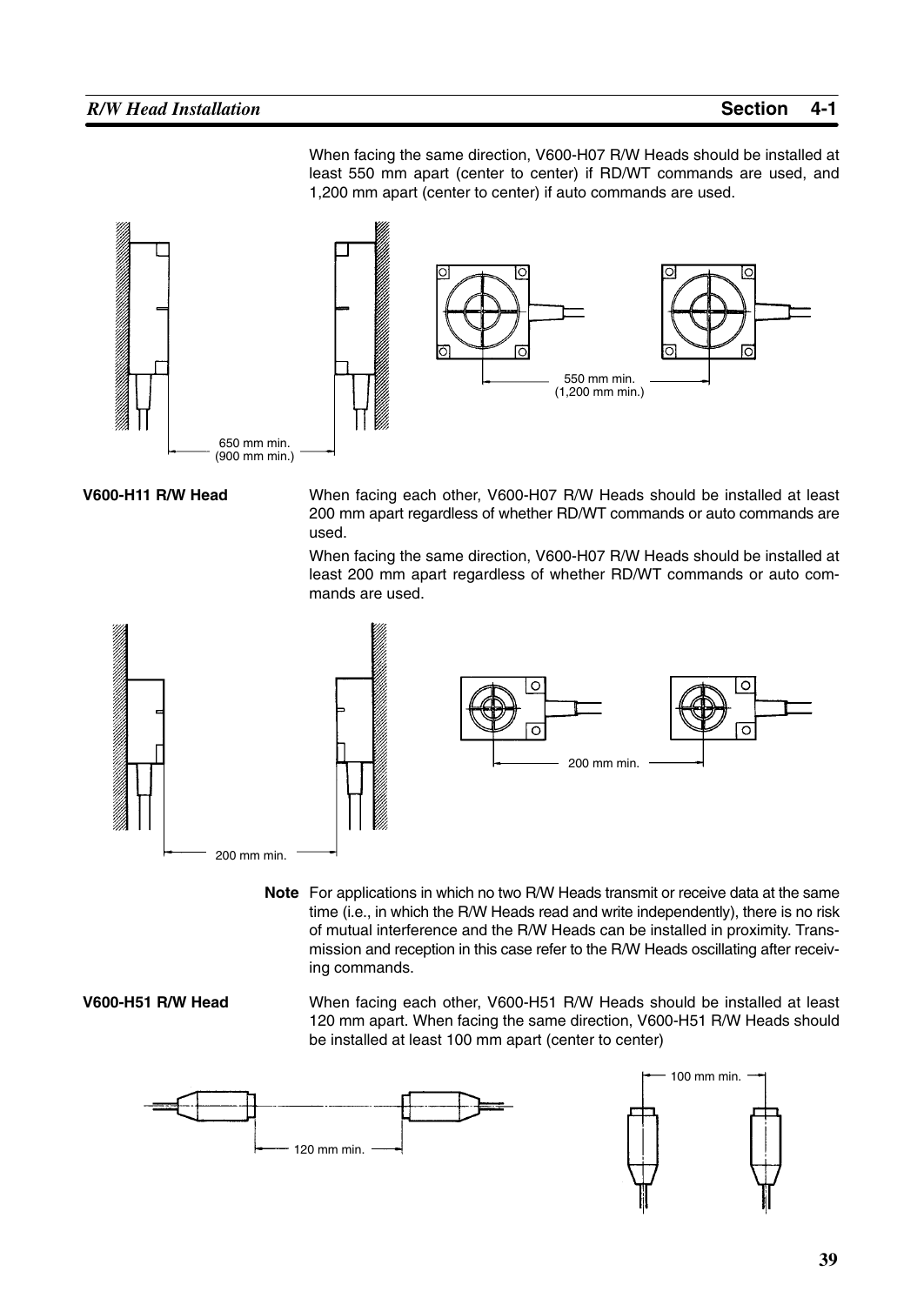When facing the same direction, V600-H07 R/W Heads should be installed at least 550 mm apart (center to center) if RD/WT commands are used, and 1,200 mm apart (center to center) if auto commands are used.

650 mm min.
(900 mm min.)

550 mm min.
(1,200 mm min.)

**V600-H11 R/W Head**

When facing each other, V600-H07 R/W Heads should be installed at least 200 mm apart regardless of whether RD/WT commands or auto commands are used.

When facing the same direction, V600-H07 R/W Heads should be installed at least 200 mm apart regardless of whether RD/WT commands or auto commands are used.

200 mm min.

200 mm min.

**Note** For applications in which no two R/W Heads transmit or receive data at the same time (i.e., in which the R/W Heads read and write independently), there is no risk of mutual interference and the R/W Heads can be installed in proximity. Transmission and reception in this case refer to the R/W Heads oscillating after receiving commands.

**V600-H51 R/W Head**

When facing each other, V600-H51 R/W Heads should be installed at least 120 mm apart. When facing the same direction, V600-H51 R/W Heads should be installed at least 100 mm apart (center to center)

120 mm min.

100 mm min.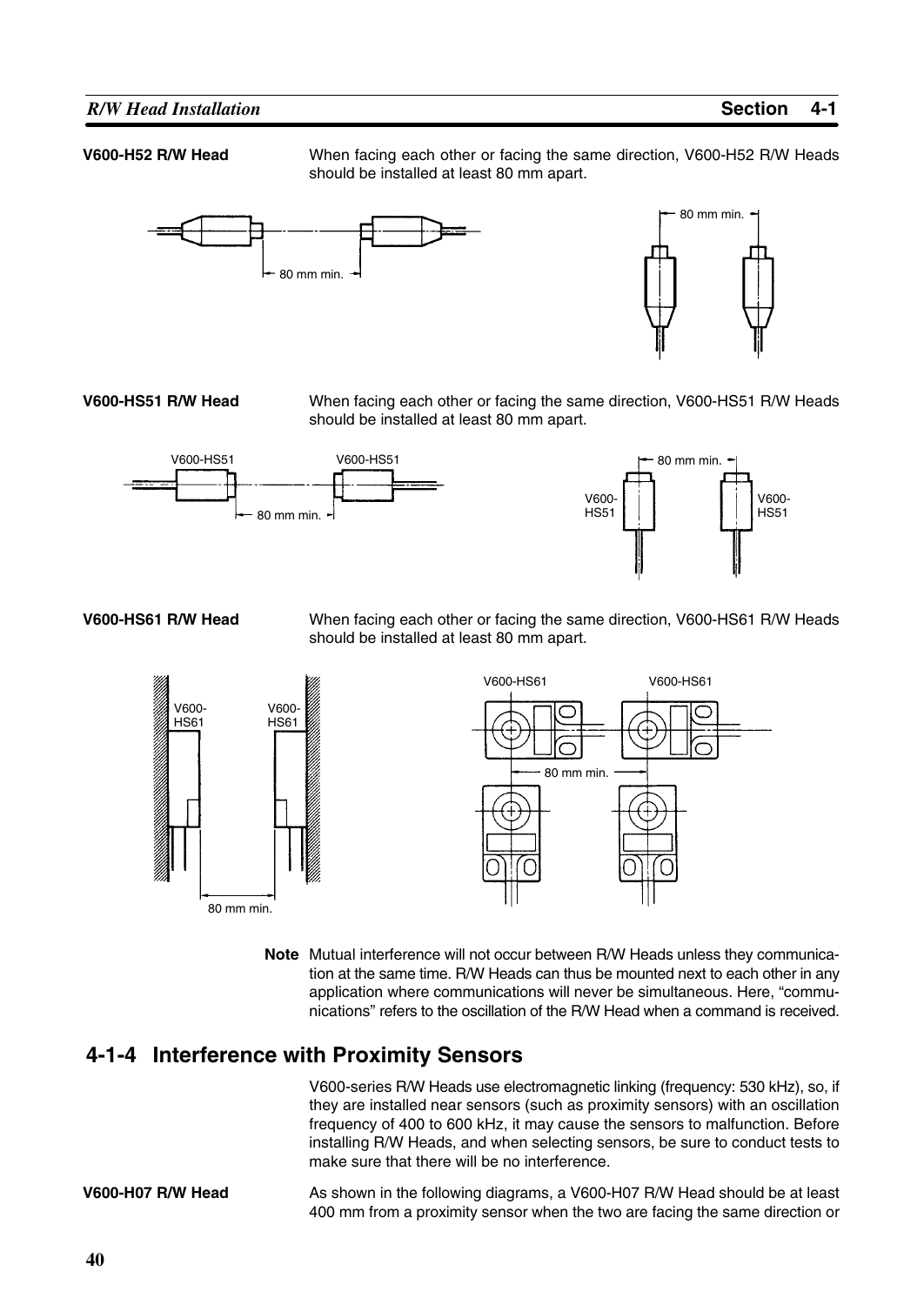**V600-H52 R/W Head**

When facing each other or facing the same direction, V600-H52 R/W Heads should be installed at least 80 mm apart.

**V600-HS51 R/W Head**

When facing each other or facing the same direction, V600-HS51 R/W Heads should be installed at least 80 mm apart.

**V600-HS61 R/W Head**

When facing each other or facing the same direction, V600-HS61 R/W Heads should be installed at least 80 mm apart.

**Note** Mutual interference will not occur between R/W Heads unless they communication at the same time. R/W Heads can thus be mounted next to each other in any application where communications will never be simultaneous. Here, "communications" refers to the oscillation of the R/W Head when a command is received.

## 4-1-4 Interference with Proximity Sensors

V600-series R/W Heads use electromagnetic linking (frequency: 530 kHz), so, if they are installed near sensors (such as proximity sensors) with an oscillation frequency of 400 to 600 kHz, it may cause the sensors to malfunction. Before installing R/W Heads, and when selecting sensors, be sure to conduct tests to make sure that there will be no interference.

**V600-H07 R/W Head**

As shown in the following diagrams, a V600-H07 R/W Head should be at least 400 mm from a proximity sensor when the two are facing the same direction or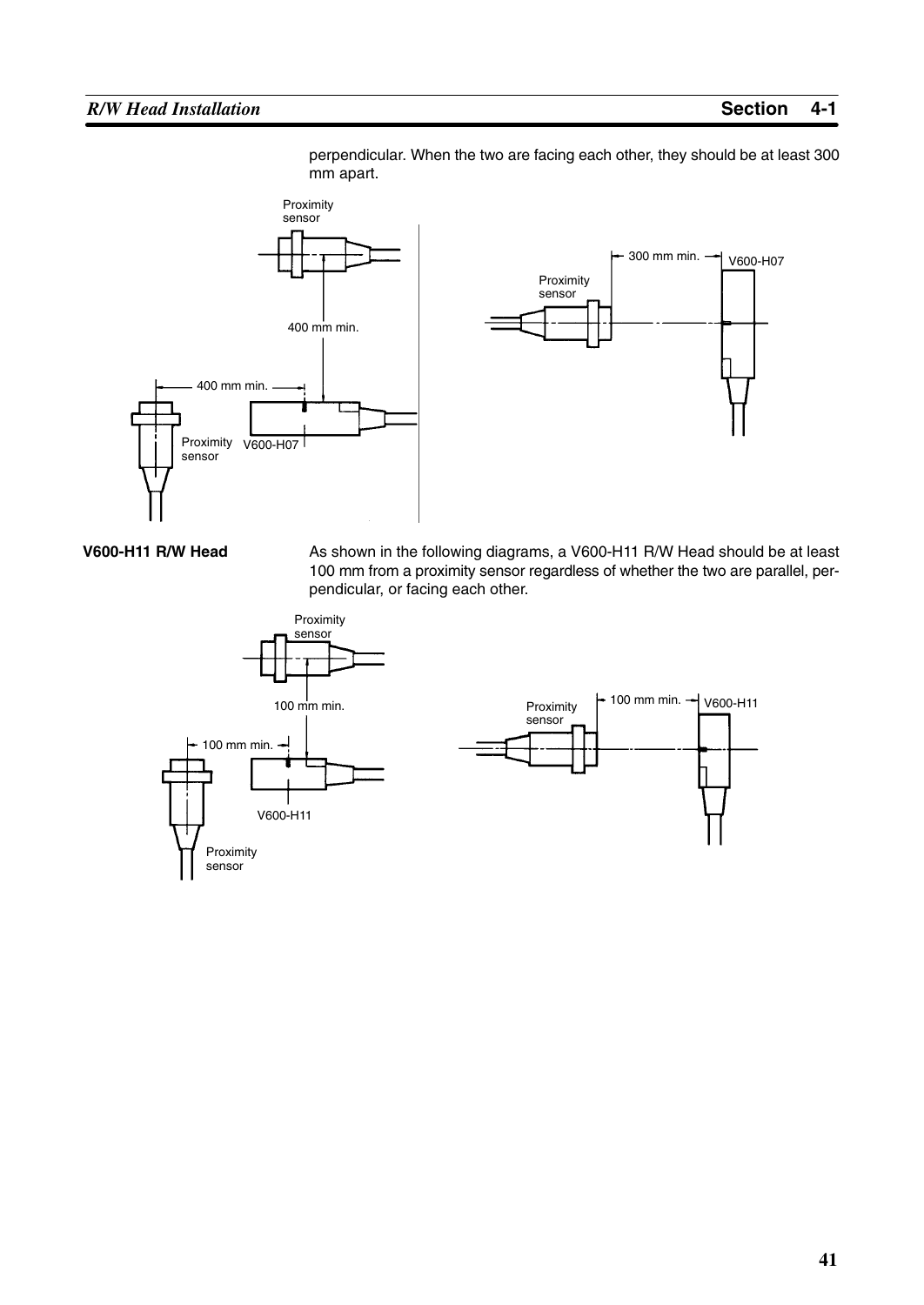perpendicular. When the two are facing each other, they should be at least 300 mm apart.

**V600-H11 R/W Head**

As shown in the following diagrams, a V600-H11 R/W Head should be at least 100 mm from a proximity sensor regardless of whether the two are parallel, perpendicular, or facing each other.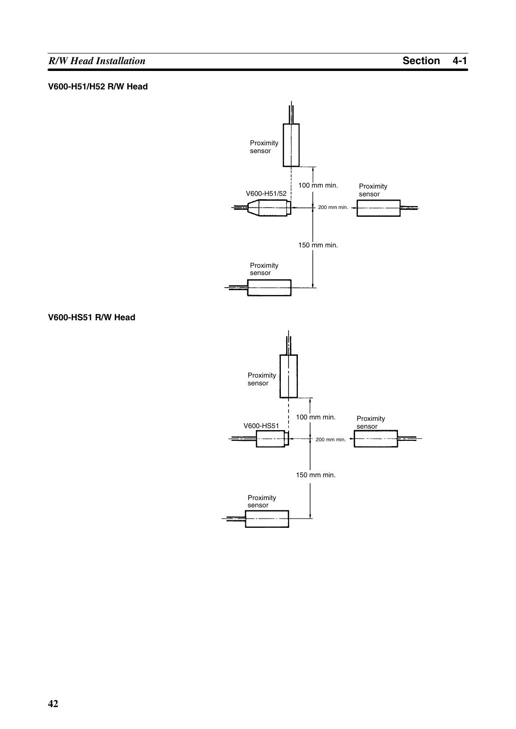### V600-H51/H52 R/W Head

Proximity sensor

100 mm min.

V600-H51/52

Proximity sensor

200 mm min.

150 mm min.

Proximity sensor

### V600-HS51 R/W Head

Proximity sensor

100 mm min.

V600-HS51

Proximity sensor

200 mm min.

150 mm min.

Proximity sensor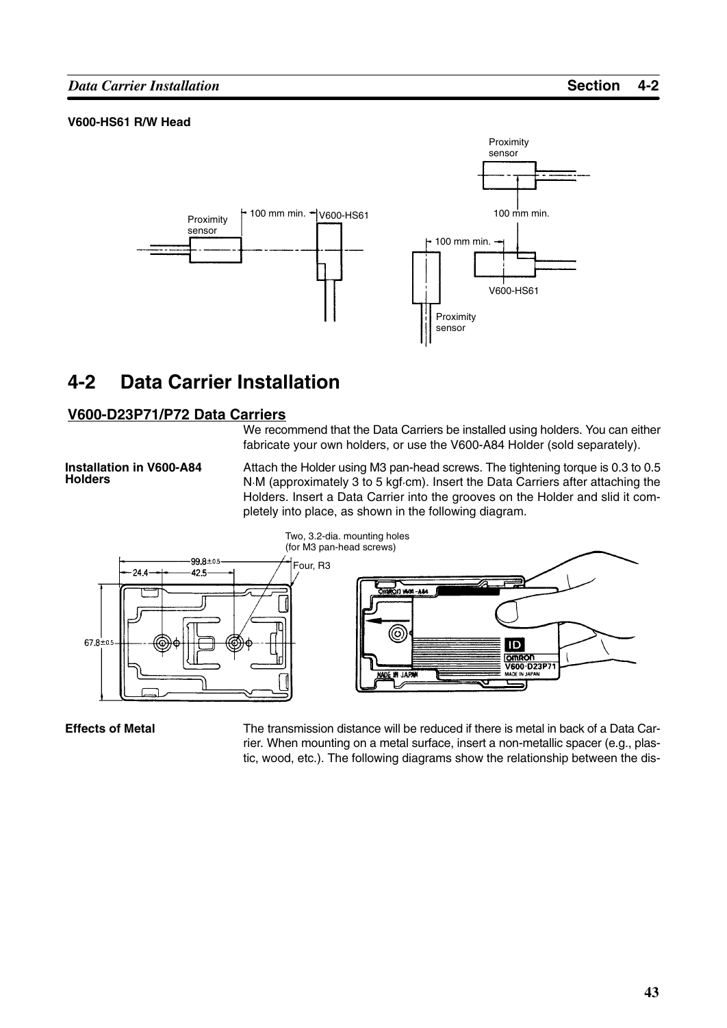**V600-HS61 R/W Head**

Proximity sensor

100 mm min.

V600-HS61

Proximity sensor

100 mm min.

100 mm min.

V600-HS61

Proximity sensor

# 4-2 Data Carrier Installation

## V600-D23P71/P72 Data Carriers

We recommend that the Data Carriers be installed using holders. You can either fabricate your own holders, or use the V600-A84 Holder (sold separately).

**Installation in V600-A84 Holders**

Attach the Holder using M3 pan-head screws. The tightening torque is 0.3 to 0.5 N·M (approximately 3 to 5 kgf·cm). Insert the Data Carriers after attaching the Holders. Insert a Data Carrier into the grooves on the Holder and slid it completely into place, as shown in the following diagram.

Two, 3.2-dia. mounting holes (for M3 pan-head screws)

Four, R3

99.8±0.5

24.4

42.5

67.8±0.5

**Effects of Metal**

The transmission distance will be reduced if there is metal in back of a Data Carrier. When mounting on a metal surface, insert a non-metallic spacer (e.g., plastic, wood, etc.). The following diagrams show the relationship between the dis-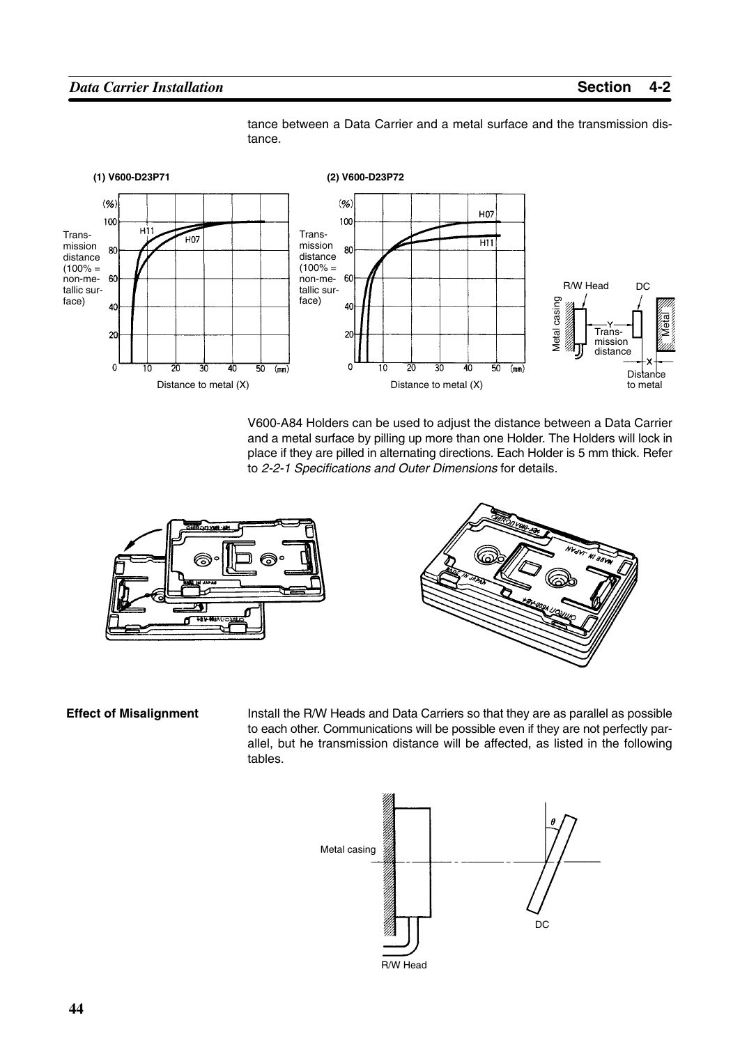tance between a Data Carrier and a metal surface and the transmission distance.

**(1) V600-D23P71**

**(2) V600-D23P72**

V600-A84 Holders can be used to adjust the distance between a Data Carrier and a metal surface by pilling up more than one Holder. The Holders will lock in place if they are pilled in alternating directions. Each Holder is 5 mm thick. Refer to *2-2-1 Specifications and Outer Dimensions* for details.

**Effect of Misalignment**

Install the R/W Heads and Data Carriers so that they are as parallel as possible to each other. Communications will be possible even if they are not perfectly parallel, but he transmission distance will be affected, as listed in the following tables.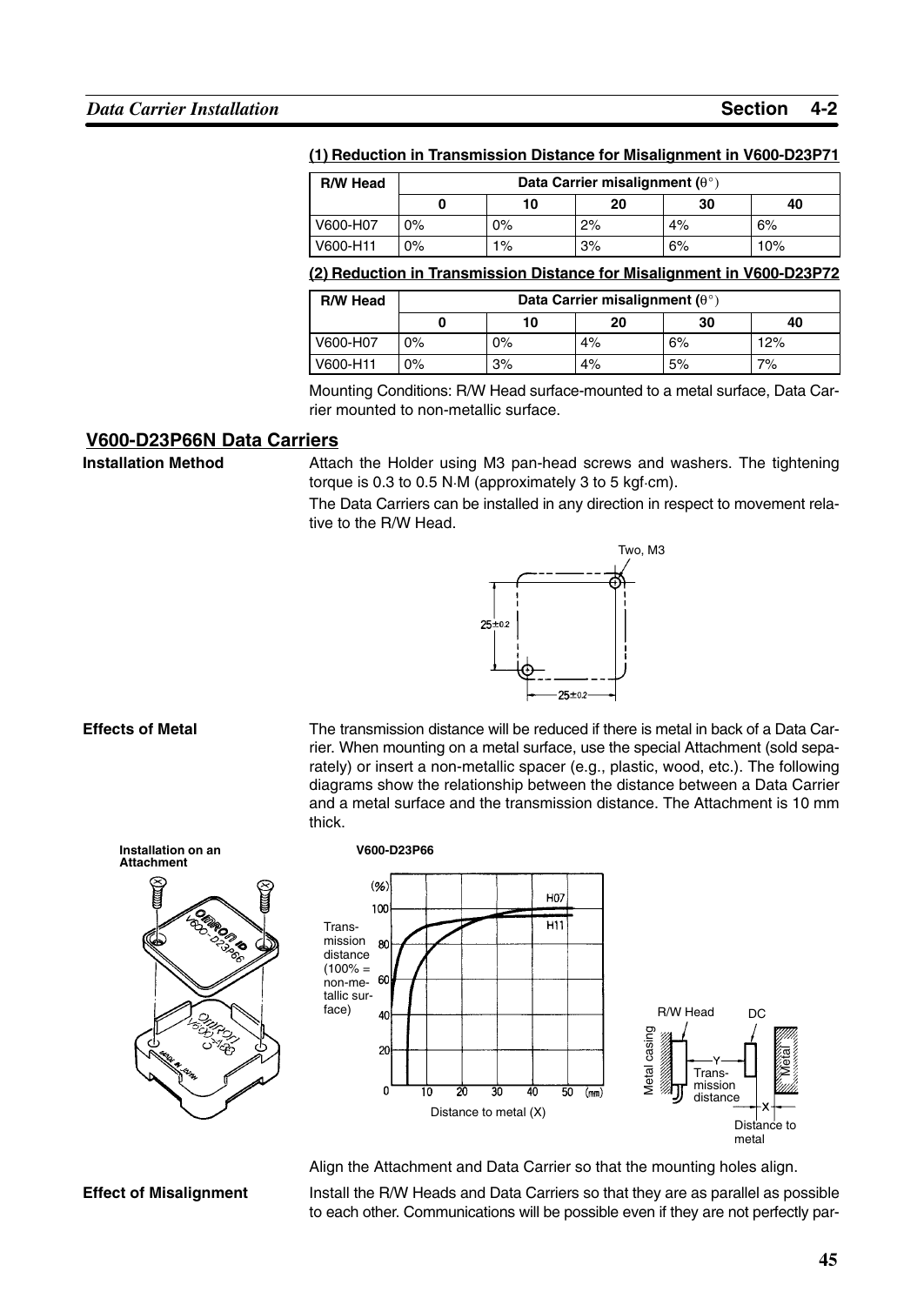### (1) Reduction in Transmission Distance for Misalignment in V600-D23P71

| R/W Head | Data Carrier misalignment (θ°) | | | | |
|---|---|---|---|---|---|
| | 0 | 10 | 20 | 30 | 40 |
| V600-H07 | 0% | 0% | 2% | 4% | 6% |
| V600-H11 | 0% | 1% | 3% | 6% | 10% |

### (2) Reduction in Transmission Distance for Misalignment in V600-D23P72

| R/W Head | Data Carrier misalignment (θ°) | | | | |
|---|---|---|---|---|---|
| | 0 | 10 | 20 | 30 | 40 |
| V600-H07 | 0% | 0% | 4% | 6% | 12% |
| V600-H11 | 0% | 3% | 4% | 5% | 7% |

Mounting Conditions: R/W Head surface-mounted to a metal surface, Data Carrier mounted to non-metallic surface.

## V600-D23P66N Data Carriers

**Installation Method**

Attach the Holder using M3 pan-head screws and washers. The tightening torque is 0.3 to 0.5 N·M (approximately 3 to 5 kgf·cm).

The Data Carriers can be installed in any direction in respect to movement relative to the R/W Head.

Two, M3

25±0.2

25±0.2

**Effects of Metal**

The transmission distance will be reduced if there is metal in back of a Data Carrier. When mounting on a metal surface, use the special Attachment (sold separately) or insert a non-metallic spacer (e.g., plastic, wood, etc.). The following diagrams show the relationship between the distance between a Data Carrier and a metal surface and the transmission distance. The Attachment is 10 mm thick.

**Installation on an Attachment**

**V600-D23P66**

Transmission distance (100% = non-metallic surface) (%)

H07

H11

Distance to metal (X) (mm)

R/W Head, DC, Metal casing, Metal, Y Transmission distance, X Distance to metal

Align the Attachment and Data Carrier so that the mounting holes align.

**Effect of Misalignment**

Install the R/W Heads and Data Carriers so that they are as parallel as possible to each other. Communications will be possible even if they are not perfectly par-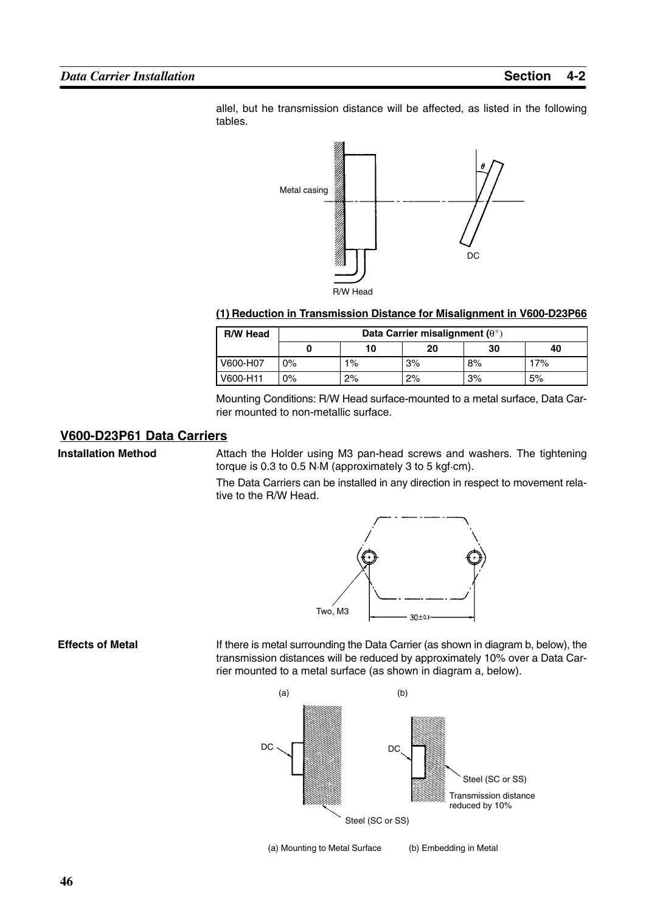allel, but he transmission distance will be affected, as listed in the following tables.

Metal casing

DC

R/W Head

**(1) Reduction in Transmission Distance for Misalignment in V600-D23P66**

| R/W Head | Data Carrier misalignment (θ°) | | | | |
|---|---|---|---|---|---|
| | 0 | 10 | 20 | 30 | 40 |
| V600-H07 | 0% | 1% | 3% | 8% | 17% |
| V600-H11 | 0% | 2% | 2% | 3% | 5% |

Mounting Conditions: R/W Head surface-mounted to a metal surface, Data Carrier mounted to non-metallic surface.

## V600-D23P61 Data Carriers

**Installation Method**

Attach the Holder using M3 pan-head screws and washers. The tightening torque is 0.3 to 0.5 N·M (approximately 3 to 5 kgf·cm).

The Data Carriers can be installed in any direction in respect to movement relative to the R/W Head.

Two, M3

30±0.1

**Effects of Metal**

If there is metal surrounding the Data Carrier (as shown in diagram b, below), the transmission distances will be reduced by approximately 10% over a Data Carrier mounted to a metal surface (as shown in diagram a, below).

(a) (b)

DC DC

Steel (SC or SS)

Transmission distance reduced by 10%

Steel (SC or SS)

(a) Mounting to Metal Surface (b) Embedding in Metal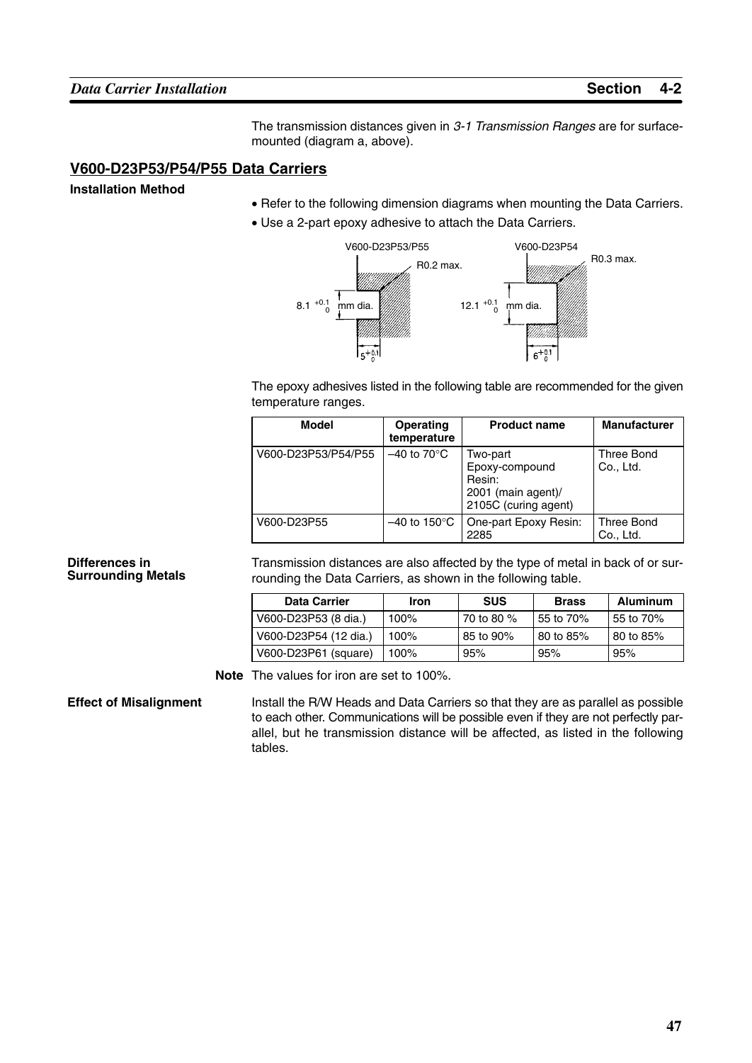The transmission distances given in *3-1 Transmission Ranges* are for surface-mounted (diagram a, above).

## V600-D23P53/P54/P55 Data Carriers

**Installation Method**

- Refer to the following dimension diagrams when mounting the Data Carriers.
- Use a 2-part epoxy adhesive to attach the Data Carriers.

V600-D23P53/P55: R0.2 max., $8.1^{+0.1}_{0}$ mm dia., $5^{+0.1}_{0}$

V600-D23P54: R0.3 max., $12.1^{+0.1}_{0}$ mm dia., $6^{+0.1}_{0}$

The epoxy adhesives listed in the following table are recommended for the given temperature ranges.

| Model | Operating temperature | Product name | Manufacturer |
|---|---|---|---|
| V600-D23P53/P54/P55 | –40 to 70°C | Two-part Epoxy-compound Resin: 2001 (main agent)/ 2105C (curing agent) | Three Bond Co., Ltd. |
| V600-D23P55 | –40 to 150°C | One-part Epoxy Resin: 2285 | Three Bond Co., Ltd. |

**Differences in Surrounding Metals**

Transmission distances are also affected by the type of metal in back of or surrounding the Data Carriers, as shown in the following table.

| Data Carrier | Iron | SUS | Brass | Aluminum |
|---|---|---|---|---|
| V600-D23P53 (8 dia.) | 100% | 70 to 80 % | 55 to 70% | 55 to 70% |
| V600-D23P54 (12 dia.) | 100% | 85 to 90% | 80 to 85% | 80 to 85% |
| V600-D23P61 (square) | 100% | 95% | 95% | 95% |

**Note** The values for iron are set to 100%.

**Effect of Misalignment**

Install the R/W Heads and Data Carriers so that they are as parallel as possible to each other. Communications will be possible even if they are not perfectly parallel, but he transmission distance will be affected, as listed in the following tables.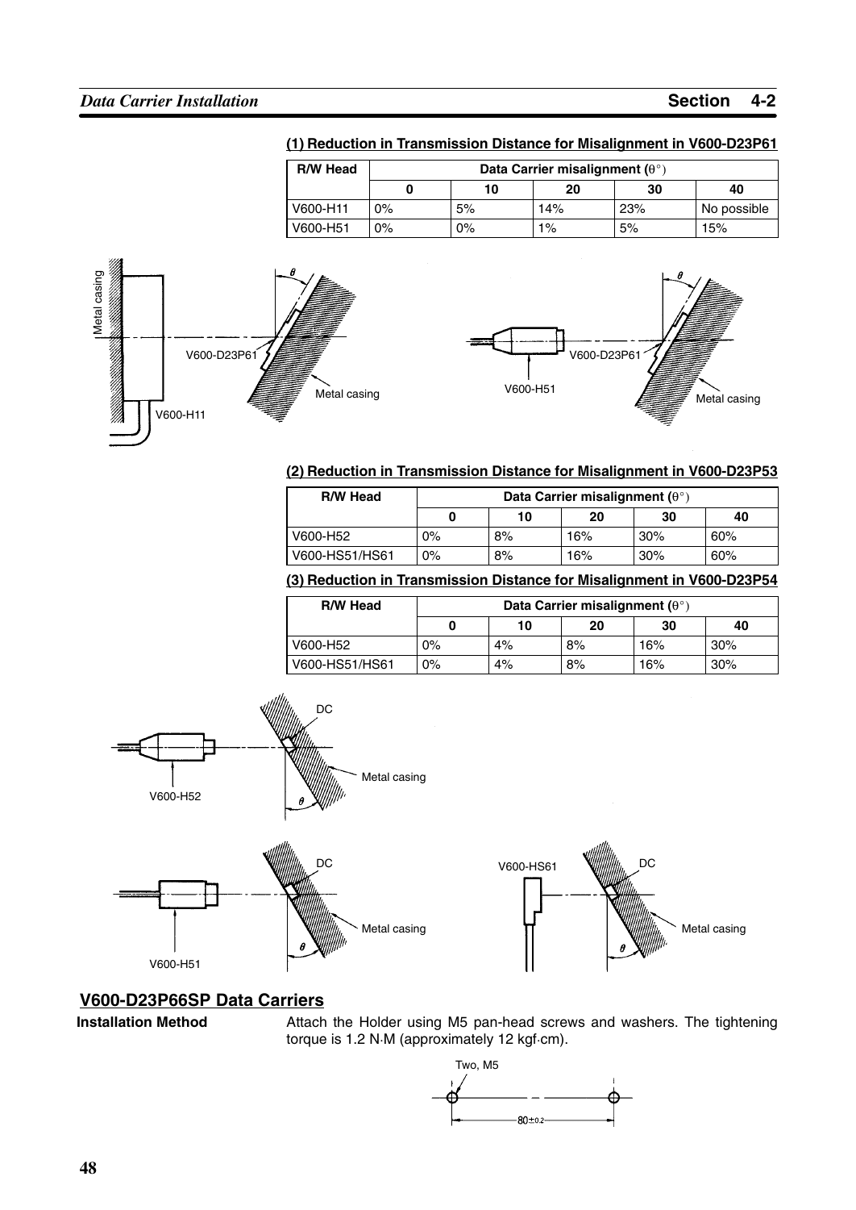**(1) Reduction in Transmission Distance for Misalignment in V600-D23P61**

| R/W Head | Data Carrier misalignment (θ°) | | | | |
|---|---|---|---|---|---|
| | 0 | 10 | 20 | 30 | 40 |
| V600-H11 | 0% | 5% | 14% | 23% | No possible |
| V600-H51 | 0% | 0% | 1% | 5% | 15% |

**(2) Reduction in Transmission Distance for Misalignment in V600-D23P53**

| R/W Head | Data Carrier misalignment (θ°) | | | | |
|---|---|---|---|---|---|
| | 0 | 10 | 20 | 30 | 40 |
| V600-H52 | 0% | 8% | 16% | 30% | 60% |
| V600-HS51/HS61 | 0% | 8% | 16% | 30% | 60% |

**(3) Reduction in Transmission Distance for Misalignment in V600-D23P54**

| R/W Head | Data Carrier misalignment (θ°) | | | | |
|---|---|---|---|---|---|
| | 0 | 10 | 20 | 30 | 40 |
| V600-H52 | 0% | 4% | 8% | 16% | 30% |
| V600-HS51/HS61 | 0% | 4% | 8% | 16% | 30% |

## V600-D23P66SP Data Carriers

**Installation Method**

Attach the Holder using M5 pan-head screws and washers. The tightening torque is 1.2 N·M (approximately 12 kgf·cm).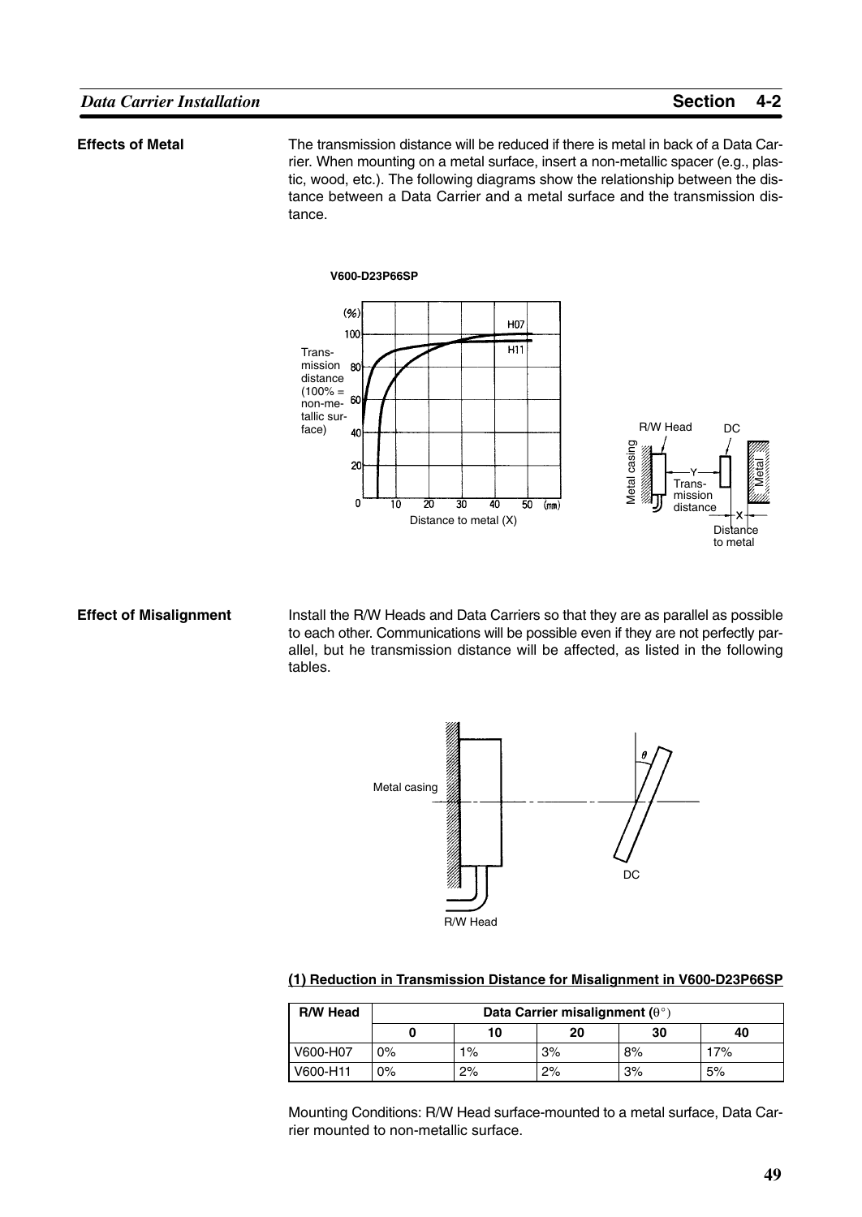### Effects of Metal

The transmission distance will be reduced if there is metal in back of a Data Carrier. When mounting on a metal surface, insert a non-metallic spacer (e.g., plastic, wood, etc.). The following diagrams show the relationship between the distance between a Data Carrier and a metal surface and the transmission distance.

**V600-D23P66SP**

### Effect of Misalignment

Install the R/W Heads and Data Carriers so that they are as parallel as possible to each other. Communications will be possible even if they are not perfectly parallel, but he transmission distance will be affected, as listed in the following tables.

**(1) Reduction in Transmission Distance for Misalignment in V600-D23P66SP**

| R/W Head | Data Carrier misalignment (θ°) | | | | |
|---|---|---|---|---|---|
| | 0 | 10 | 20 | 30 | 40 |
| V600-H07 | 0% | 1% | 3% | 8% | 17% |
| V600-H11 | 0% | 2% | 2% | 3% | 5% |

Mounting Conditions: R/W Head surface-mounted to a metal surface, Data Carrier mounted to non-metallic surface.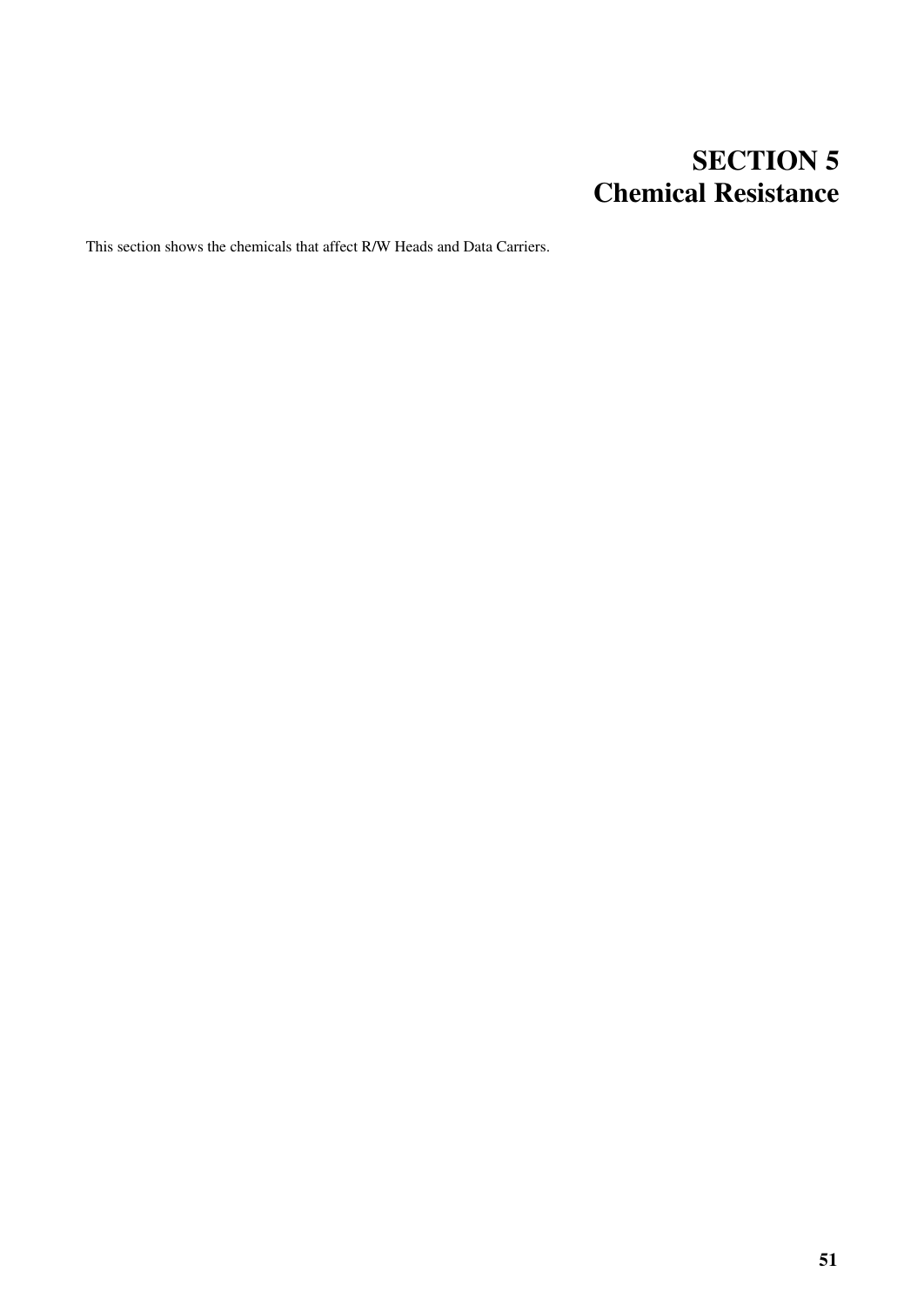# SECTION 5
# Chemical Resistance

This section shows the chemicals that affect R/W Heads and Data Carriers.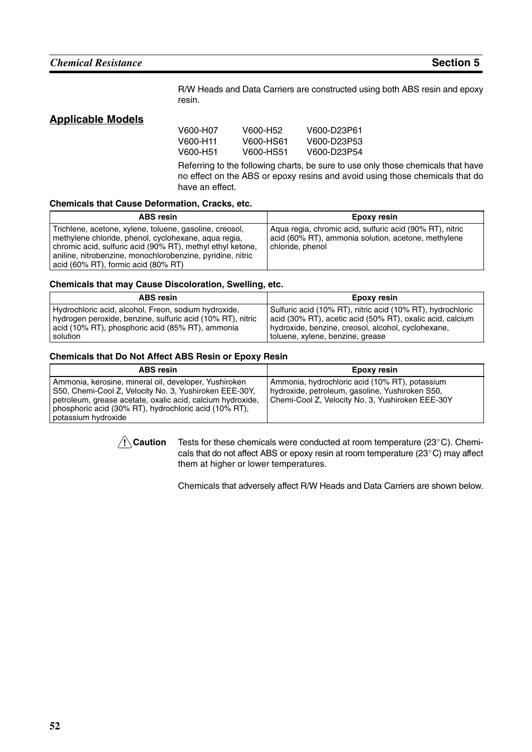R/W Heads and Data Carriers are constructed using both ABS resin and epoxy resin.

## Applicable Models

| | | |
|---|---|---|
| V600-H07 | V600-H52 | V600-D23P61 |
| V600-H11 | V600-HS61 | V600-D23P53 |
| V600-H51 | V600-HS51 | V600-D23P54 |

Referring to the following charts, be sure to use only those chemicals that have no effect on the ABS or epoxy resins and avoid using those chemicals that do have an effect.

#### Chemicals that Cause Deformation, Cracks, etc.

| ABS resin | Epoxy resin |
|---|---|
| Trichlene, acetone, xylene, toluene, gasoline, creosol, methylene chloride, phenol, cyclohexane, aqua regia, chromic acid, sulfuric acid (90% RT), methyl ethyl ketone, aniline, nitrobenzine, monochlorobenzine, pyridine, nitric acid (60% RT), formic acid (80% RT) | Aqua regia, chromic acid, sulfuric acid (90% RT), nitric acid (60% RT), ammonia solution, acetone, methylene chloride, phenol |

#### Chemicals that may Cause Discoloration, Swelling, etc.

| ABS resin | Epoxy resin |
|---|---|
| Hydrochloric acid, alcohol, Freon, sodium hydroxide, hydrogen peroxide, benzine, sulfuric acid (10% RT), nitric acid (10% RT), phosphoric acid (85% RT), ammonia solution | Sulfuric acid (10% RT), nitric acid (10% RT), hydrochloric acid (30% RT), acetic acid (50% RT), oxalic acid, calcium hydroxide, benzine, creosol, alcohol, cyclohexane, toluene, xylene, benzine, grease |

#### Chemicals that Do Not Affect ABS Resin or Epoxy Resin

| ABS resin | Epoxy resin |
|---|---|
| Ammonia, kerosine, mineral oil, developer, Yushiroken S50, Chemi-Cool Z, Velocity No. 3, Yushiroken EEE-30Y, petroleum, grease acetate, oxalic acid, calcium hydroxide, phosphoric acid (30% RT), hydrochloric acid (10% RT), potassium hydroxide | Ammonia, hydrochloric acid (10% RT), potassium hydroxide, petroleum, gasoline, Yushiroken S50, Chemi-Cool Z, Velocity No. 3, Yushiroken EEE-30Y |

**Caution** Tests for these chemicals were conducted at room temperature (23°C). Chemicals that do not affect ABS or epoxy resin at room temperature (23°C) may affect them at higher or lower temperatures.

Chemicals that adversely affect R/W Heads and Data Carriers are shown below.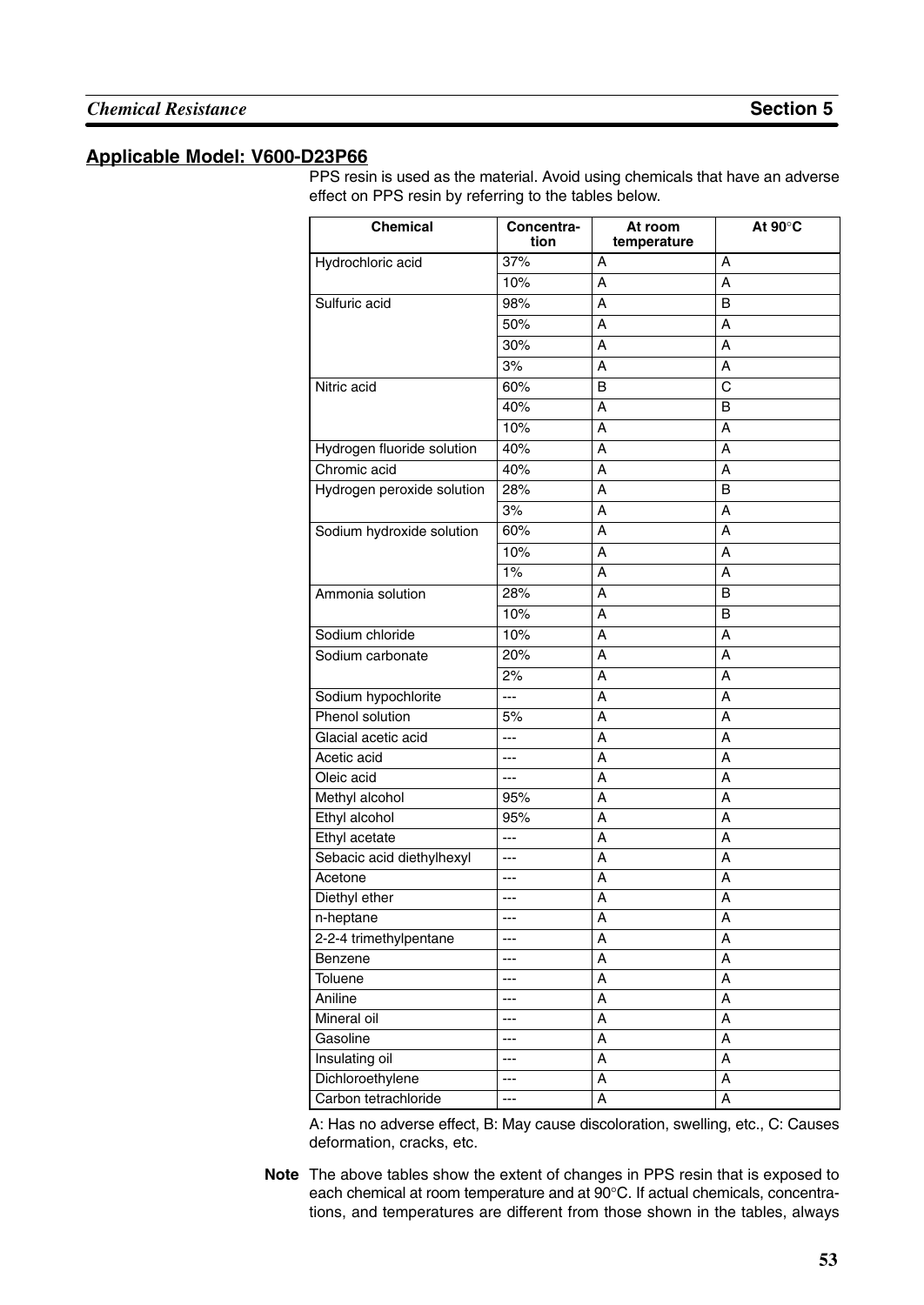## Applicable Model: V600-D23P66

PPS resin is used as the material. Avoid using chemicals that have an adverse effect on PPS resin by referring to the tables below.

| Chemical | Concentration | At room temperature | At 90°C |
|---|---|---|---|
| Hydrochloric acid | 37% | A | A |
| | 10% | A | A |
| Sulfuric acid | 98% | A | B |
| | 50% | A | A |
| | 30% | A | A |
| | 3% | A | A |
| Nitric acid | 60% | B | C |
| | 40% | A | B |
| | 10% | A | A |
| Hydrogen fluoride solution | 40% | A | A |
| Chromic acid | 40% | A | A |
| Hydrogen peroxide solution | 28% | A | B |
| | 3% | A | A |
| Sodium hydroxide solution | 60% | A | A |
| | 10% | A | A |
| | 1% | A | A |
| Ammonia solution | 28% | A | B |
| | 10% | A | B |
| Sodium chloride | 10% | A | A |
| Sodium carbonate | 20% | A | A |
| | 2% | A | A |
| Sodium hypochlorite | --- | A | A |
| Phenol solution | 5% | A | A |
| Glacial acetic acid | --- | A | A |
| Acetic acid | --- | A | A |
| Oleic acid | --- | A | A |
| Methyl alcohol | 95% | A | A |
| Ethyl alcohol | 95% | A | A |
| Ethyl acetate | --- | A | A |
| Sebacic acid diethylhexyl | --- | A | A |
| Acetone | --- | A | A |
| Diethyl ether | --- | A | A |
| n-heptane | --- | A | A |
| 2-2-4 trimethylpentane | --- | A | A |
| Benzene | --- | A | A |
| Toluene | --- | A | A |
| Aniline | --- | A | A |
| Mineral oil | --- | A | A |
| Gasoline | --- | A | A |
| Insulating oil | --- | A | A |
| Dichloroethylene | --- | A | A |
| Carbon tetrachloride | --- | A | A |

A: Has no adverse effect, B: May cause discoloration, swelling, etc., C: Causes deformation, cracks, etc.

**Note** The above tables show the extent of changes in PPS resin that is exposed to each chemical at room temperature and at 90°C. If actual chemicals, concentrations, and temperatures are different from those shown in the tables, always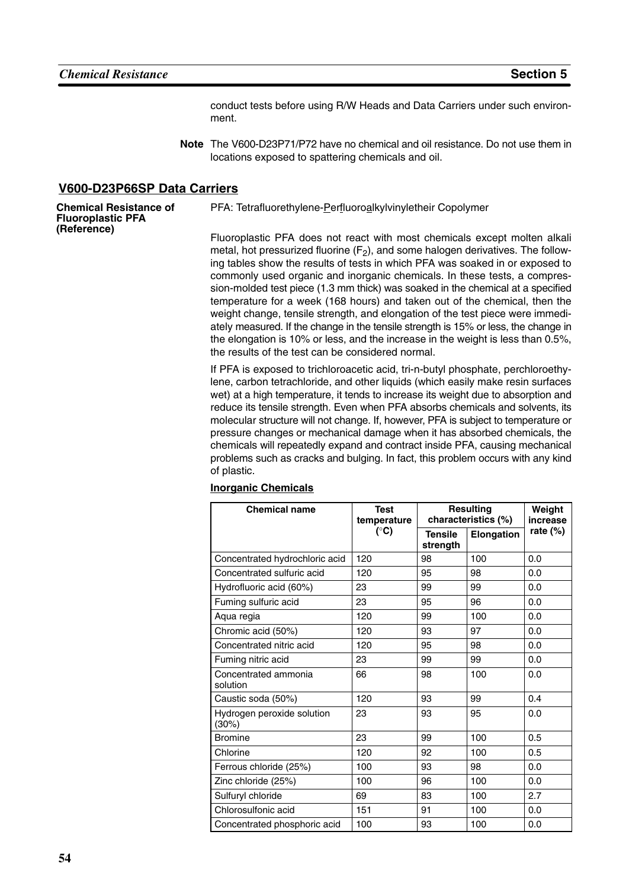conduct tests before using R/W Heads and Data Carriers under such environment.

**Note** The V600-D23P71/P72 have no chemical and oil resistance. Do not use them in locations exposed to spattering chemicals and oil.

## V600-D23P66SP Data Carriers

### Chemical Resistance of Fluoroplastic PFA (Reference)

PFA: Tetrafluorethylene-Perfluoroalkylvinyletheir Copolymer

Fluoroplastic PFA does not react with most chemicals except molten alkali metal, hot pressurized fluorine ($F_2$), and some halogen derivatives. The following tables show the results of tests in which PFA was soaked in or exposed to commonly used organic and inorganic chemicals. In these tests, a compression-molded test piece (1.3 mm thick) was soaked in the chemical at a specified temperature for a week (168 hours) and taken out of the chemical, then the weight change, tensile strength, and elongation of the test piece were immediately measured. If the change in the tensile strength is 15% or less, the change in the elongation is 10% or less, and the increase in the weight is less than 0.5%, the results of the test can be considered normal.

If PFA is exposed to trichloroacetic acid, tri-n-butyl phosphate, perchloroethylene, carbon tetrachloride, and other liquids (which easily make resin surfaces wet) at a high temperature, it tends to increase its weight due to absorption and reduce its tensile strength. Even when PFA absorbs chemicals and solvents, its molecular structure will not change. If, however, PFA is subject to temperature or pressure changes or mechanical damage when it has absorbed chemicals, the chemicals will repeatedly expand and contract inside PFA, causing mechanical problems such as cracks and bulging. In fact, this problem occurs with any kind of plastic.

#### Inorganic Chemicals

| Chemical name | Test temperature (°C) | Resulting characteristics (%) | | Weight increase rate (%) |
|---|---|---|---|---|
| | | Tensile strength | Elongation | |
| Concentrated hydrochloric acid | 120 | 98 | 100 | 0.0 |
| Concentrated sulfuric acid | 120 | 95 | 98 | 0.0 |
| Hydrofluoric acid (60%) | 23 | 99 | 99 | 0.0 |
| Fuming sulfuric acid | 23 | 95 | 96 | 0.0 |
| Aqua regia | 120 | 99 | 100 | 0.0 |
| Chromic acid (50%) | 120 | 93 | 97 | 0.0 |
| Concentrated nitric acid | 120 | 95 | 98 | 0.0 |
| Fuming nitric acid | 23 | 99 | 99 | 0.0 |
| Concentrated ammonia solution | 66 | 98 | 100 | 0.0 |
| Caustic soda (50%) | 120 | 93 | 99 | 0.4 |
| Hydrogen peroxide solution (30%) | 23 | 93 | 95 | 0.0 |
| Bromine | 23 | 99 | 100 | 0.5 |
| Chlorine | 120 | 92 | 100 | 0.5 |
| Ferrous chloride (25%) | 100 | 93 | 98 | 0.0 |
| Zinc chloride (25%) | 100 | 96 | 100 | 0.0 |
| Sulfuryl chloride | 69 | 83 | 100 | 2.7 |
| Chlorosulfonic acid | 151 | 91 | 100 | 0.0 |
| Concentrated phosphoric acid | 100 | 93 | 100 | 0.0 |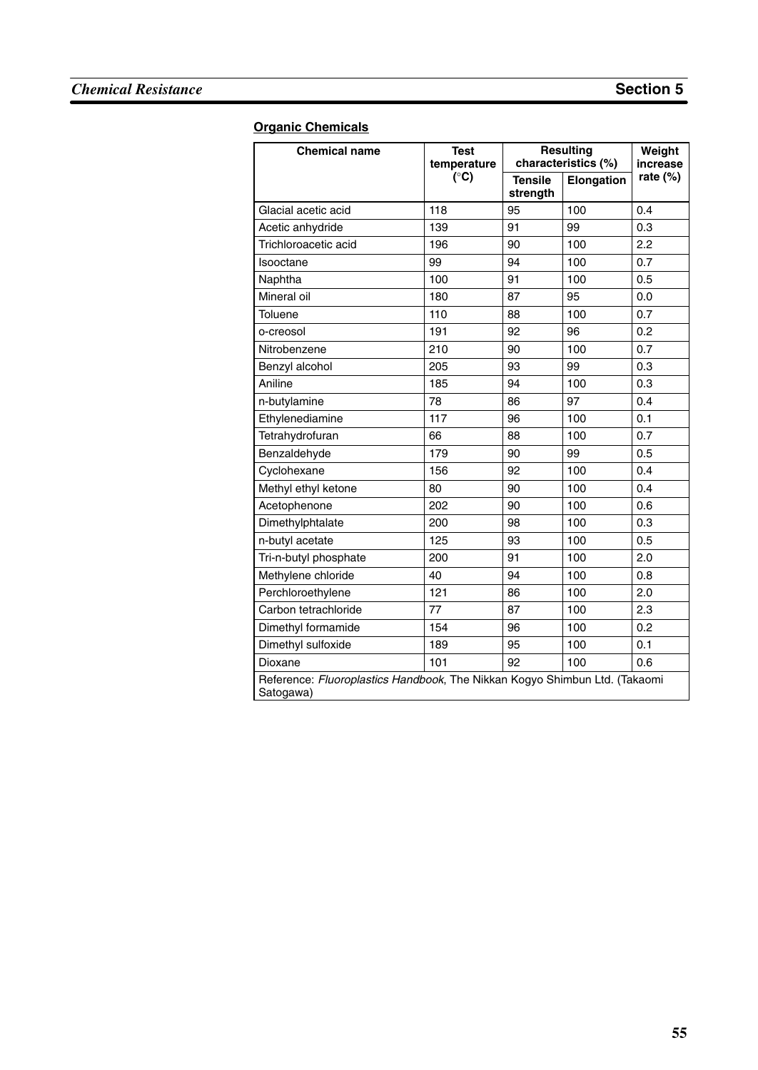## Organic Chemicals

| Chemical name | Test temperature (°C) | Resulting characteristics (%) | | Weight increase rate (%) |
|---|---|---|---|---|
| | | Tensile strength | Elongation | |
| Glacial acetic acid | 118 | 95 | 100 | 0.4 |
| Acetic anhydride | 139 | 91 | 99 | 0.3 |
| Trichloroacetic acid | 196 | 90 | 100 | 2.2 |
| Isooctane | 99 | 94 | 100 | 0.7 |
| Naphtha | 100 | 91 | 100 | 0.5 |
| Mineral oil | 180 | 87 | 95 | 0.0 |
| Toluene | 110 | 88 | 100 | 0.7 |
| o-creosol | 191 | 92 | 96 | 0.2 |
| Nitrobenzene | 210 | 90 | 100 | 0.7 |
| Benzyl alcohol | 205 | 93 | 99 | 0.3 |
| Aniline | 185 | 94 | 100 | 0.3 |
| n-butylamine | 78 | 86 | 97 | 0.4 |
| Ethylenediamine | 117 | 96 | 100 | 0.1 |
| Tetrahydrofuran | 66 | 88 | 100 | 0.7 |
| Benzaldehyde | 179 | 90 | 99 | 0.5 |
| Cyclohexane | 156 | 92 | 100 | 0.4 |
| Methyl ethyl ketone | 80 | 90 | 100 | 0.4 |
| Acetophenone | 202 | 90 | 100 | 0.6 |
| Dimethylphtalate | 200 | 98 | 100 | 0.3 |
| n-butyl acetate | 125 | 93 | 100 | 0.5 |
| Tri-n-butyl phosphate | 200 | 91 | 100 | 2.0 |
| Methylene chloride | 40 | 94 | 100 | 0.8 |
| Perchloroethylene | 121 | 86 | 100 | 2.0 |
| Carbon tetrachloride | 77 | 87 | 100 | 2.3 |
| Dimethyl formamide | 154 | 96 | 100 | 0.2 |
| Dimethyl sulfoxide | 189 | 95 | 100 | 0.1 |
| Dioxane | 101 | 92 | 100 | 0.6 |

Reference: *Fluoroplastics Handbook*, The Nikkan Kogyo Shimbun Ltd. (Takaomi Satogawa)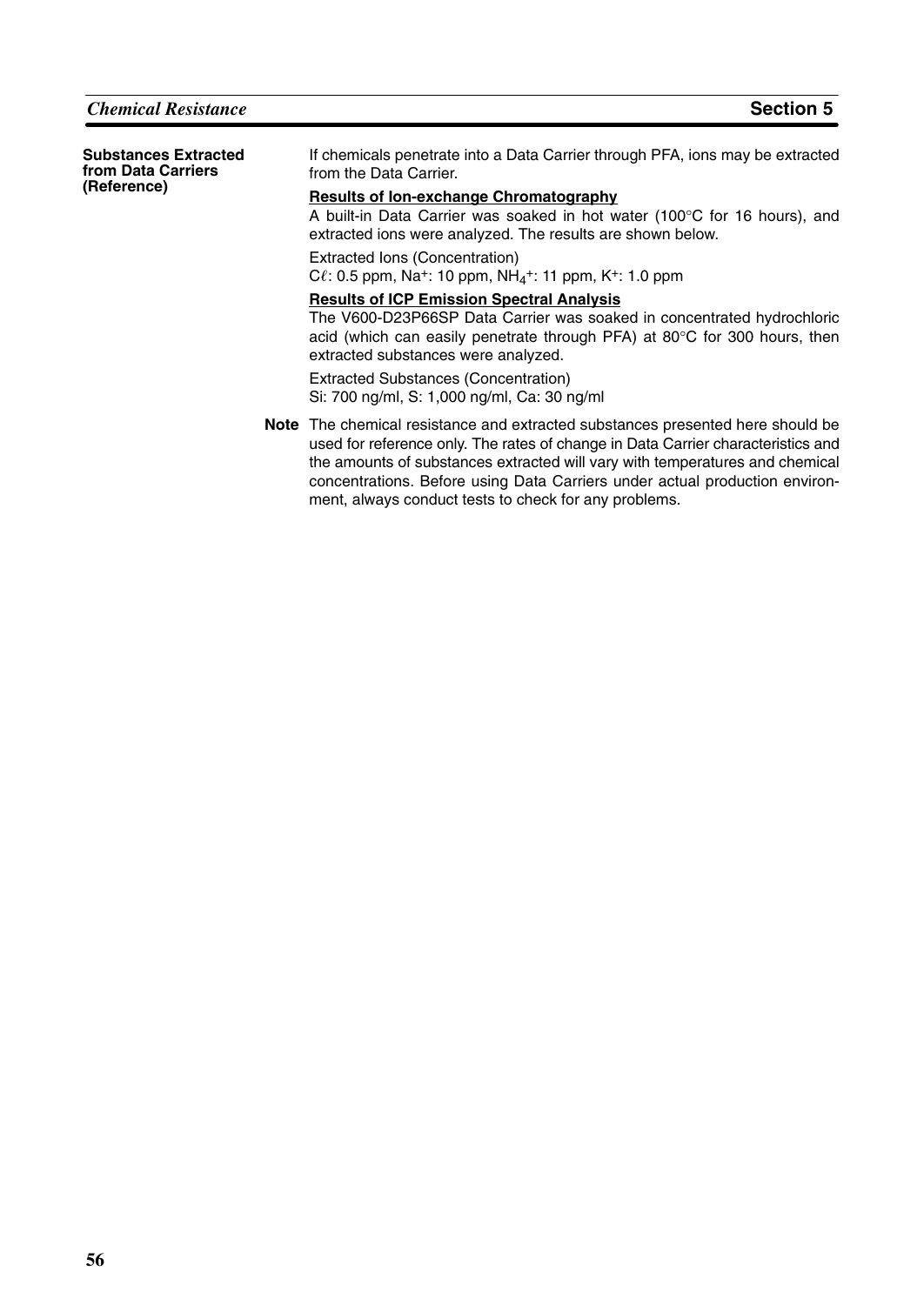### Substances Extracted from Data Carriers (Reference)

If chemicals penetrate into a Data Carrier through PFA, ions may be extracted from the Data Carrier.

**Results of Ion-exchange Chromatography**

A built-in Data Carrier was soaked in hot water (100°C for 16 hours), and extracted ions were analyzed. The results are shown below.

Extracted Ions (Concentration)
Cℓ: 0.5 ppm, $Na^+$: 10 ppm, $NH_4^+$: 11 ppm, $K^+$: 1.0 ppm

**Results of ICP Emission Spectral Analysis**

The V600-D23P66SP Data Carrier was soaked in concentrated hydrochloric acid (which can easily penetrate through PFA) at 80°C for 300 hours, then extracted substances were analyzed.

Extracted Substances (Concentration)
Si: 700 ng/ml, S: 1,000 ng/ml, Ca: 30 ng/ml

**Note** The chemical resistance and extracted substances presented here should be used for reference only. The rates of change in Data Carrier characteristics and the amounts of substances extracted will vary with temperatures and chemical concentrations. Before using Data Carriers under actual production environment, always conduct tests to check for any problems.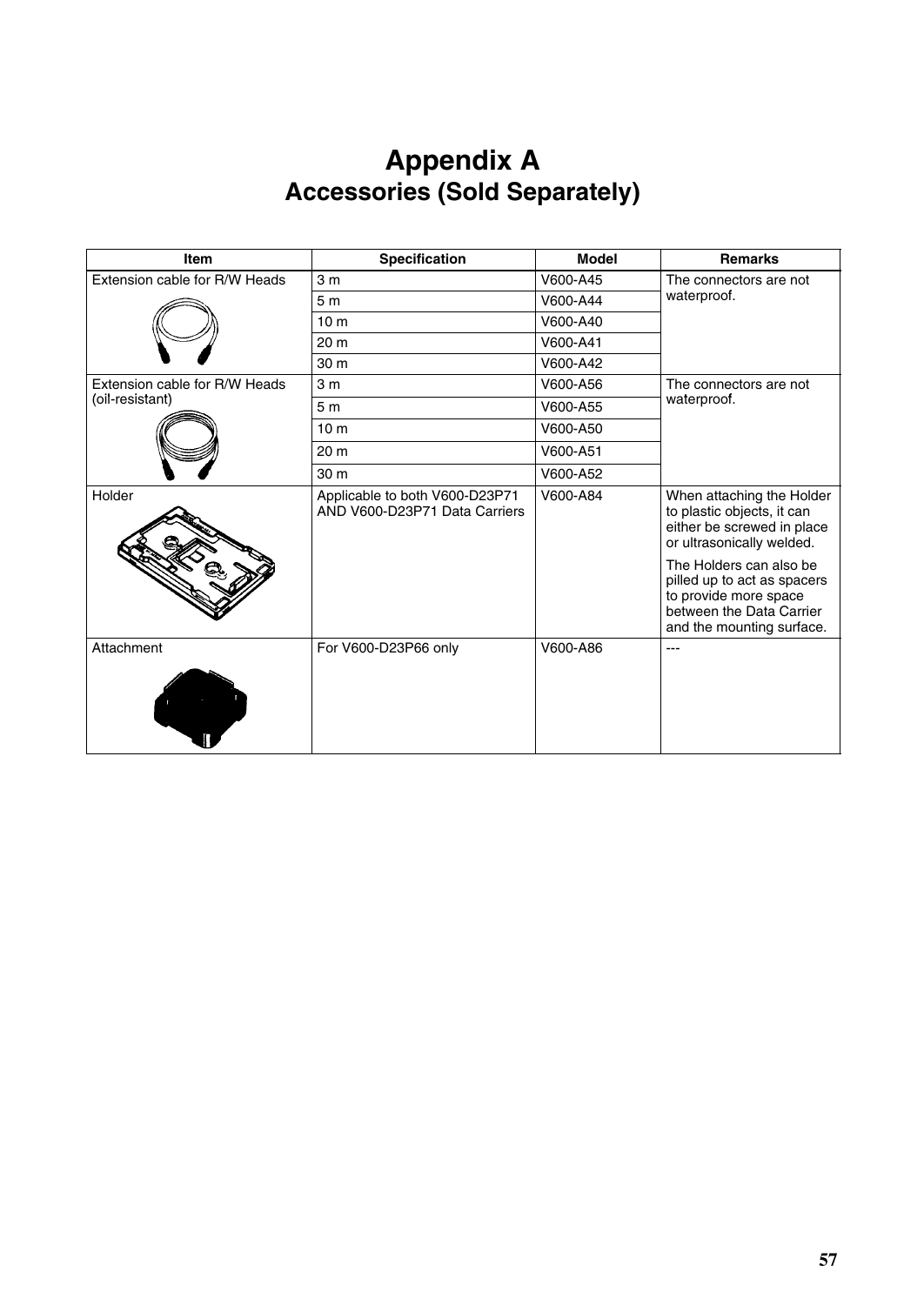# Appendix A
## Accessories (Sold Separately)

| Item | Specification | Model | Remarks |
|---|---|---|---|
| Extension cable for R/W Heads | 3 m | V600-A45 | The connectors are not waterproof. |
| | 5 m | V600-A44 | |
| | 10 m | V600-A40 | |
| | 20 m | V600-A41 | |
| | 30 m | V600-A42 | |
| Extension cable for R/W Heads (oil-resistant) | 3 m | V600-A56 | The connectors are not waterproof. |
| | 5 m | V600-A55 | |
| | 10 m | V600-A50 | |
| | 20 m | V600-A51 | |
| | 30 m | V600-A52 | |
| Holder | Applicable to both V600-D23P71 AND V600-D23P71 Data Carriers | V600-A84 | When attaching the Holder to plastic objects, it can either be screwed in place or ultrasonically welded.<br><br>The Holders can also be pilled up to act as spacers to provide more space between the Data Carrier and the mounting surface. |
| Attachment | For V600-D23P66 only | V600-A86 | --- |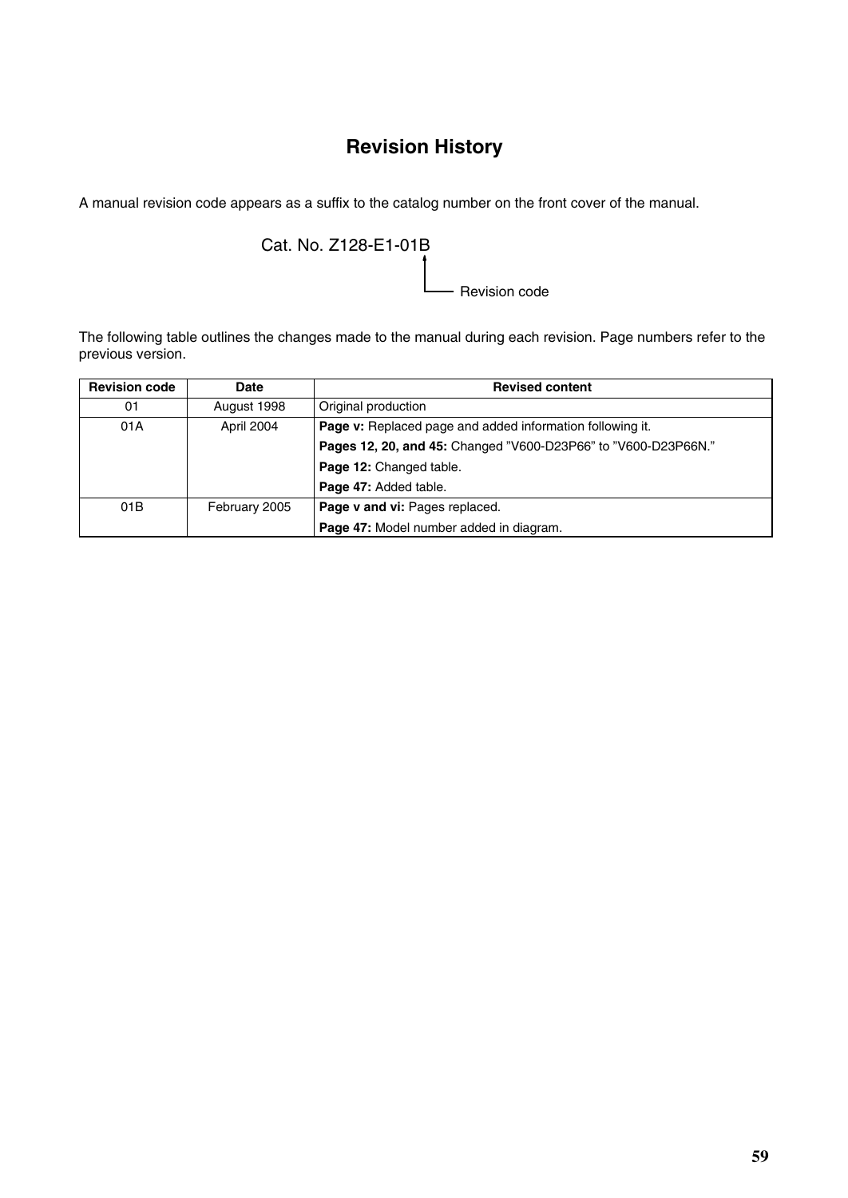# Revision History

A manual revision code appears as a suffix to the catalog number on the front cover of the manual.

Cat. No. Z128-E1-01B

Revision code

The following table outlines the changes made to the manual during each revision. Page numbers refer to the previous version.

| Revision code | Date | Revised content |
|---|---|---|
| 01 | August 1998 | Original production |
| 01A | April 2004 | **Page v:** Replaced page and added information following it.<br>**Pages 12, 20, and 45:** Changed "V600-D23P66" to "V600-D23P66N."<br>**Page 12:** Changed table.<br>**Page 47:** Added table. |
| 01B | February 2005 | **Page v and vi:** Pages replaced.<br>**Page 47:** Model number added in diagram. |